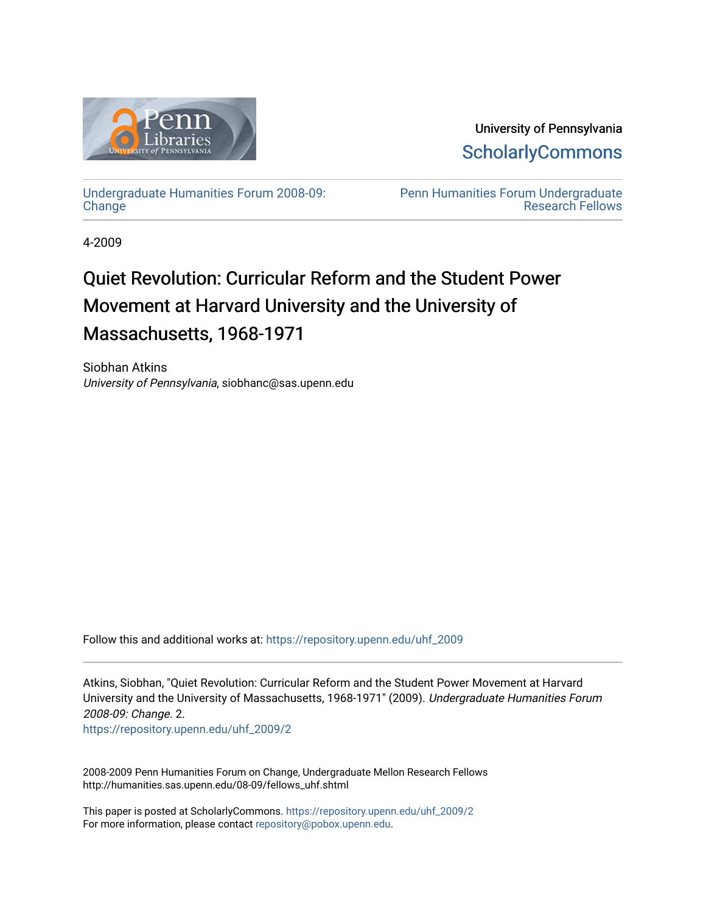University of Pennsylvania
ScholarlyCommons

Undergraduate Humanities Forum 2008-09: Change

Penn Humanities Forum Undergraduate Research Fellows

4-2009

# Quiet Revolution: Curricular Reform and the Student Power Movement at Harvard University and the University of Massachusetts, 1968-1971

Siobhan Atkins
*University of Pennsylvania*, siobhanc@sas.upenn.edu

Follow this and additional works at: https://repository.upenn.edu/uhf_2009

Atkins, Siobhan, "Quiet Revolution: Curricular Reform and the Student Power Movement at Harvard University and the University of Massachusetts, 1968-1971" (2009). *Undergraduate Humanities Forum 2008-09: Change*. 2.
https://repository.upenn.edu/uhf_2009/2

2008-2009 Penn Humanities Forum on Change, Undergraduate Mellon Research Fellows
http://humanities.sas.upenn.edu/08-09/fellows_uhf.shtml

This paper is posted at ScholarlyCommons. https://repository.upenn.edu/uhf_2009/2
For more information, please contact repository@pobox.upenn.edu.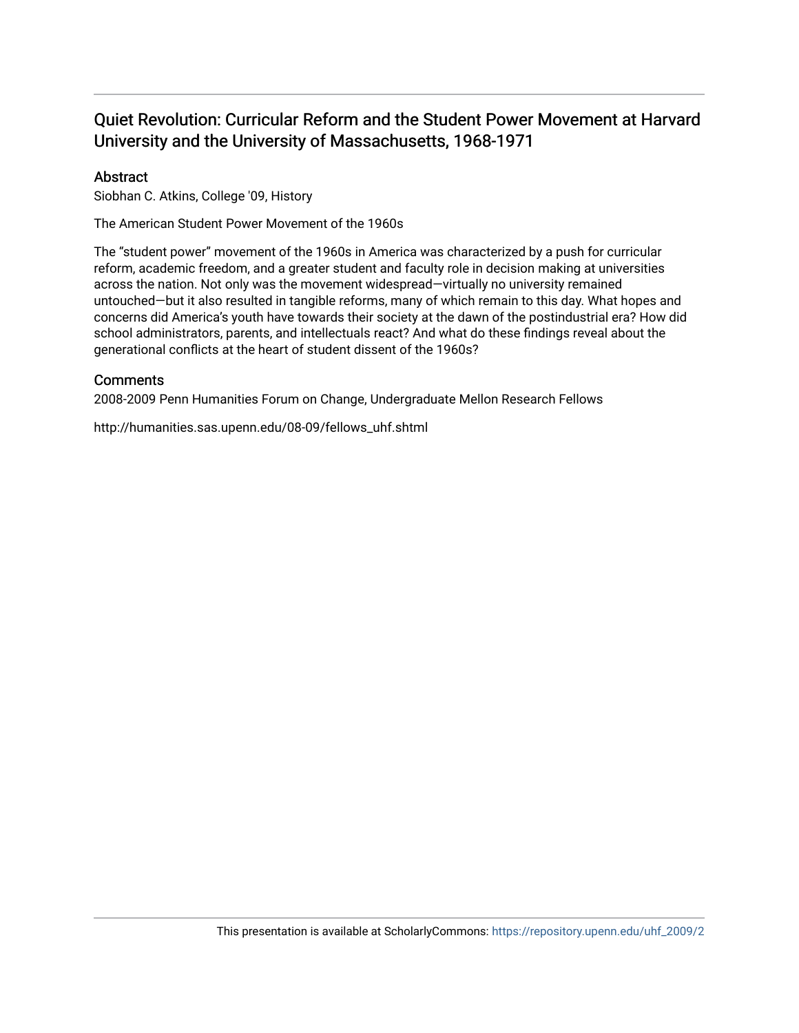# Quiet Revolution: Curricular Reform and the Student Power Movement at Harvard University and the University of Massachusetts, 1968-1971

## Abstract

Siobhan C. Atkins, College '09, History

The American Student Power Movement of the 1960s

The "student power" movement of the 1960s in America was characterized by a push for curricular reform, academic freedom, and a greater student and faculty role in decision making at universities across the nation. Not only was the movement widespread—virtually no university remained untouched—but it also resulted in tangible reforms, many of which remain to this day. What hopes and concerns did America's youth have towards their society at the dawn of the postindustrial era? How did school administrators, parents, and intellectuals react? And what do these findings reveal about the generational conflicts at the heart of student dissent of the 1960s?

## Comments

2008-2009 Penn Humanities Forum on Change, Undergraduate Mellon Research Fellows

http://humanities.sas.upenn.edu/08-09/fellows_uhf.shtml

This presentation is available at ScholarlyCommons: https://repository.upenn.edu/uhf_2009/2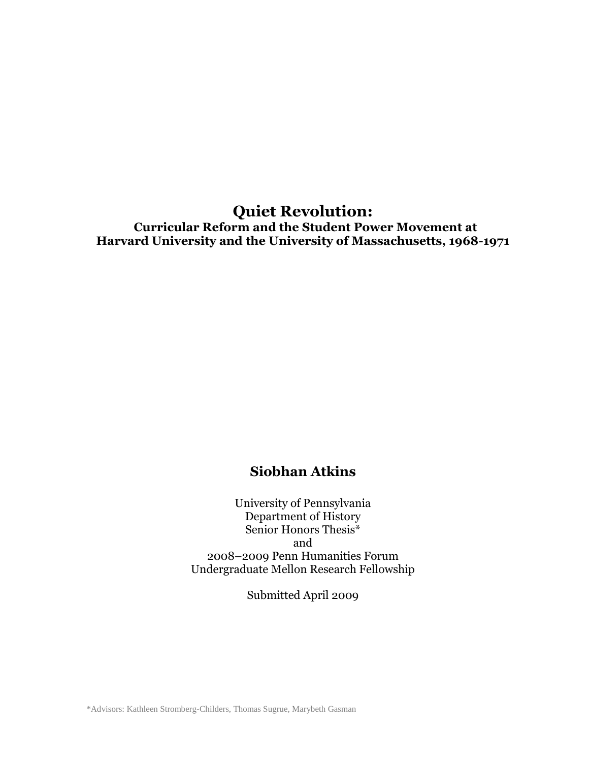# Quiet Revolution:

## Curricular Reform and the Student Power Movement at Harvard University and the University of Massachusetts, 1968-1971

**Siobhan Atkins**

University of Pennsylvania
Department of History
Senior Honors Thesis*
and
2008–2009 Penn Humanities Forum
Undergraduate Mellon Research Fellowship

Submitted April 2009

*Advisors: Kathleen Stromberg-Childers, Thomas Sugrue, Marybeth Gasman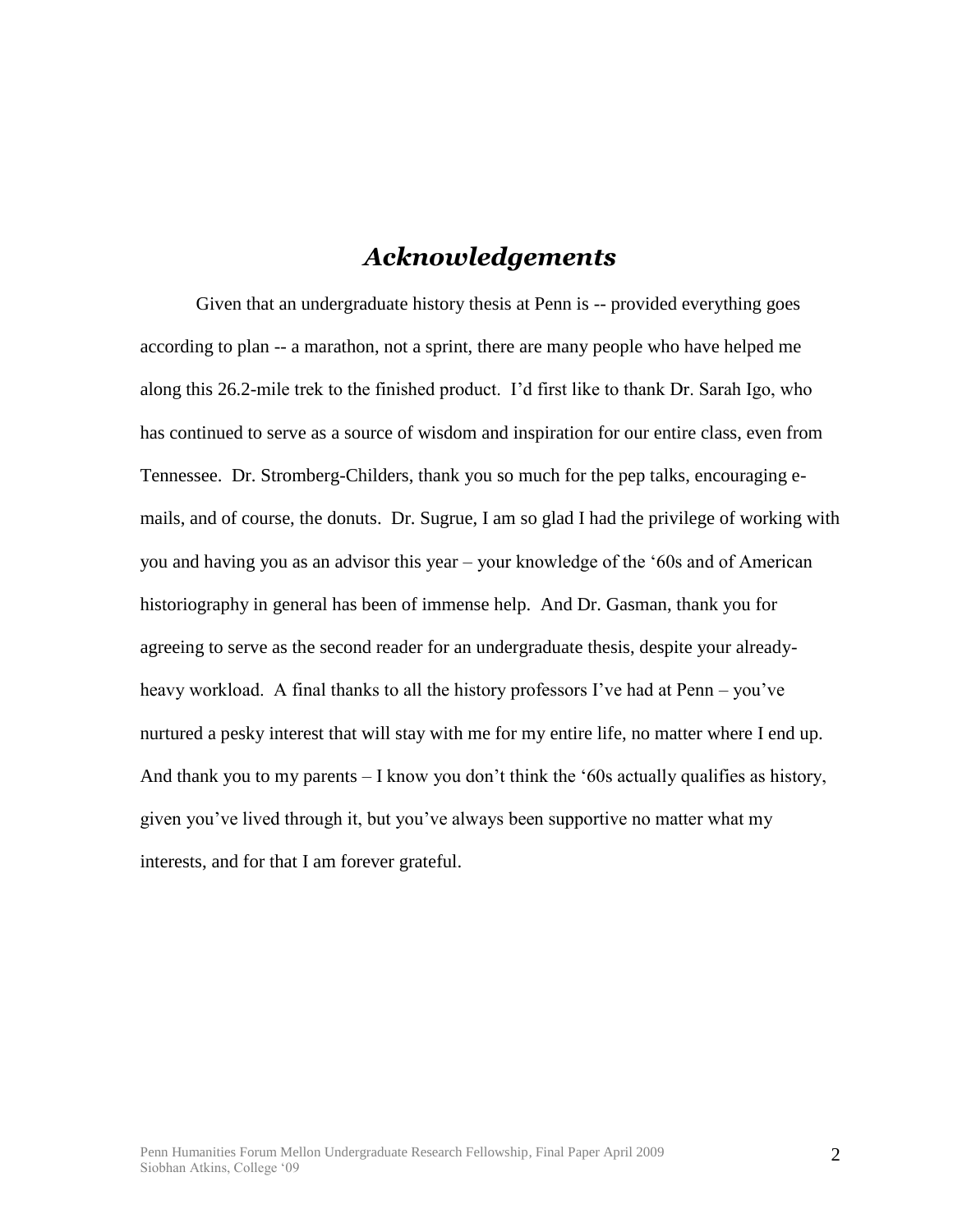# *Acknowledgements*

Given that an undergraduate history thesis at Penn is -- provided everything goes according to plan -- a marathon, not a sprint, there are many people who have helped me along this 26.2-mile trek to the finished product. I'd first like to thank Dr. Sarah Igo, who has continued to serve as a source of wisdom and inspiration for our entire class, even from Tennessee. Dr. Stromberg-Childers, thank you so much for the pep talks, encouraging e-mails, and of course, the donuts. Dr. Sugrue, I am so glad I had the privilege of working with you and having you as an advisor this year – your knowledge of the '60s and of American historiography in general has been of immense help. And Dr. Gasman, thank you for agreeing to serve as the second reader for an undergraduate thesis, despite your already-heavy workload. A final thanks to all the history professors I've had at Penn – you've nurtured a pesky interest that will stay with me for my entire life, no matter where I end up. And thank you to my parents – I know you don't think the '60s actually qualifies as history, given you've lived through it, but you've always been supportive no matter what my interests, and for that I am forever grateful.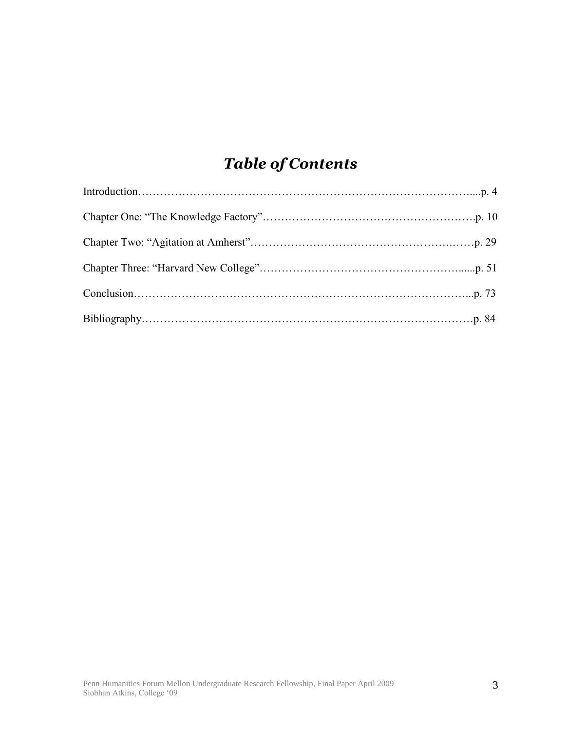# *Table of Contents*

Introduction……………………………………………………………………………....p. 4

Chapter One: "The Knowledge Factory"…………………………………………………p. 10

Chapter Two: "Agitation at Amherst"……………………………………………………p. 29

Chapter Three: "Harvard New College"………………………………………………......p. 51

Conclusion…………………………………………………………………………….....p. 73

Bibliography………………………………………………………………………………p. 84

Penn Humanities Forum Mellon Undergraduate Research Fellowship, Final Paper April 2009
Siobhan Atkins, College '09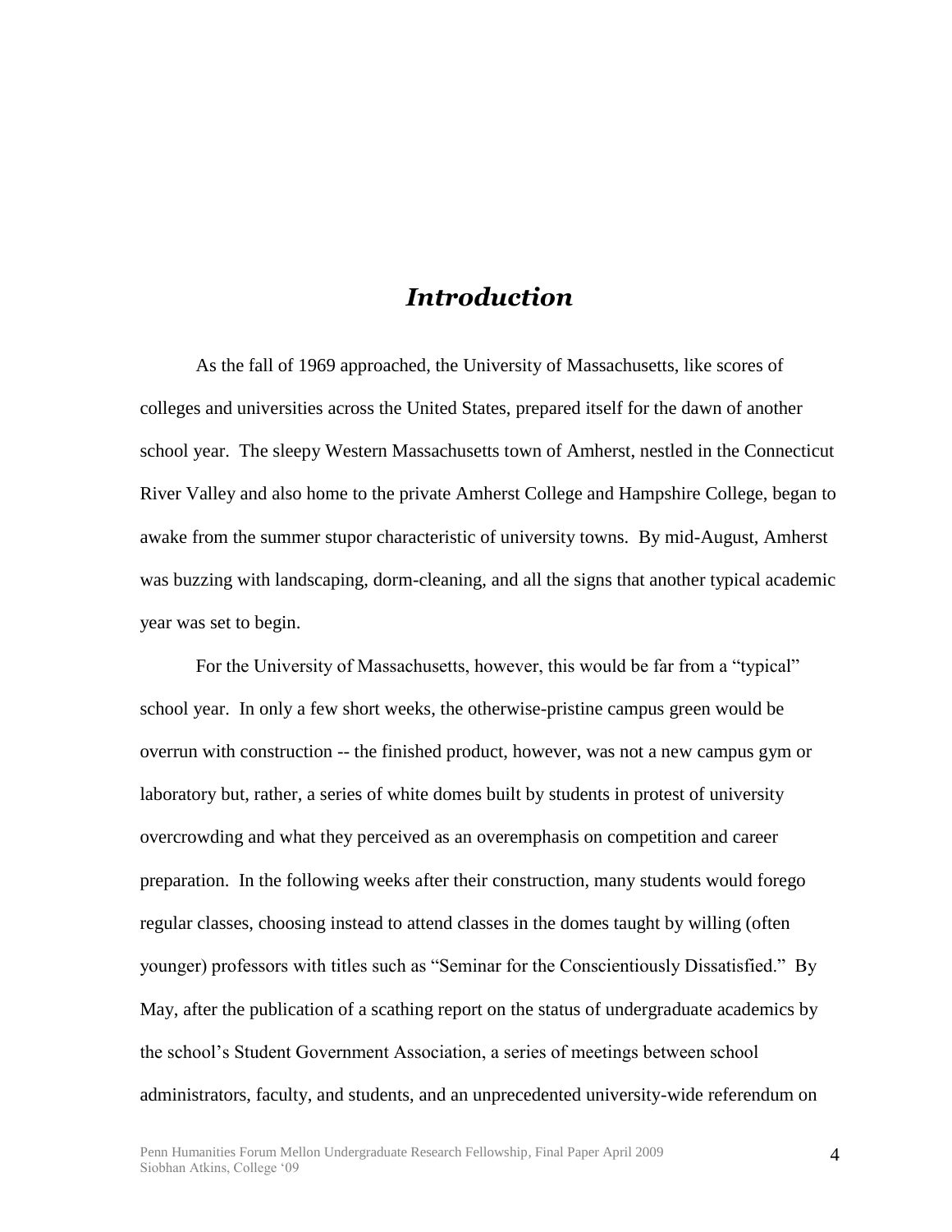# *Introduction*

As the fall of 1969 approached, the University of Massachusetts, like scores of colleges and universities across the United States, prepared itself for the dawn of another school year. The sleepy Western Massachusetts town of Amherst, nestled in the Connecticut River Valley and also home to the private Amherst College and Hampshire College, began to awake from the summer stupor characteristic of university towns. By mid-August, Amherst was buzzing with landscaping, dorm-cleaning, and all the signs that another typical academic year was set to begin.

For the University of Massachusetts, however, this would be far from a "typical" school year. In only a few short weeks, the otherwise-pristine campus green would be overrun with construction -- the finished product, however, was not a new campus gym or laboratory but, rather, a series of white domes built by students in protest of university overcrowding and what they perceived as an overemphasis on competition and career preparation. In the following weeks after their construction, many students would forego regular classes, choosing instead to attend classes in the domes taught by willing (often younger) professors with titles such as "Seminar for the Conscientiously Dissatisfied." By May, after the publication of a scathing report on the status of undergraduate academics by the school's Student Government Association, a series of meetings between school administrators, faculty, and students, and an unprecedented university-wide referendum on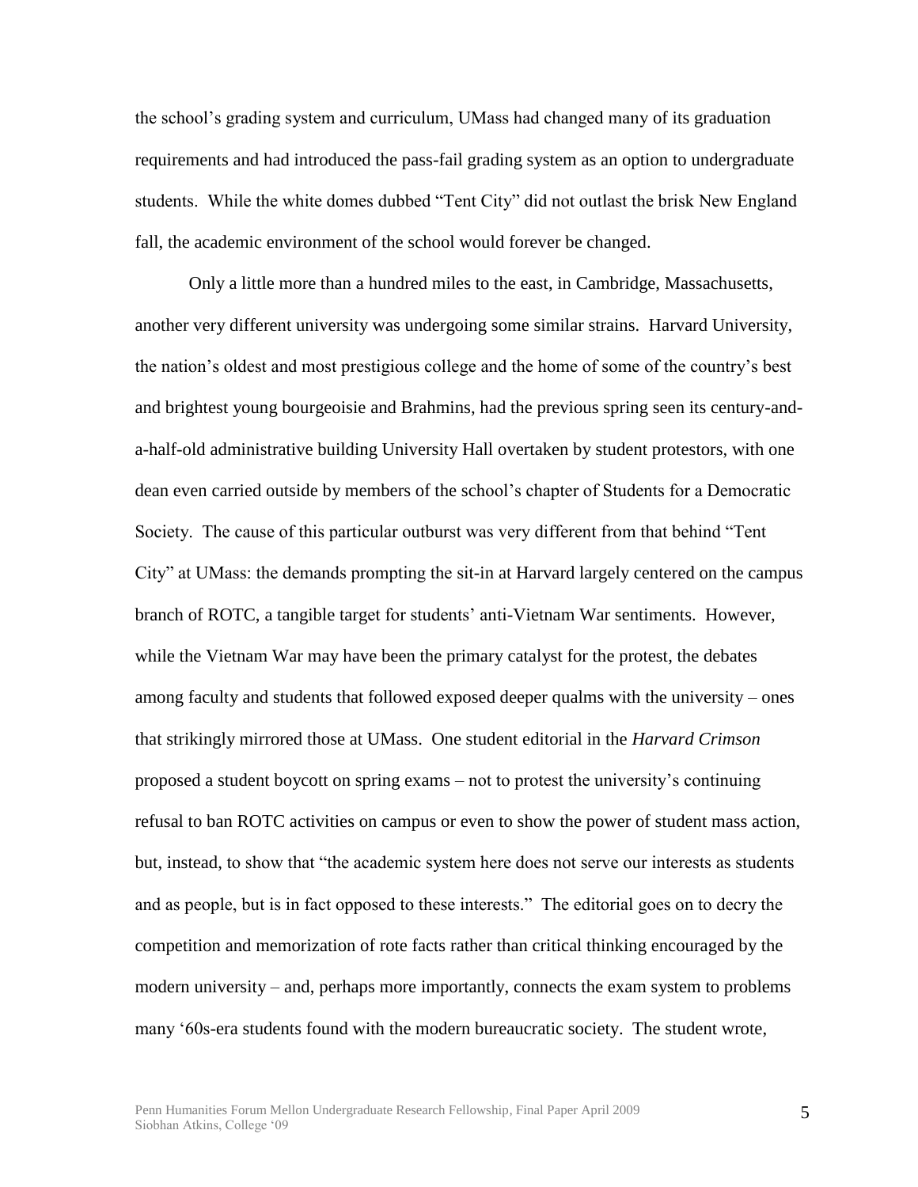the school's grading system and curriculum, UMass had changed many of its graduation requirements and had introduced the pass-fail grading system as an option to undergraduate students. While the white domes dubbed "Tent City" did not outlast the brisk New England fall, the academic environment of the school would forever be changed.

Only a little more than a hundred miles to the east, in Cambridge, Massachusetts, another very different university was undergoing some similar strains. Harvard University, the nation's oldest and most prestigious college and the home of some of the country's best and brightest young bourgeoisie and Brahmins, had the previous spring seen its century-and-a-half-old administrative building University Hall overtaken by student protestors, with one dean even carried outside by members of the school's chapter of Students for a Democratic Society. The cause of this particular outburst was very different from that behind "Tent City" at UMass: the demands prompting the sit-in at Harvard largely centered on the campus branch of ROTC, a tangible target for students' anti-Vietnam War sentiments. However, while the Vietnam War may have been the primary catalyst for the protest, the debates among faculty and students that followed exposed deeper qualms with the university – ones that strikingly mirrored those at UMass. One student editorial in the *Harvard Crimson* proposed a student boycott on spring exams – not to protest the university's continuing refusal to ban ROTC activities on campus or even to show the power of student mass action, but, instead, to show that "the academic system here does not serve our interests as students and as people, but is in fact opposed to these interests." The editorial goes on to decry the competition and memorization of rote facts rather than critical thinking encouraged by the modern university – and, perhaps more importantly, connects the exam system to problems many '60s-era students found with the modern bureaucratic society. The student wrote,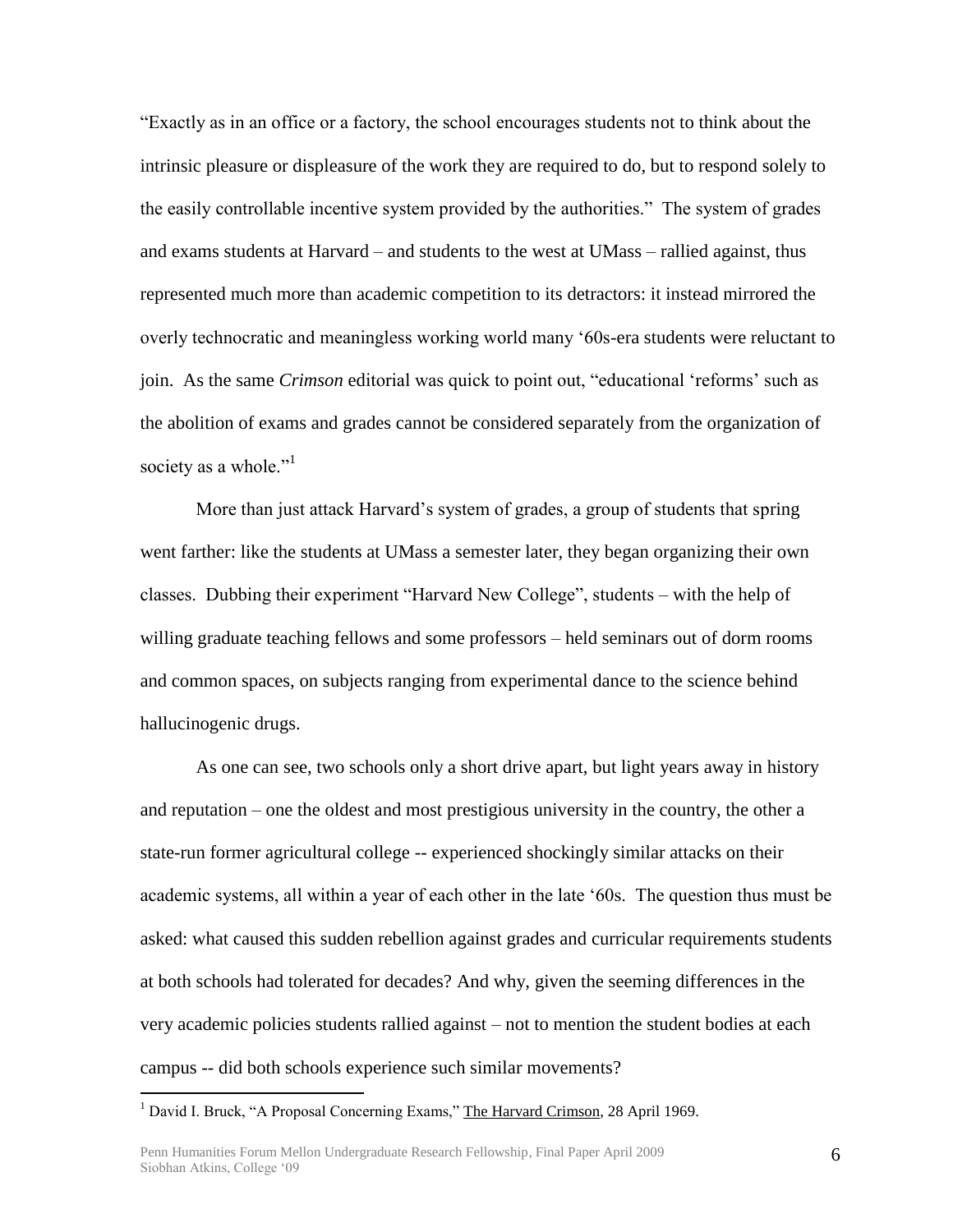"Exactly as in an office or a factory, the school encourages students not to think about the intrinsic pleasure or displeasure of the work they are required to do, but to respond solely to the easily controllable incentive system provided by the authorities." The system of grades and exams students at Harvard – and students to the west at UMass – rallied against, thus represented much more than academic competition to its detractors: it instead mirrored the overly technocratic and meaningless working world many '60s-era students were reluctant to join. As the same *Crimson* editorial was quick to point out, "educational 'reforms' such as the abolition of exams and grades cannot be considered separately from the organization of society as a whole."[1]

More than just attack Harvard's system of grades, a group of students that spring went farther: like the students at UMass a semester later, they began organizing their own classes. Dubbing their experiment "Harvard New College", students – with the help of willing graduate teaching fellows and some professors – held seminars out of dorm rooms and common spaces, on subjects ranging from experimental dance to the science behind hallucinogenic drugs.

As one can see, two schools only a short drive apart, but light years away in history and reputation – one the oldest and most prestigious university in the country, the other a state-run former agricultural college -- experienced shockingly similar attacks on their academic systems, all within a year of each other in the late '60s. The question thus must be asked: what caused this sudden rebellion against grades and curricular requirements students at both schools had tolerated for decades? And why, given the seeming differences in the very academic policies students rallied against – not to mention the student bodies at each campus -- did both schools experience such similar movements?

---

[1] David I. Bruck, "A Proposal Concerning Exams," The Harvard Crimson, 28 April 1969.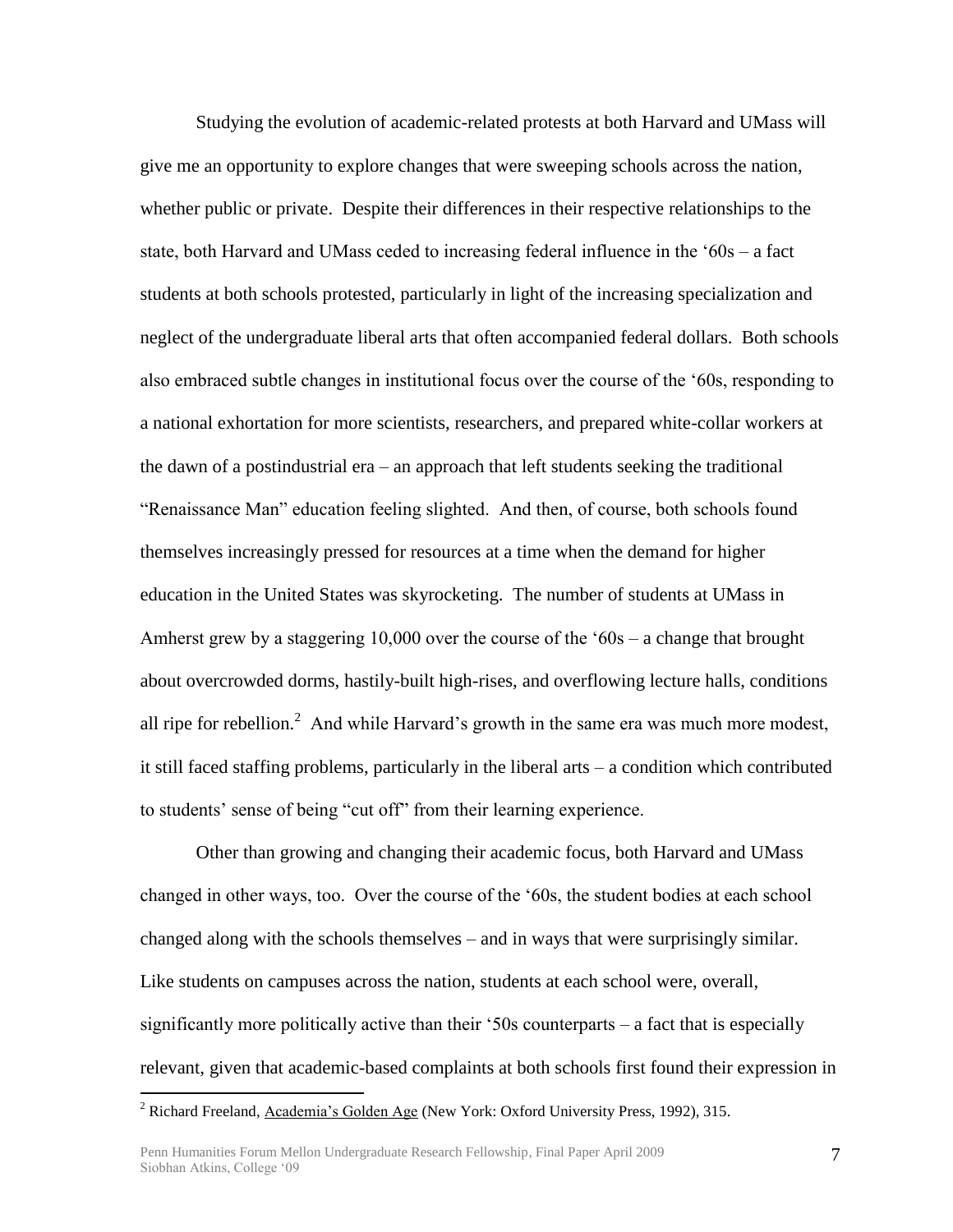Studying the evolution of academic-related protests at both Harvard and UMass will give me an opportunity to explore changes that were sweeping schools across the nation, whether public or private. Despite their differences in their respective relationships to the state, both Harvard and UMass ceded to increasing federal influence in the '60s – a fact students at both schools protested, particularly in light of the increasing specialization and neglect of the undergraduate liberal arts that often accompanied federal dollars. Both schools also embraced subtle changes in institutional focus over the course of the '60s, responding to a national exhortation for more scientists, researchers, and prepared white-collar workers at the dawn of a postindustrial era – an approach that left students seeking the traditional "Renaissance Man" education feeling slighted. And then, of course, both schools found themselves increasingly pressed for resources at a time when the demand for higher education in the United States was skyrocketing. The number of students at UMass in Amherst grew by a staggering 10,000 over the course of the '60s – a change that brought about overcrowded dorms, hastily-built high-rises, and overflowing lecture halls, conditions all ripe for rebellion.[2] And while Harvard's growth in the same era was much more modest, it still faced staffing problems, particularly in the liberal arts – a condition which contributed to students' sense of being "cut off" from their learning experience.

Other than growing and changing their academic focus, both Harvard and UMass changed in other ways, too. Over the course of the '60s, the student bodies at each school changed along with the schools themselves – and in ways that were surprisingly similar. Like students on campuses across the nation, students at each school were, overall, significantly more politically active than their '50s counterparts – a fact that is especially relevant, given that academic-based complaints at both schools first found their expression in

[2] Richard Freeland, Academia's Golden Age (New York: Oxford University Press, 1992), 315.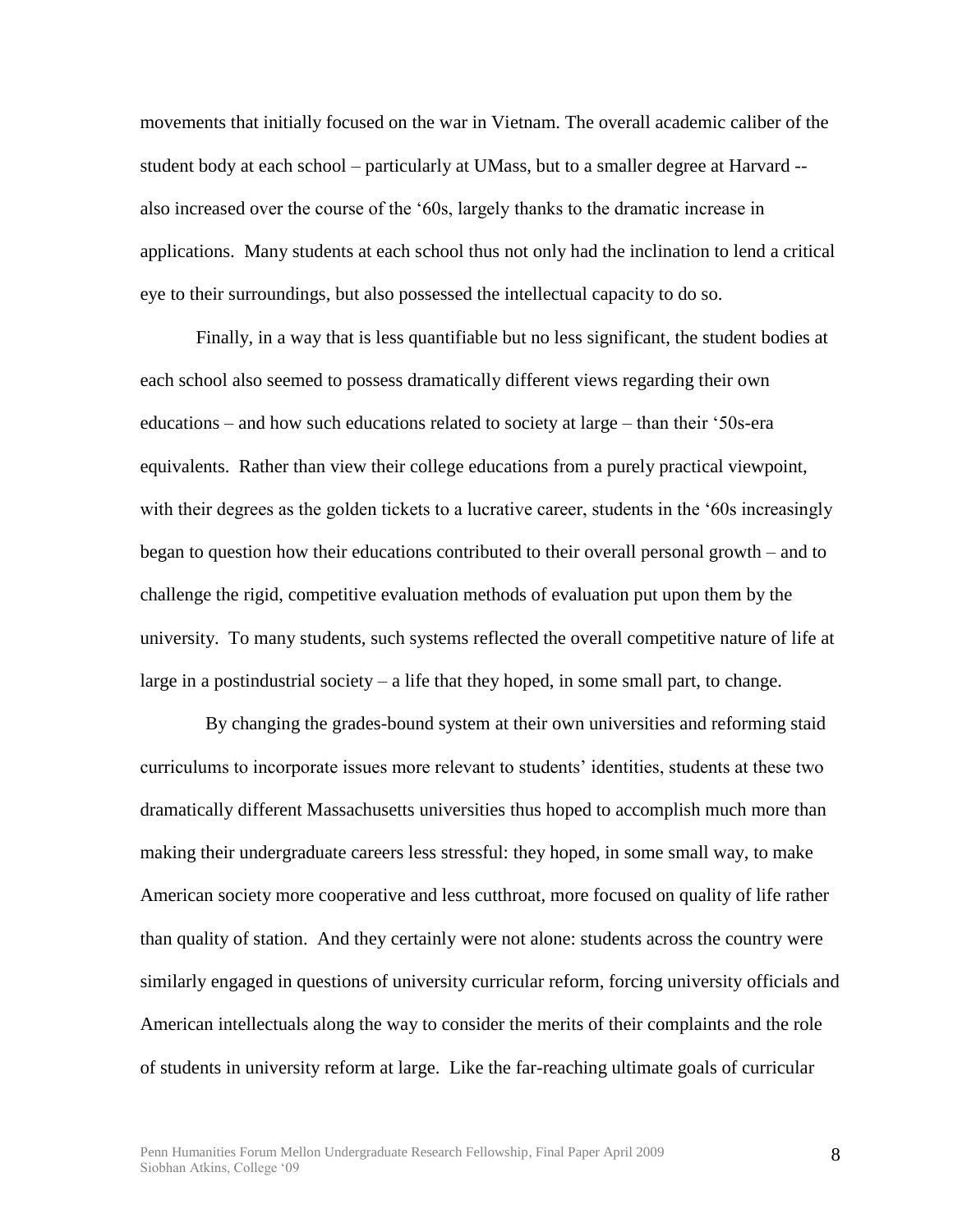movements that initially focused on the war in Vietnam. The overall academic caliber of the student body at each school – particularly at UMass, but to a smaller degree at Harvard -- also increased over the course of the '60s, largely thanks to the dramatic increase in applications. Many students at each school thus not only had the inclination to lend a critical eye to their surroundings, but also possessed the intellectual capacity to do so.

Finally, in a way that is less quantifiable but no less significant, the student bodies at each school also seemed to possess dramatically different views regarding their own educations – and how such educations related to society at large – than their '50s-era equivalents. Rather than view their college educations from a purely practical viewpoint, with their degrees as the golden tickets to a lucrative career, students in the '60s increasingly began to question how their educations contributed to their overall personal growth – and to challenge the rigid, competitive evaluation methods of evaluation put upon them by the university. To many students, such systems reflected the overall competitive nature of life at large in a postindustrial society – a life that they hoped, in some small part, to change.

By changing the grades-bound system at their own universities and reforming staid curriculums to incorporate issues more relevant to students' identities, students at these two dramatically different Massachusetts universities thus hoped to accomplish much more than making their undergraduate careers less stressful: they hoped, in some small way, to make American society more cooperative and less cutthroat, more focused on quality of life rather than quality of station. And they certainly were not alone: students across the country were similarly engaged in questions of university curricular reform, forcing university officials and American intellectuals along the way to consider the merits of their complaints and the role of students in university reform at large. Like the far-reaching ultimate goals of curricular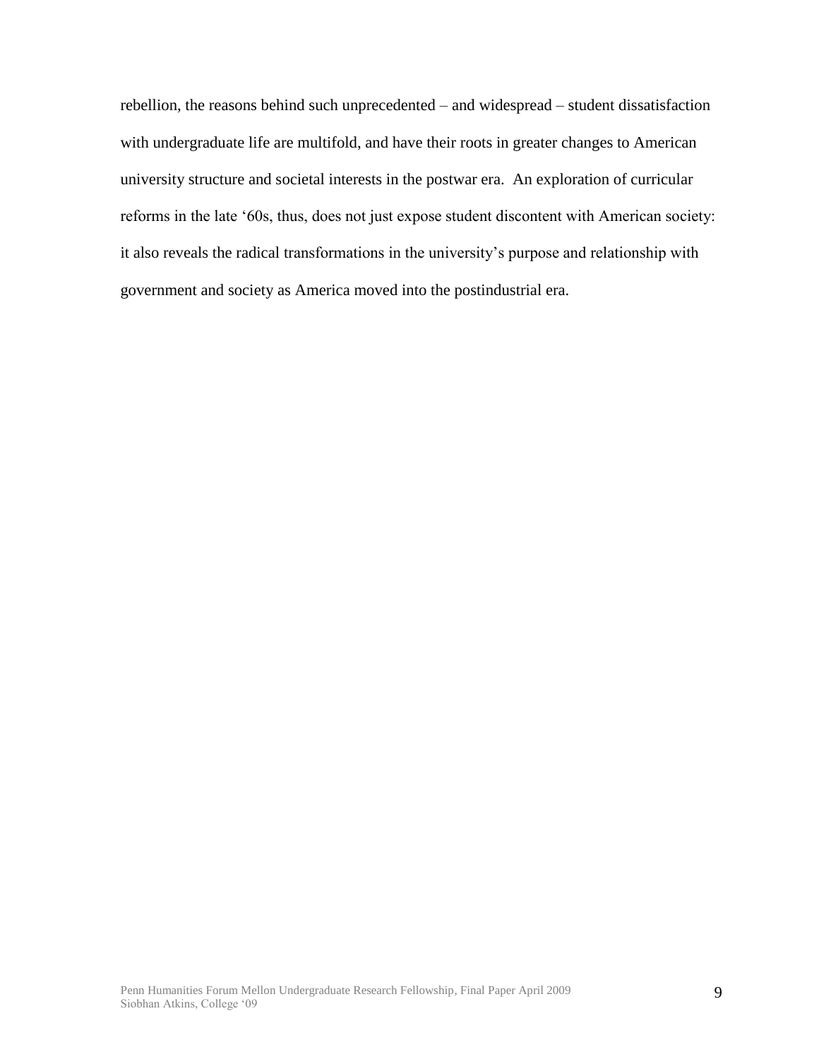rebellion, the reasons behind such unprecedented – and widespread – student dissatisfaction with undergraduate life are multifold, and have their roots in greater changes to American university structure and societal interests in the postwar era. An exploration of curricular reforms in the late '60s, thus, does not just expose student discontent with American society: it also reveals the radical transformations in the university's purpose and relationship with government and society as America moved into the postindustrial era.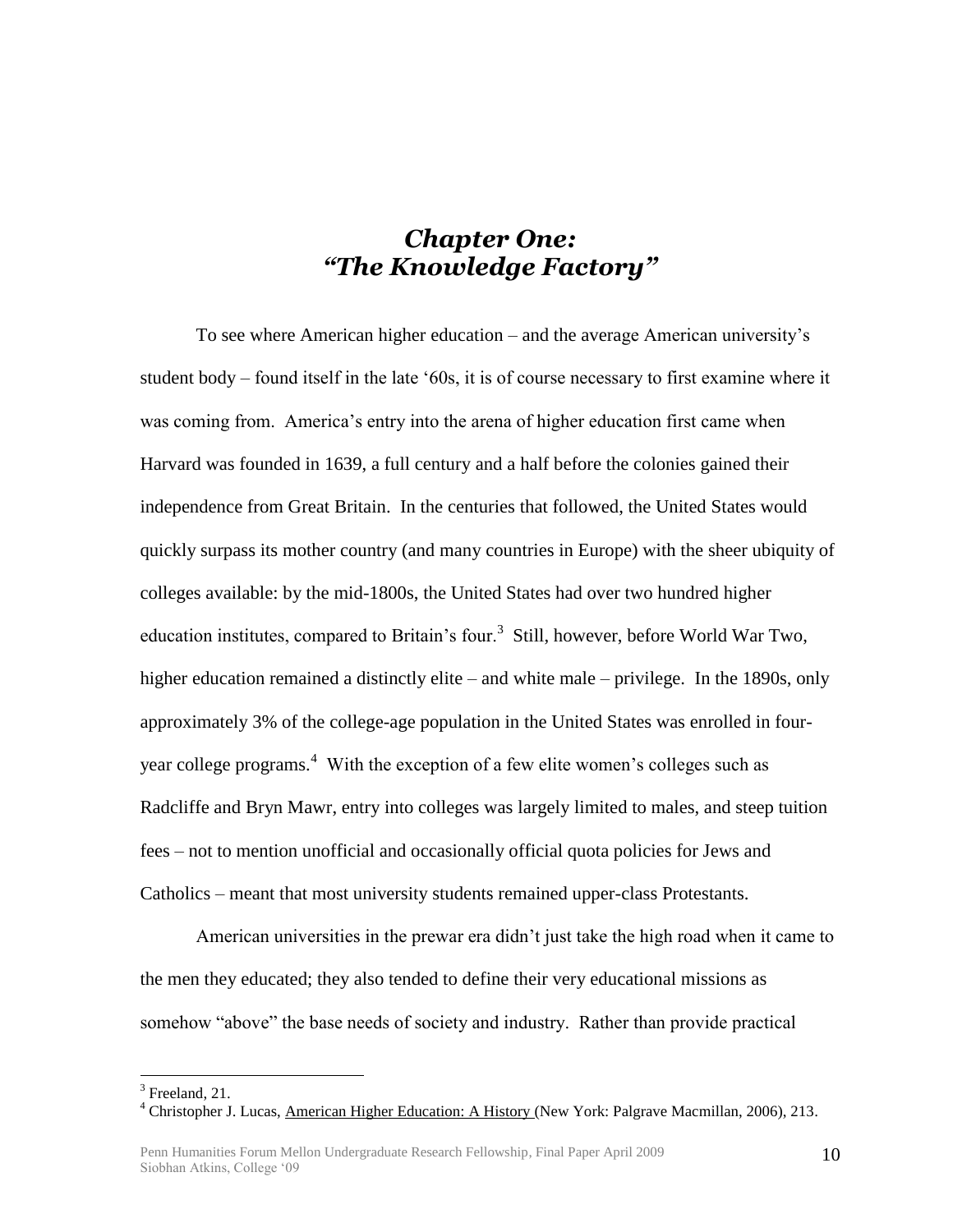# *Chapter One: "The Knowledge Factory"*

To see where American higher education – and the average American university's student body – found itself in the late '60s, it is of course necessary to first examine where it was coming from. America's entry into the arena of higher education first came when Harvard was founded in 1639, a full century and a half before the colonies gained their independence from Great Britain. In the centuries that followed, the United States would quickly surpass its mother country (and many countries in Europe) with the sheer ubiquity of colleges available: by the mid-1800s, the United States had over two hundred higher education institutes, compared to Britain's four.[3] Still, however, before World War Two, higher education remained a distinctly elite – and white male – privilege. In the 1890s, only approximately 3% of the college-age population in the United States was enrolled in four-year college programs.[4] With the exception of a few elite women's colleges such as Radcliffe and Bryn Mawr, entry into colleges was largely limited to males, and steep tuition fees – not to mention unofficial and occasionally official quota policies for Jews and Catholics – meant that most university students remained upper-class Protestants.

American universities in the prewar era didn't just take the high road when it came to the men they educated; they also tended to define their very educational missions as somehow "above" the base needs of society and industry. Rather than provide practical

---

[3] Freeland, 21.

[4] Christopher J. Lucas, American Higher Education: A History (New York: Palgrave Macmillan, 2006), 213.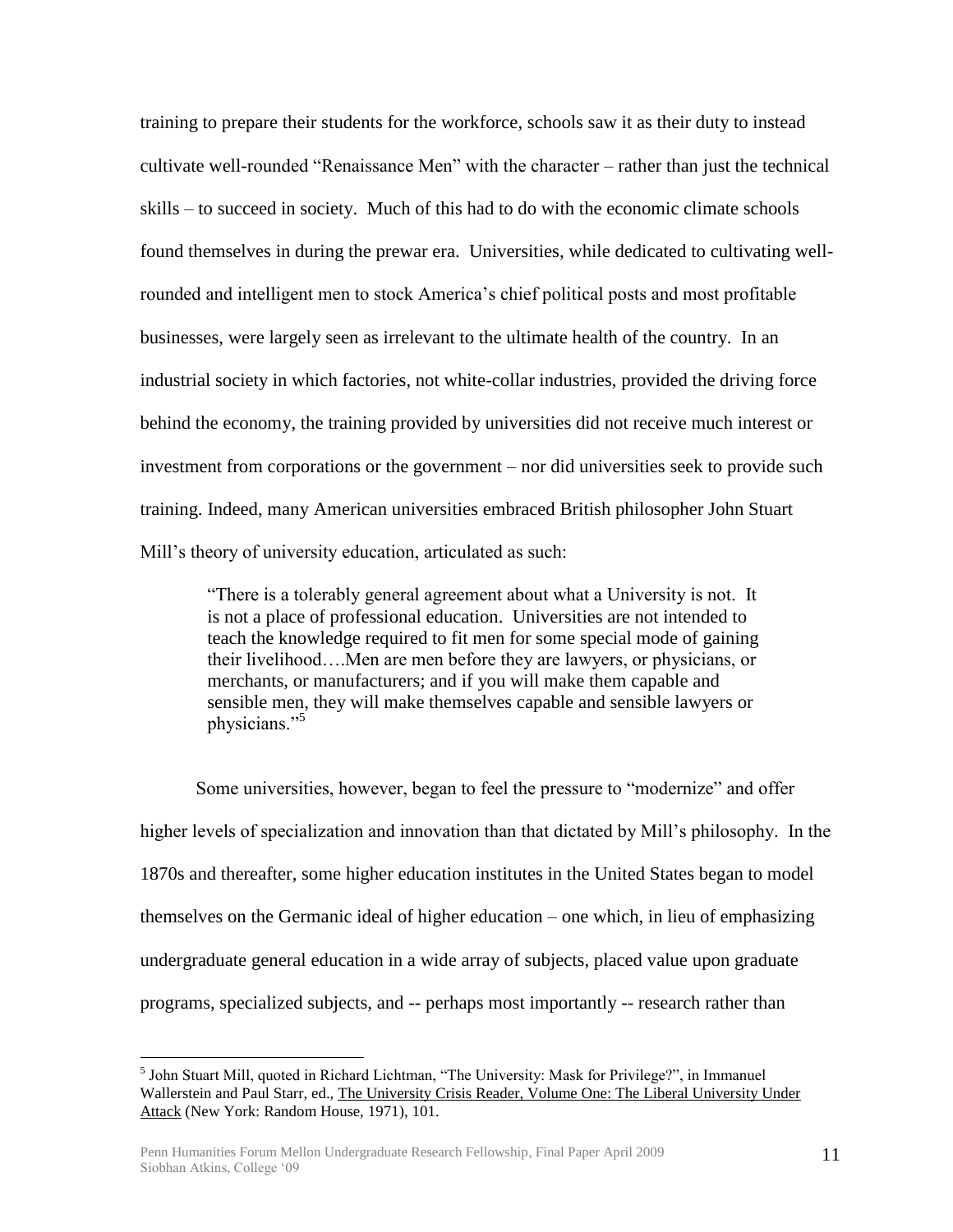training to prepare their students for the workforce, schools saw it as their duty to instead cultivate well-rounded "Renaissance Men" with the character – rather than just the technical skills – to succeed in society. Much of this had to do with the economic climate schools found themselves in during the prewar era. Universities, while dedicated to cultivating well-rounded and intelligent men to stock America's chief political posts and most profitable businesses, were largely seen as irrelevant to the ultimate health of the country. In an industrial society in which factories, not white-collar industries, provided the driving force behind the economy, the training provided by universities did not receive much interest or investment from corporations or the government – nor did universities seek to provide such training. Indeed, many American universities embraced British philosopher John Stuart Mill's theory of university education, articulated as such:

> "There is a tolerably general agreement about what a University is not. It is not a place of professional education. Universities are not intended to teach the knowledge required to fit men for some special mode of gaining their livelihood….Men are men before they are lawyers, or physicians, or merchants, or manufacturers; and if you will make them capable and sensible men, they will make themselves capable and sensible lawyers or physicians."[5]

Some universities, however, began to feel the pressure to "modernize" and offer higher levels of specialization and innovation than that dictated by Mill's philosophy. In the 1870s and thereafter, some higher education institutes in the United States began to model themselves on the Germanic ideal of higher education – one which, in lieu of emphasizing undergraduate general education in a wide array of subjects, placed value upon graduate programs, specialized subjects, and -- perhaps most importantly -- research rather than

---

[5] John Stuart Mill, quoted in Richard Lichtman, "The University: Mask for Privilege?", in Immanuel Wallerstein and Paul Starr, ed., The University Crisis Reader, Volume One: The Liberal University Under Attack (New York: Random House, 1971), 101.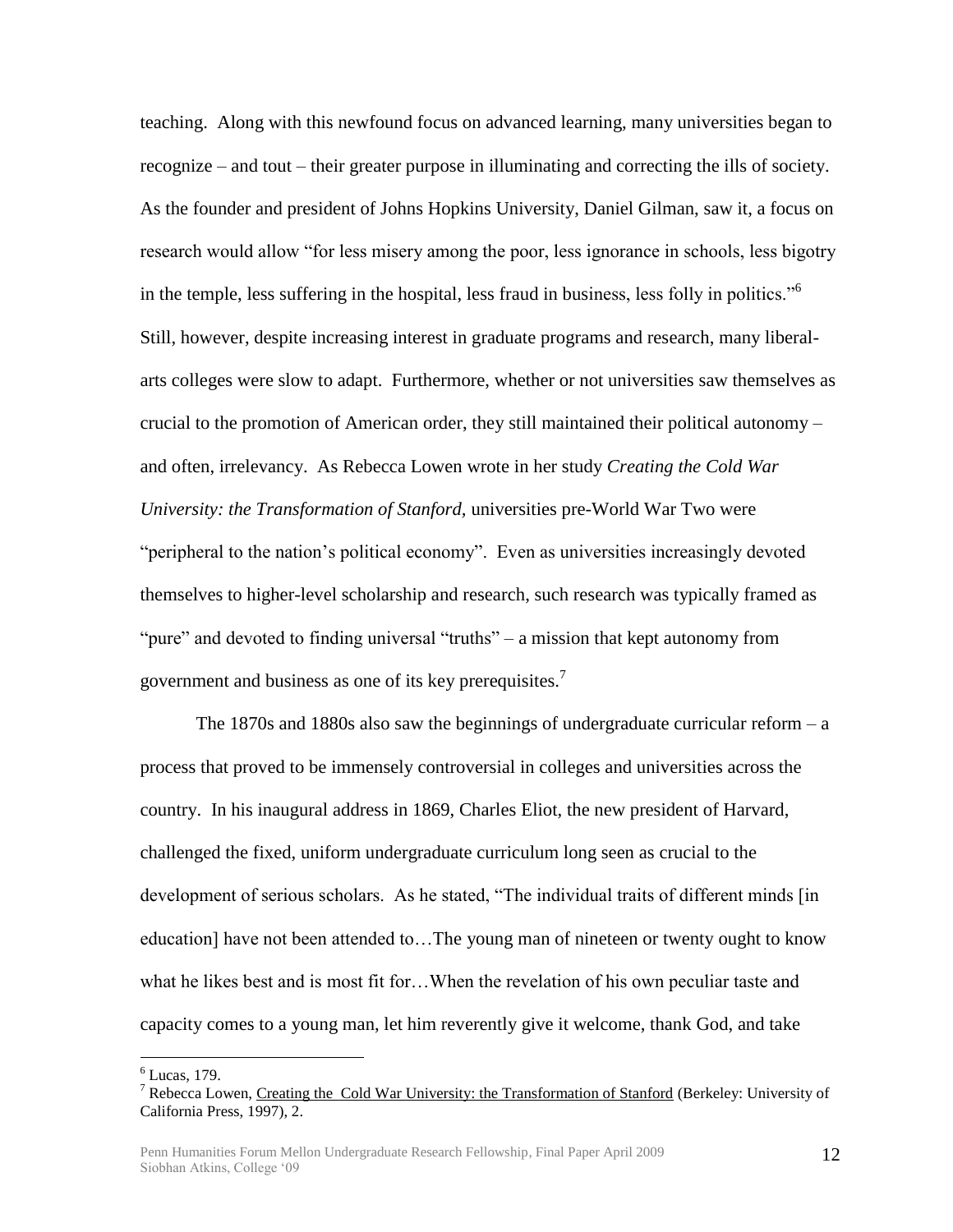teaching. Along with this newfound focus on advanced learning, many universities began to recognize – and tout – their greater purpose in illuminating and correcting the ills of society. As the founder and president of Johns Hopkins University, Daniel Gilman, saw it, a focus on research would allow "for less misery among the poor, less ignorance in schools, less bigotry in the temple, less suffering in the hospital, less fraud in business, less folly in politics."[6] Still, however, despite increasing interest in graduate programs and research, many liberal-arts colleges were slow to adapt. Furthermore, whether or not universities saw themselves as crucial to the promotion of American order, they still maintained their political autonomy – and often, irrelevancy. As Rebecca Lowen wrote in her study *Creating the Cold War University: the Transformation of Stanford*, universities pre-World War Two were "peripheral to the nation's political economy". Even as universities increasingly devoted themselves to higher-level scholarship and research, such research was typically framed as "pure" and devoted to finding universal "truths" – a mission that kept autonomy from government and business as one of its key prerequisites.[7]

The 1870s and 1880s also saw the beginnings of undergraduate curricular reform – a process that proved to be immensely controversial in colleges and universities across the country. In his inaugural address in 1869, Charles Eliot, the new president of Harvard, challenged the fixed, uniform undergraduate curriculum long seen as crucial to the development of serious scholars. As he stated, "The individual traits of different minds [in education] have not been attended to…The young man of nineteen or twenty ought to know what he likes best and is most fit for…When the revelation of his own peculiar taste and capacity comes to a young man, let him reverently give it welcome, thank God, and take

---

[6] Lucas, 179.

[7] Rebecca Lowen, Creating the Cold War University: the Transformation of Stanford (Berkeley: University of California Press, 1997), 2.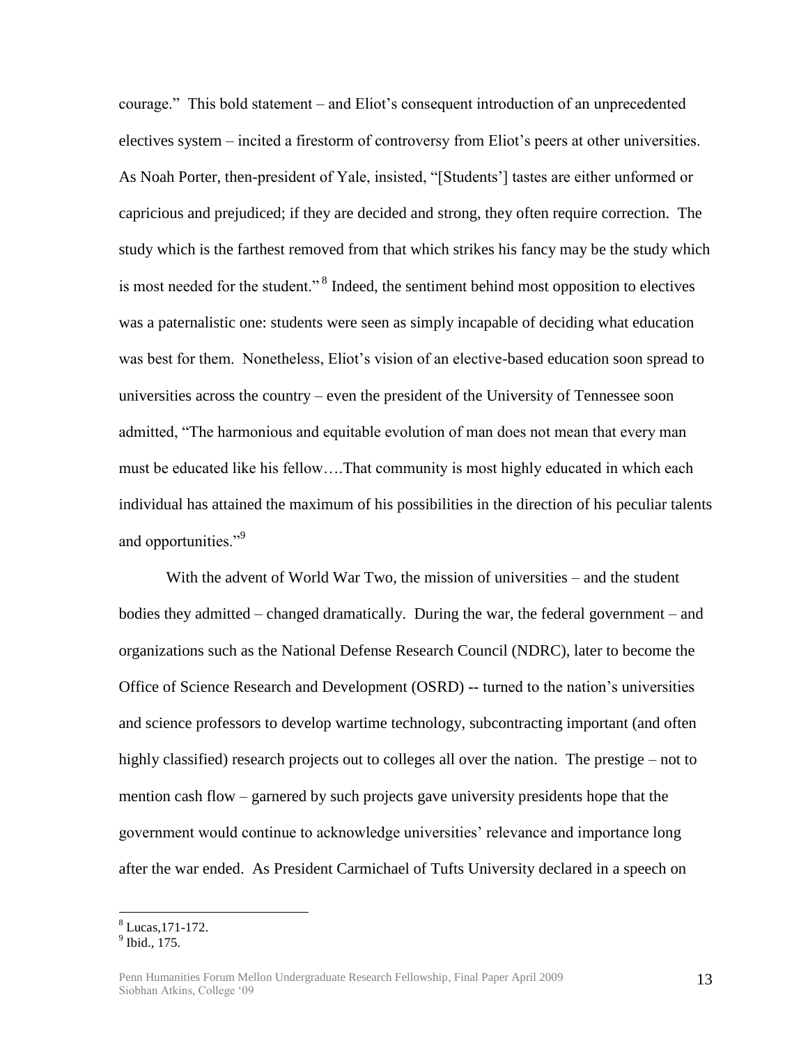courage." This bold statement – and Eliot's consequent introduction of an unprecedented electives system – incited a firestorm of controversy from Eliot's peers at other universities. As Noah Porter, then-president of Yale, insisted, "[Students'] tastes are either unformed or capricious and prejudiced; if they are decided and strong, they often require correction. The study which is the farthest removed from that which strikes his fancy may be the study which is most needed for the student." [8] Indeed, the sentiment behind most opposition to electives was a paternalistic one: students were seen as simply incapable of deciding what education was best for them. Nonetheless, Eliot's vision of an elective-based education soon spread to universities across the country – even the president of the University of Tennessee soon admitted, "The harmonious and equitable evolution of man does not mean that every man must be educated like his fellow….That community is most highly educated in which each individual has attained the maximum of his possibilities in the direction of his peculiar talents and opportunities."[9]

With the advent of World War Two, the mission of universities – and the student bodies they admitted – changed dramatically. During the war, the federal government – and organizations such as the National Defense Research Council (NDRC), later to become the Office of Science Research and Development (OSRD) -- turned to the nation's universities and science professors to develop wartime technology, subcontracting important (and often highly classified) research projects out to colleges all over the nation. The prestige – not to mention cash flow – garnered by such projects gave university presidents hope that the government would continue to acknowledge universities' relevance and importance long after the war ended. As President Carmichael of Tufts University declared in a speech on

---

[8] Lucas,171-172.

[9] Ibid., 175.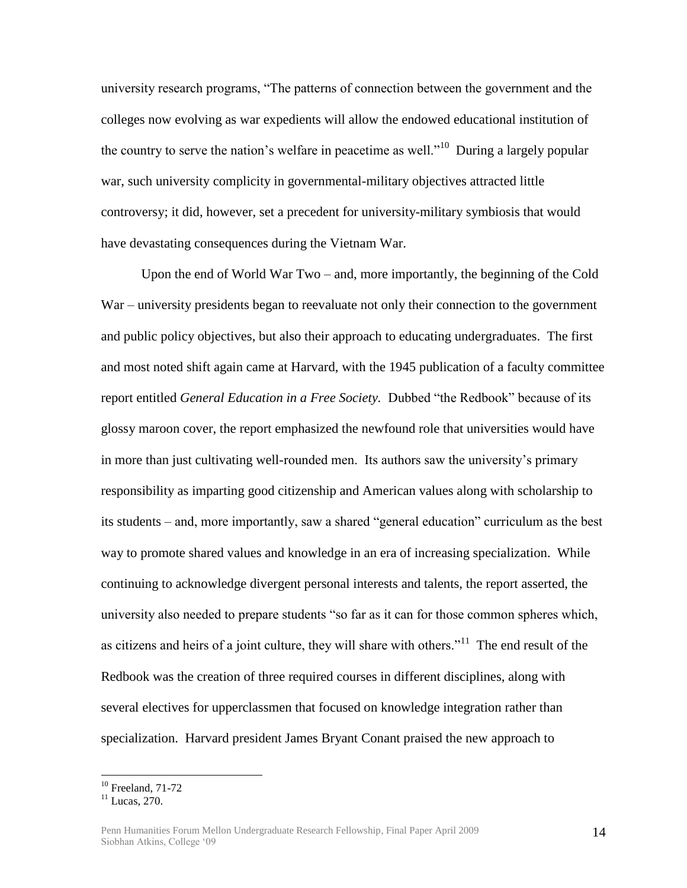university research programs, "The patterns of connection between the government and the colleges now evolving as war expedients will allow the endowed educational institution of the country to serve the nation's welfare in peacetime as well."[10] During a largely popular war, such university complicity in governmental-military objectives attracted little controversy; it did, however, set a precedent for university-military symbiosis that would have devastating consequences during the Vietnam War.

Upon the end of World War Two – and, more importantly, the beginning of the Cold War – university presidents began to reevaluate not only their connection to the government and public policy objectives, but also their approach to educating undergraduates. The first and most noted shift again came at Harvard, with the 1945 publication of a faculty committee report entitled *General Education in a Free Society.* Dubbed "the Redbook" because of its glossy maroon cover, the report emphasized the newfound role that universities would have in more than just cultivating well-rounded men. Its authors saw the university's primary responsibility as imparting good citizenship and American values along with scholarship to its students – and, more importantly, saw a shared "general education" curriculum as the best way to promote shared values and knowledge in an era of increasing specialization. While continuing to acknowledge divergent personal interests and talents, the report asserted, the university also needed to prepare students "so far as it can for those common spheres which, as citizens and heirs of a joint culture, they will share with others."[11] The end result of the Redbook was the creation of three required courses in different disciplines, along with several electives for upperclassmen that focused on knowledge integration rather than specialization. Harvard president James Bryant Conant praised the new approach to

---

[10] Freeland, 71-72

[11] Lucas, 270.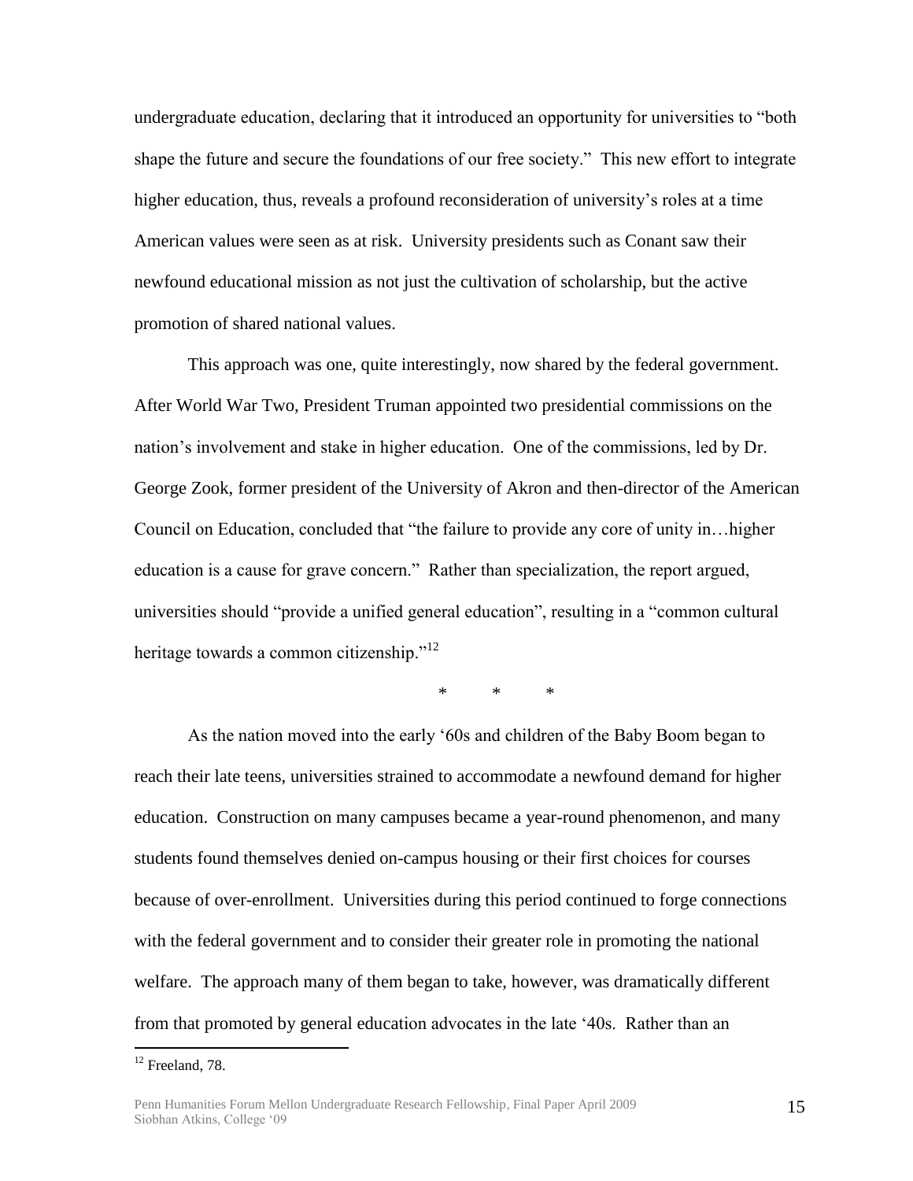undergraduate education, declaring that it introduced an opportunity for universities to "both shape the future and secure the foundations of our free society." This new effort to integrate higher education, thus, reveals a profound reconsideration of university's roles at a time American values were seen as at risk. University presidents such as Conant saw their newfound educational mission as not just the cultivation of scholarship, but the active promotion of shared national values.

This approach was one, quite interestingly, now shared by the federal government. After World War Two, President Truman appointed two presidential commissions on the nation's involvement and stake in higher education. One of the commissions, led by Dr. George Zook, former president of the University of Akron and then-director of the American Council on Education, concluded that "the failure to provide any core of unity in…higher education is a cause for grave concern." Rather than specialization, the report argued, universities should "provide a unified general education", resulting in a "common cultural heritage towards a common citizenship."[12]

\* \* \*

As the nation moved into the early '60s and children of the Baby Boom began to reach their late teens, universities strained to accommodate a newfound demand for higher education. Construction on many campuses became a year-round phenomenon, and many students found themselves denied on-campus housing or their first choices for courses because of over-enrollment. Universities during this period continued to forge connections with the federal government and to consider their greater role in promoting the national welfare. The approach many of them began to take, however, was dramatically different from that promoted by general education advocates in the late '40s. Rather than an

[12] Freeland, 78.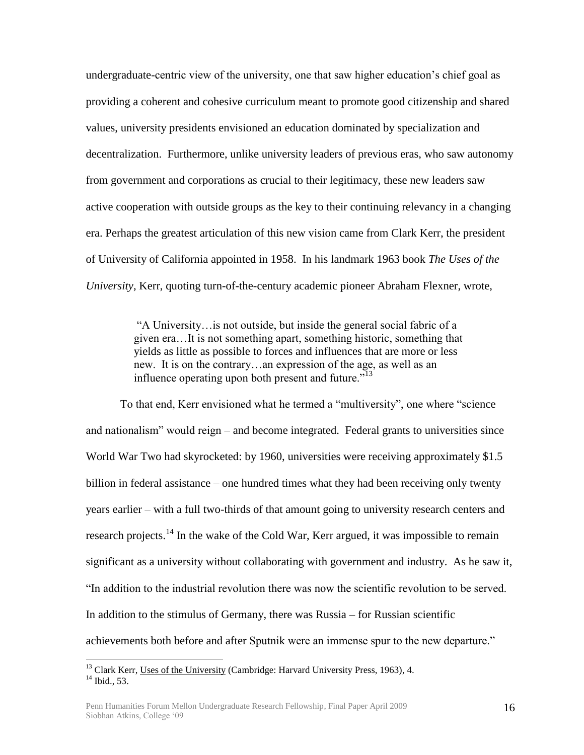undergraduate-centric view of the university, one that saw higher education's chief goal as providing a coherent and cohesive curriculum meant to promote good citizenship and shared values, university presidents envisioned an education dominated by specialization and decentralization. Furthermore, unlike university leaders of previous eras, who saw autonomy from government and corporations as crucial to their legitimacy, these new leaders saw active cooperation with outside groups as the key to their continuing relevancy in a changing era. Perhaps the greatest articulation of this new vision came from Clark Kerr, the president of University of California appointed in 1958. In his landmark 1963 book *The Uses of the University*, Kerr, quoting turn-of-the-century academic pioneer Abraham Flexner, wrote,

> "A University…is not outside, but inside the general social fabric of a given era…It is not something apart, something historic, something that yields as little as possible to forces and influences that are more or less new. It is on the contrary…an expression of the age, as well as an influence operating upon both present and future."[13]

To that end, Kerr envisioned what he termed a "multiversity", one where "science and nationalism" would reign – and become integrated. Federal grants to universities since World War Two had skyrocketed: by 1960, universities were receiving approximately $1.5 billion in federal assistance – one hundred times what they had been receiving only twenty years earlier – with a full two-thirds of that amount going to university research centers and research projects.[14] In the wake of the Cold War, Kerr argued, it was impossible to remain significant as a university without collaborating with government and industry. As he saw it, "In addition to the industrial revolution there was now the scientific revolution to be served. In addition to the stimulus of Germany, there was Russia – for Russian scientific achievements both before and after Sputnik were an immense spur to the new departure."

---

[13] Clark Kerr, Uses of the University (Cambridge: Harvard University Press, 1963), 4.
[14] Ibid., 53.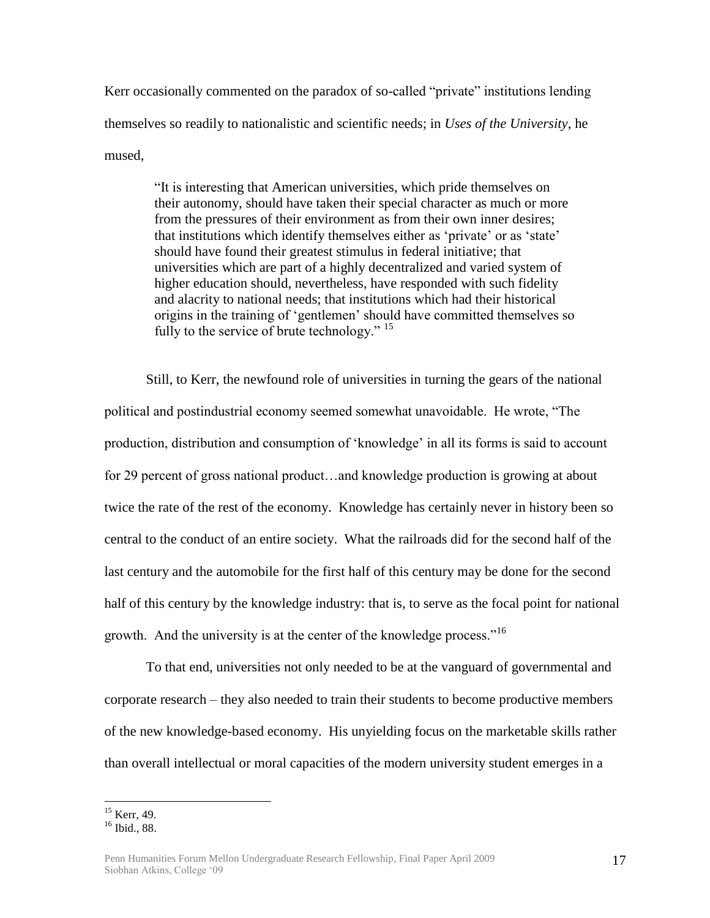Kerr occasionally commented on the paradox of so-called "private" institutions lending themselves so readily to nationalistic and scientific needs; in *Uses of the University*, he mused,

> "It is interesting that American universities, which pride themselves on their autonomy, should have taken their special character as much or more from the pressures of their environment as from their own inner desires; that institutions which identify themselves either as 'private' or as 'state' should have found their greatest stimulus in federal initiative; that universities which are part of a highly decentralized and varied system of higher education should, nevertheless, have responded with such fidelity and alacrity to national needs; that institutions which had their historical origins in the training of 'gentlemen' should have committed themselves so fully to the service of brute technology." [15]

Still, to Kerr, the newfound role of universities in turning the gears of the national political and postindustrial economy seemed somewhat unavoidable. He wrote, "The production, distribution and consumption of 'knowledge' in all its forms is said to account for 29 percent of gross national product…and knowledge production is growing at about twice the rate of the rest of the economy. Knowledge has certainly never in history been so central to the conduct of an entire society. What the railroads did for the second half of the last century and the automobile for the first half of this century may be done for the second half of this century by the knowledge industry: that is, to serve as the focal point for national growth. And the university is at the center of the knowledge process."[16]

To that end, universities not only needed to be at the vanguard of governmental and corporate research – they also needed to train their students to become productive members of the new knowledge-based economy. His unyielding focus on the marketable skills rather than overall intellectual or moral capacities of the modern university student emerges in a

[15] Kerr, 49.
[16] Ibid., 88.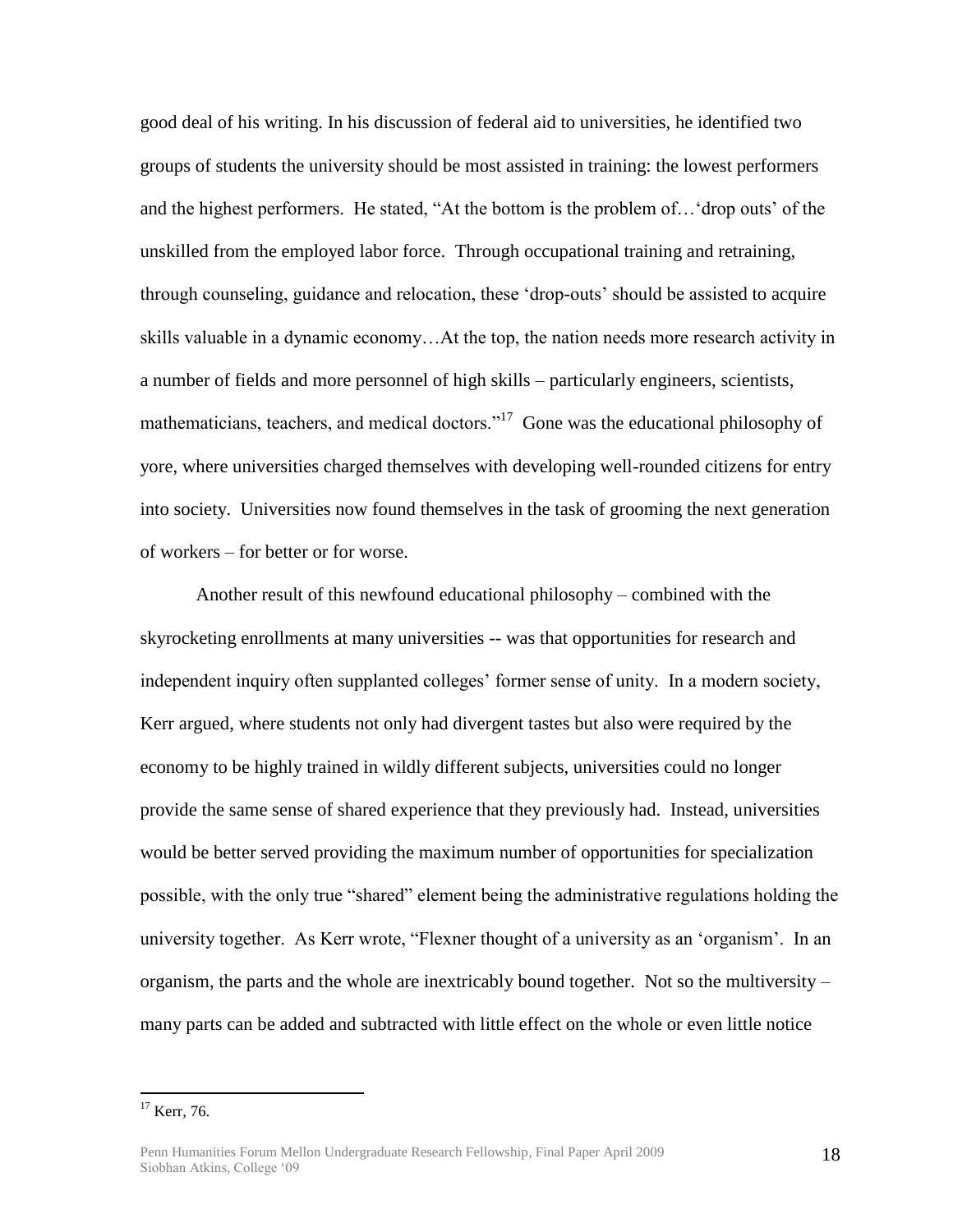good deal of his writing. In his discussion of federal aid to universities, he identified two groups of students the university should be most assisted in training: the lowest performers and the highest performers. He stated, "At the bottom is the problem of…'drop outs' of the unskilled from the employed labor force. Through occupational training and retraining, through counseling, guidance and relocation, these 'drop-outs' should be assisted to acquire skills valuable in a dynamic economy…At the top, the nation needs more research activity in a number of fields and more personnel of high skills – particularly engineers, scientists, mathematicians, teachers, and medical doctors."[17] Gone was the educational philosophy of yore, where universities charged themselves with developing well-rounded citizens for entry into society. Universities now found themselves in the task of grooming the next generation of workers – for better or for worse.

Another result of this newfound educational philosophy – combined with the skyrocketing enrollments at many universities -- was that opportunities for research and independent inquiry often supplanted colleges' former sense of unity. In a modern society, Kerr argued, where students not only had divergent tastes but also were required by the economy to be highly trained in wildly different subjects, universities could no longer provide the same sense of shared experience that they previously had. Instead, universities would be better served providing the maximum number of opportunities for specialization possible, with the only true "shared" element being the administrative regulations holding the university together. As Kerr wrote, "Flexner thought of a university as an 'organism'. In an organism, the parts and the whole are inextricably bound together. Not so the multiversity – many parts can be added and subtracted with little effect on the whole or even little notice

[17] Kerr, 76.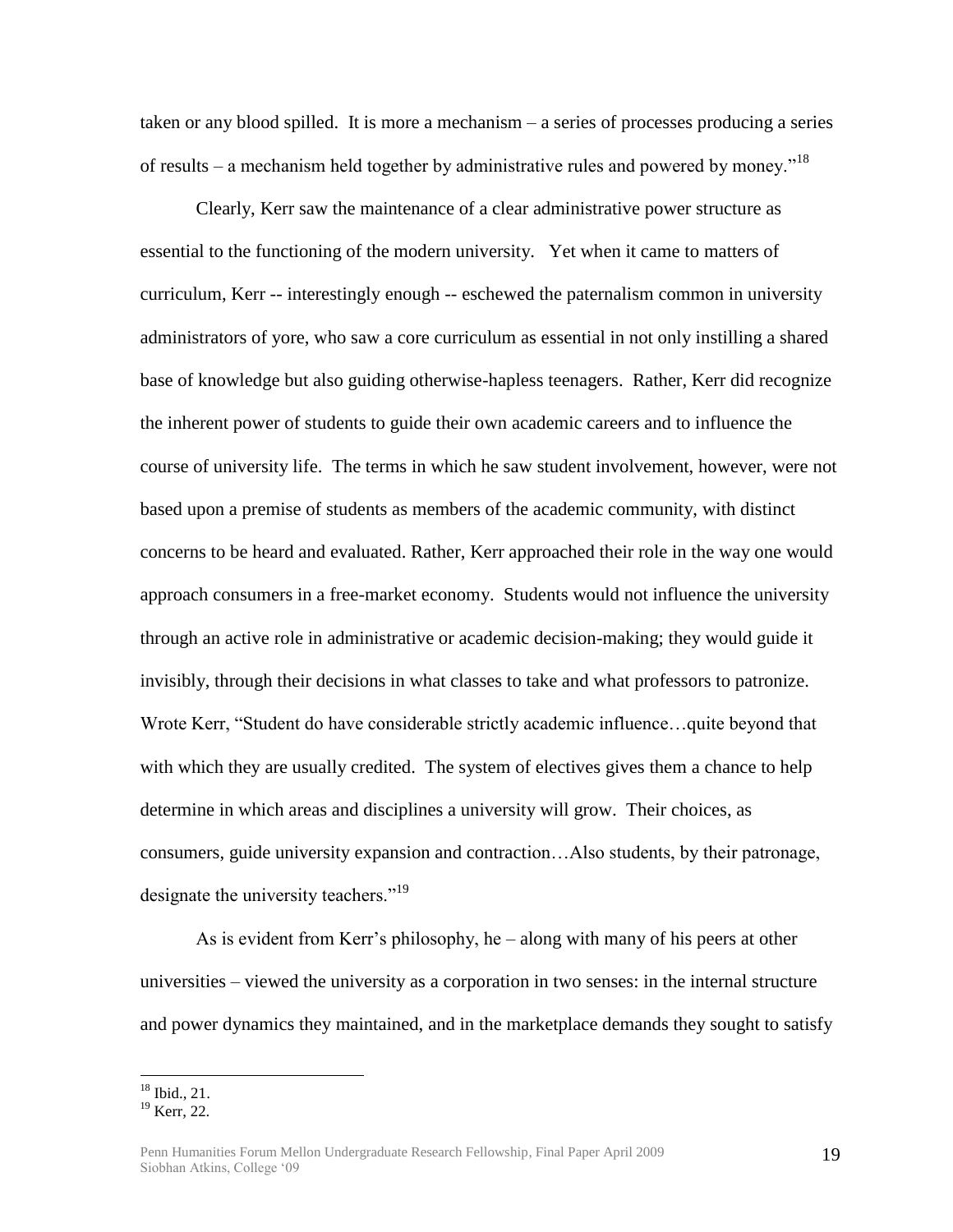taken or any blood spilled. It is more a mechanism – a series of processes producing a series of results – a mechanism held together by administrative rules and powered by money."[18]

Clearly, Kerr saw the maintenance of a clear administrative power structure as essential to the functioning of the modern university. Yet when it came to matters of curriculum, Kerr -- interestingly enough -- eschewed the paternalism common in university administrators of yore, who saw a core curriculum as essential in not only instilling a shared base of knowledge but also guiding otherwise-hapless teenagers. Rather, Kerr did recognize the inherent power of students to guide their own academic careers and to influence the course of university life. The terms in which he saw student involvement, however, were not based upon a premise of students as members of the academic community, with distinct concerns to be heard and evaluated. Rather, Kerr approached their role in the way one would approach consumers in a free-market economy. Students would not influence the university through an active role in administrative or academic decision-making; they would guide it invisibly, through their decisions in what classes to take and what professors to patronize. Wrote Kerr, "Student do have considerable strictly academic influence…quite beyond that with which they are usually credited. The system of electives gives them a chance to help determine in which areas and disciplines a university will grow. Their choices, as consumers, guide university expansion and contraction…Also students, by their patronage, designate the university teachers."[19]

As is evident from Kerr's philosophy, he – along with many of his peers at other universities – viewed the university as a corporation in two senses: in the internal structure and power dynamics they maintained, and in the marketplace demands they sought to satisfy

---

[18] Ibid., 21.
[19] Kerr, 22.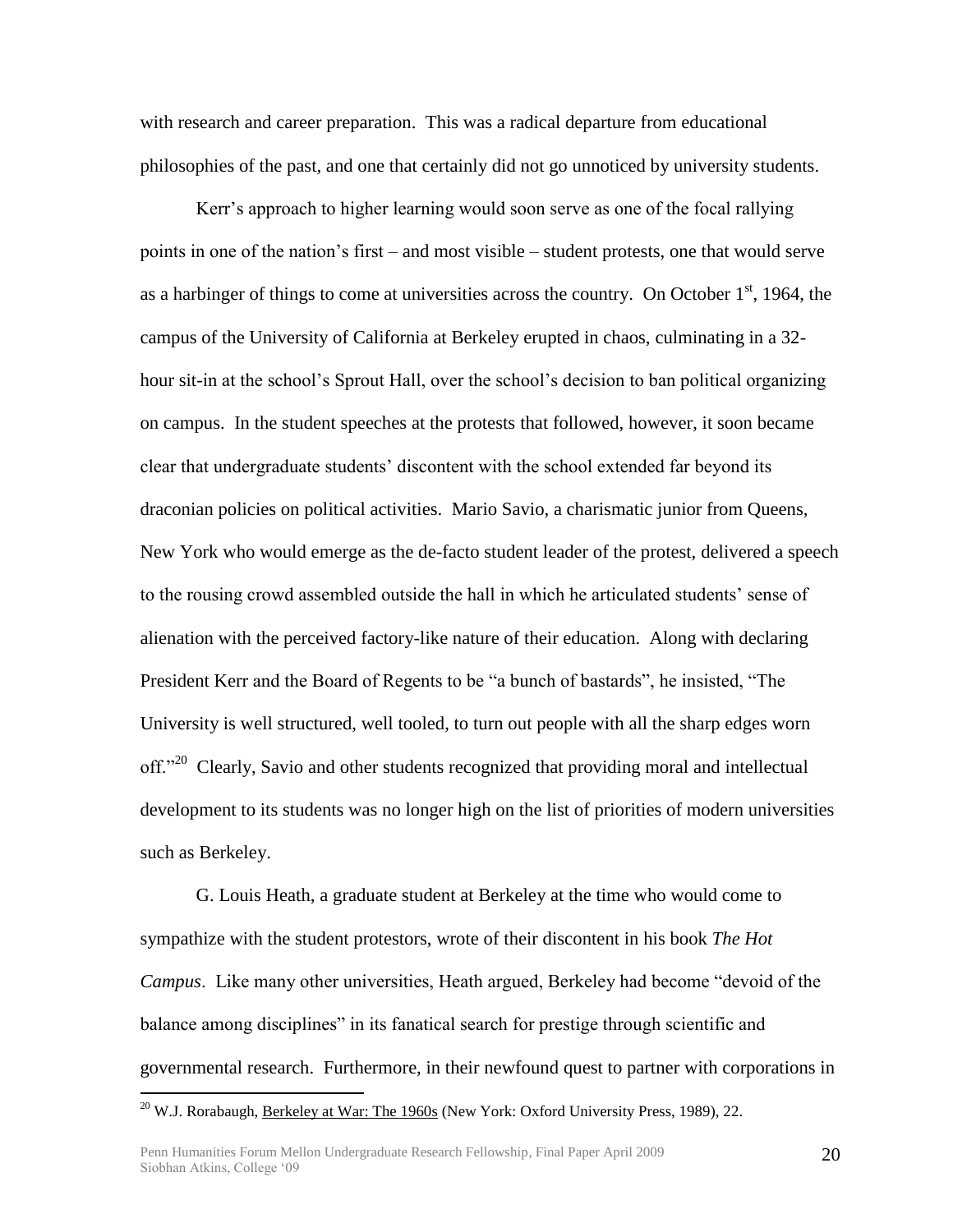with research and career preparation. This was a radical departure from educational philosophies of the past, and one that certainly did not go unnoticed by university students.

Kerr's approach to higher learning would soon serve as one of the focal rallying points in one of the nation's first – and most visible – student protests, one that would serve as a harbinger of things to come at universities across the country. On October 1st, 1964, the campus of the University of California at Berkeley erupted in chaos, culminating in a 32-hour sit-in at the school's Sprout Hall, over the school's decision to ban political organizing on campus. In the student speeches at the protests that followed, however, it soon became clear that undergraduate students' discontent with the school extended far beyond its draconian policies on political activities. Mario Savio, a charismatic junior from Queens, New York who would emerge as the de-facto student leader of the protest, delivered a speech to the rousing crowd assembled outside the hall in which he articulated students' sense of alienation with the perceived factory-like nature of their education. Along with declaring President Kerr and the Board of Regents to be "a bunch of bastards", he insisted, "The University is well structured, well tooled, to turn out people with all the sharp edges worn off."[20] Clearly, Savio and other students recognized that providing moral and intellectual development to its students was no longer high on the list of priorities of modern universities such as Berkeley.

G. Louis Heath, a graduate student at Berkeley at the time who would come to sympathize with the student protestors, wrote of their discontent in his book *The Hot Campus*. Like many other universities, Heath argued, Berkeley had become "devoid of the balance among disciplines" in its fanatical search for prestige through scientific and governmental research. Furthermore, in their newfound quest to partner with corporations in

---

[20] W.J. Rorabaugh, Berkeley at War: The 1960s (New York: Oxford University Press, 1989), 22.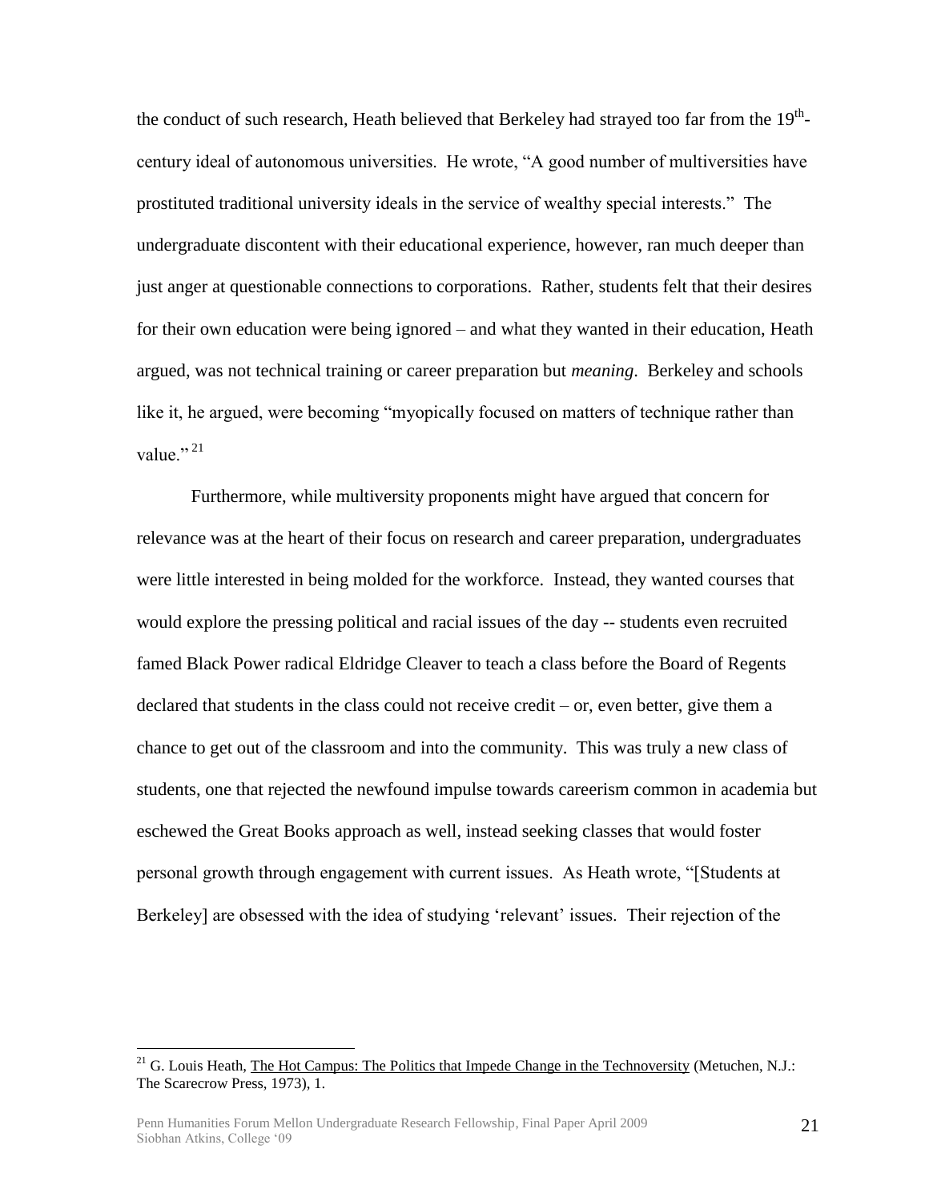the conduct of such research, Heath believed that Berkeley had strayed too far from the 19th-century ideal of autonomous universities. He wrote, "A good number of multiversities have prostituted traditional university ideals in the service of wealthy special interests." The undergraduate discontent with their educational experience, however, ran much deeper than just anger at questionable connections to corporations. Rather, students felt that their desires for their own education were being ignored – and what they wanted in their education, Heath argued, was not technical training or career preparation but *meaning*. Berkeley and schools like it, he argued, were becoming "myopically focused on matters of technique rather than value."[21]

Furthermore, while multiversity proponents might have argued that concern for relevance was at the heart of their focus on research and career preparation, undergraduates were little interested in being molded for the workforce. Instead, they wanted courses that would explore the pressing political and racial issues of the day -- students even recruited famed Black Power radical Eldridge Cleaver to teach a class before the Board of Regents declared that students in the class could not receive credit – or, even better, give them a chance to get out of the classroom and into the community. This was truly a new class of students, one that rejected the newfound impulse towards careerism common in academia but eschewed the Great Books approach as well, instead seeking classes that would foster personal growth through engagement with current issues. As Heath wrote, "[Students at Berkeley] are obsessed with the idea of studying 'relevant' issues. Their rejection of the

[21] G. Louis Heath, The Hot Campus: The Politics that Impede Change in the Technoversity (Metuchen, N.J.: The Scarecrow Press, 1973), 1.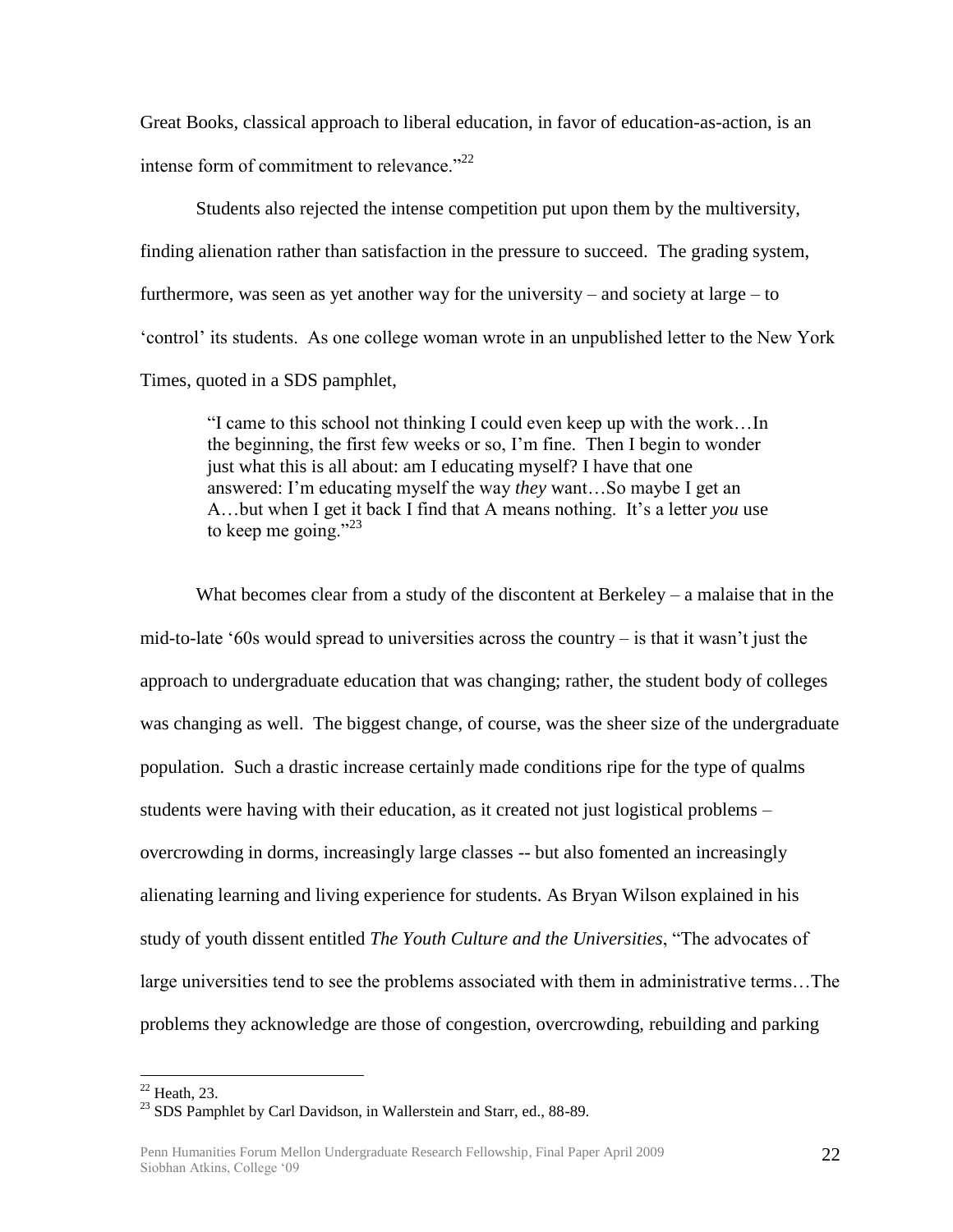Great Books, classical approach to liberal education, in favor of education-as-action, is an intense form of commitment to relevance."[22]

Students also rejected the intense competition put upon them by the multiversity, finding alienation rather than satisfaction in the pressure to succeed. The grading system, furthermore, was seen as yet another way for the university – and society at large – to 'control' its students. As one college woman wrote in an unpublished letter to the New York Times, quoted in a SDS pamphlet,

> "I came to this school not thinking I could even keep up with the work…In the beginning, the first few weeks or so, I'm fine. Then I begin to wonder just what this is all about: am I educating myself? I have that one answered: I'm educating myself the way *they* want…So maybe I get an A…but when I get it back I find that A means nothing. It's a letter *you* use to keep me going."[23]

What becomes clear from a study of the discontent at Berkeley – a malaise that in the mid-to-late '60s would spread to universities across the country – is that it wasn't just the approach to undergraduate education that was changing; rather, the student body of colleges was changing as well. The biggest change, of course, was the sheer size of the undergraduate population. Such a drastic increase certainly made conditions ripe for the type of qualms students were having with their education, as it created not just logistical problems – overcrowding in dorms, increasingly large classes -- but also fomented an increasingly alienating learning and living experience for students. As Bryan Wilson explained in his study of youth dissent entitled *The Youth Culture and the Universities*, "The advocates of large universities tend to see the problems associated with them in administrative terms…The problems they acknowledge are those of congestion, overcrowding, rebuilding and parking

[22] Heath, 23.

[23] SDS Pamphlet by Carl Davidson, in Wallerstein and Starr, ed., 88-89.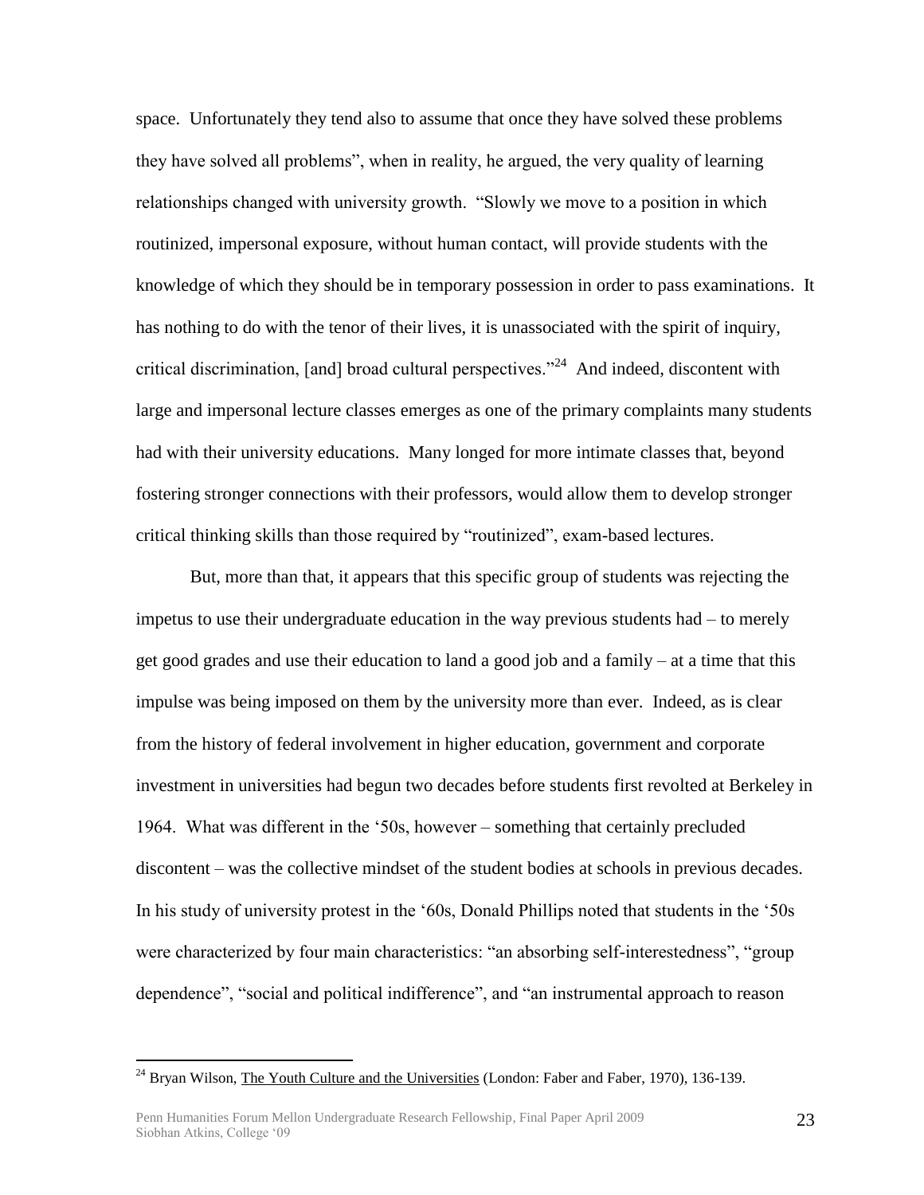space. Unfortunately they tend also to assume that once they have solved these problems they have solved all problems", when in reality, he argued, the very quality of learning relationships changed with university growth. "Slowly we move to a position in which routinized, impersonal exposure, without human contact, will provide students with the knowledge of which they should be in temporary possession in order to pass examinations. It has nothing to do with the tenor of their lives, it is unassociated with the spirit of inquiry, critical discrimination, [and] broad cultural perspectives."[24] And indeed, discontent with large and impersonal lecture classes emerges as one of the primary complaints many students had with their university educations. Many longed for more intimate classes that, beyond fostering stronger connections with their professors, would allow them to develop stronger critical thinking skills than those required by "routinized", exam-based lectures.

But, more than that, it appears that this specific group of students was rejecting the impetus to use their undergraduate education in the way previous students had – to merely get good grades and use their education to land a good job and a family – at a time that this impulse was being imposed on them by the university more than ever. Indeed, as is clear from the history of federal involvement in higher education, government and corporate investment in universities had begun two decades before students first revolted at Berkeley in 1964. What was different in the '50s, however – something that certainly precluded discontent – was the collective mindset of the student bodies at schools in previous decades. In his study of university protest in the '60s, Donald Phillips noted that students in the '50s were characterized by four main characteristics: "an absorbing self-interestedness", "group dependence", "social and political indifference", and "an instrumental approach to reason

---

[24] Bryan Wilson, The Youth Culture and the Universities (London: Faber and Faber, 1970), 136-139.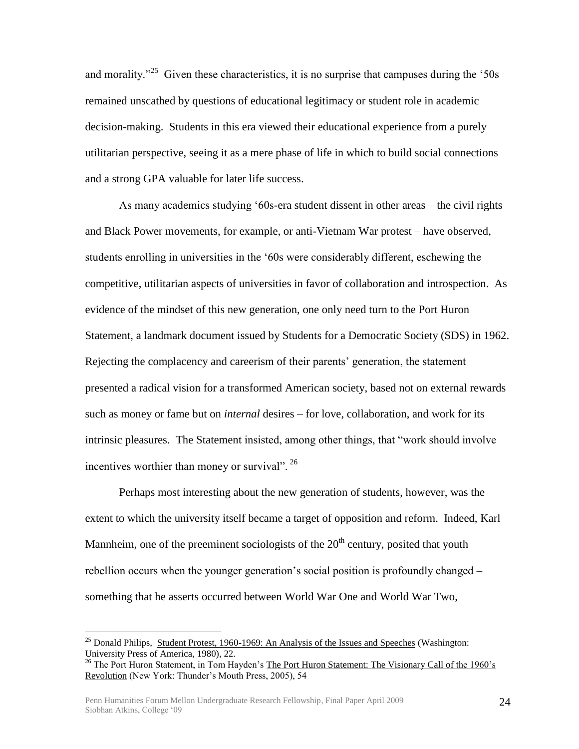and morality."[25] Given these characteristics, it is no surprise that campuses during the '50s remained unscathed by questions of educational legitimacy or student role in academic decision-making. Students in this era viewed their educational experience from a purely utilitarian perspective, seeing it as a mere phase of life in which to build social connections and a strong GPA valuable for later life success.

As many academics studying '60s-era student dissent in other areas – the civil rights and Black Power movements, for example, or anti-Vietnam War protest – have observed, students enrolling in universities in the '60s were considerably different, eschewing the competitive, utilitarian aspects of universities in favor of collaboration and introspection. As evidence of the mindset of this new generation, one only need turn to the Port Huron Statement, a landmark document issued by Students for a Democratic Society (SDS) in 1962. Rejecting the complacency and careerism of their parents' generation, the statement presented a radical vision for a transformed American society, based not on external rewards such as money or fame but on *internal* desires – for love, collaboration, and work for its intrinsic pleasures. The Statement insisted, among other things, that "work should involve incentives worthier than money or survival". [26]

Perhaps most interesting about the new generation of students, however, was the extent to which the university itself became a target of opposition and reform. Indeed, Karl Mannheim, one of the preeminent sociologists of the 20th century, posited that youth rebellion occurs when the younger generation's social position is profoundly changed – something that he asserts occurred between World War One and World War Two,

---

[25] Donald Philips, Student Protest, 1960-1969: An Analysis of the Issues and Speeches (Washington: University Press of America, 1980), 22.

[26] The Port Huron Statement, in Tom Hayden's The Port Huron Statement: The Visionary Call of the 1960's Revolution (New York: Thunder's Mouth Press, 2005), 54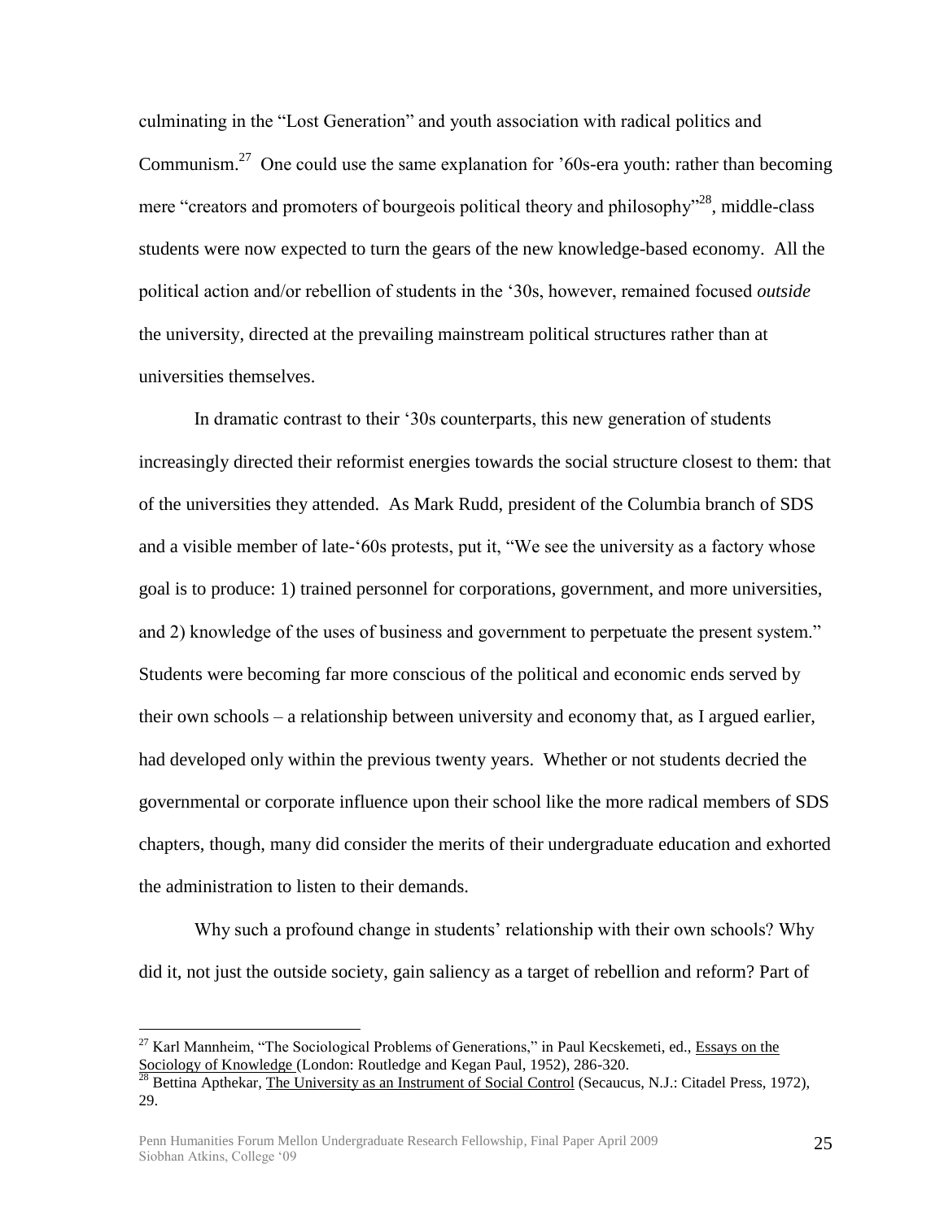culminating in the "Lost Generation" and youth association with radical politics and Communism.[27] One could use the same explanation for '60s-era youth: rather than becoming mere "creators and promoters of bourgeois political theory and philosophy"[28], middle-class students were now expected to turn the gears of the new knowledge-based economy. All the political action and/or rebellion of students in the '30s, however, remained focused *outside* the university, directed at the prevailing mainstream political structures rather than at universities themselves.

In dramatic contrast to their '30s counterparts, this new generation of students increasingly directed their reformist energies towards the social structure closest to them: that of the universities they attended. As Mark Rudd, president of the Columbia branch of SDS and a visible member of late-'60s protests, put it, "We see the university as a factory whose goal is to produce: 1) trained personnel for corporations, government, and more universities, and 2) knowledge of the uses of business and government to perpetuate the present system." Students were becoming far more conscious of the political and economic ends served by their own schools – a relationship between university and economy that, as I argued earlier, had developed only within the previous twenty years. Whether or not students decried the governmental or corporate influence upon their school like the more radical members of SDS chapters, though, many did consider the merits of their undergraduate education and exhorted the administration to listen to their demands.

Why such a profound change in students' relationship with their own schools? Why did it, not just the outside society, gain saliency as a target of rebellion and reform? Part of

---

[27] Karl Mannheim, "The Sociological Problems of Generations," in Paul Kecskemeti, ed., Essays on the Sociology of Knowledge (London: Routledge and Kegan Paul, 1952), 286-320.

[28] Bettina Apthekar, The University as an Instrument of Social Control (Secaucus, N.J.: Citadel Press, 1972), 29.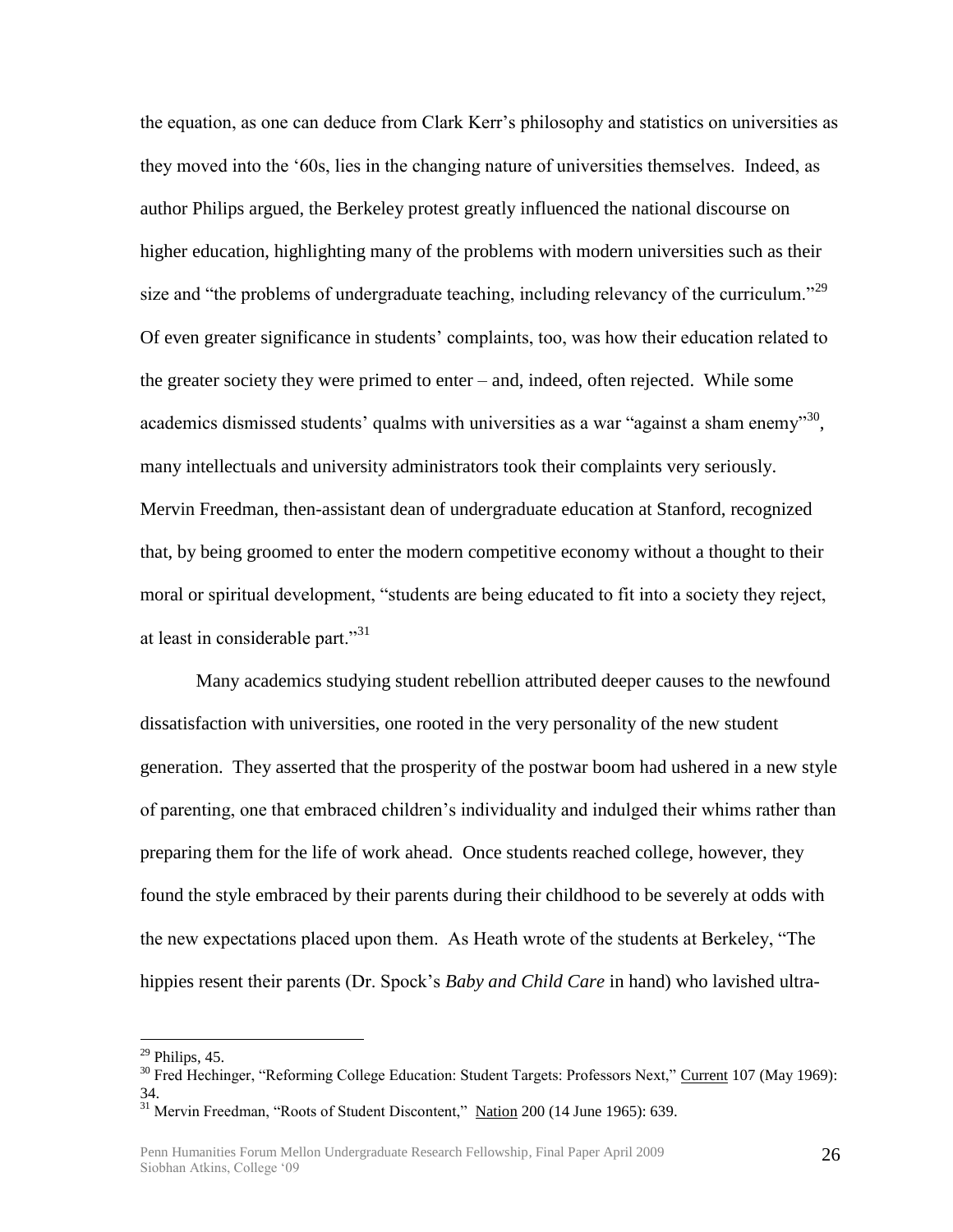the equation, as one can deduce from Clark Kerr's philosophy and statistics on universities as they moved into the '60s, lies in the changing nature of universities themselves. Indeed, as author Philips argued, the Berkeley protest greatly influenced the national discourse on higher education, highlighting many of the problems with modern universities such as their size and "the problems of undergraduate teaching, including relevancy of the curriculum."[29] Of even greater significance in students' complaints, too, was how their education related to the greater society they were primed to enter – and, indeed, often rejected. While some academics dismissed students' qualms with universities as a war "against a sham enemy"[30], many intellectuals and university administrators took their complaints very seriously. Mervin Freedman, then-assistant dean of undergraduate education at Stanford, recognized that, by being groomed to enter the modern competitive economy without a thought to their moral or spiritual development, "students are being educated to fit into a society they reject, at least in considerable part."[31]

Many academics studying student rebellion attributed deeper causes to the newfound dissatisfaction with universities, one rooted in the very personality of the new student generation. They asserted that the prosperity of the postwar boom had ushered in a new style of parenting, one that embraced children's individuality and indulged their whims rather than preparing them for the life of work ahead. Once students reached college, however, they found the style embraced by their parents during their childhood to be severely at odds with the new expectations placed upon them. As Heath wrote of the students at Berkeley, "The hippies resent their parents (Dr. Spock's *Baby and Child Care* in hand) who lavished ultra-

---

[29] Philips, 45.

[30] Fred Hechinger, "Reforming College Education: Student Targets: Professors Next," Current 107 (May 1969): 34.

[31] Mervin Freedman, "Roots of Student Discontent," Nation 200 (14 June 1965): 639.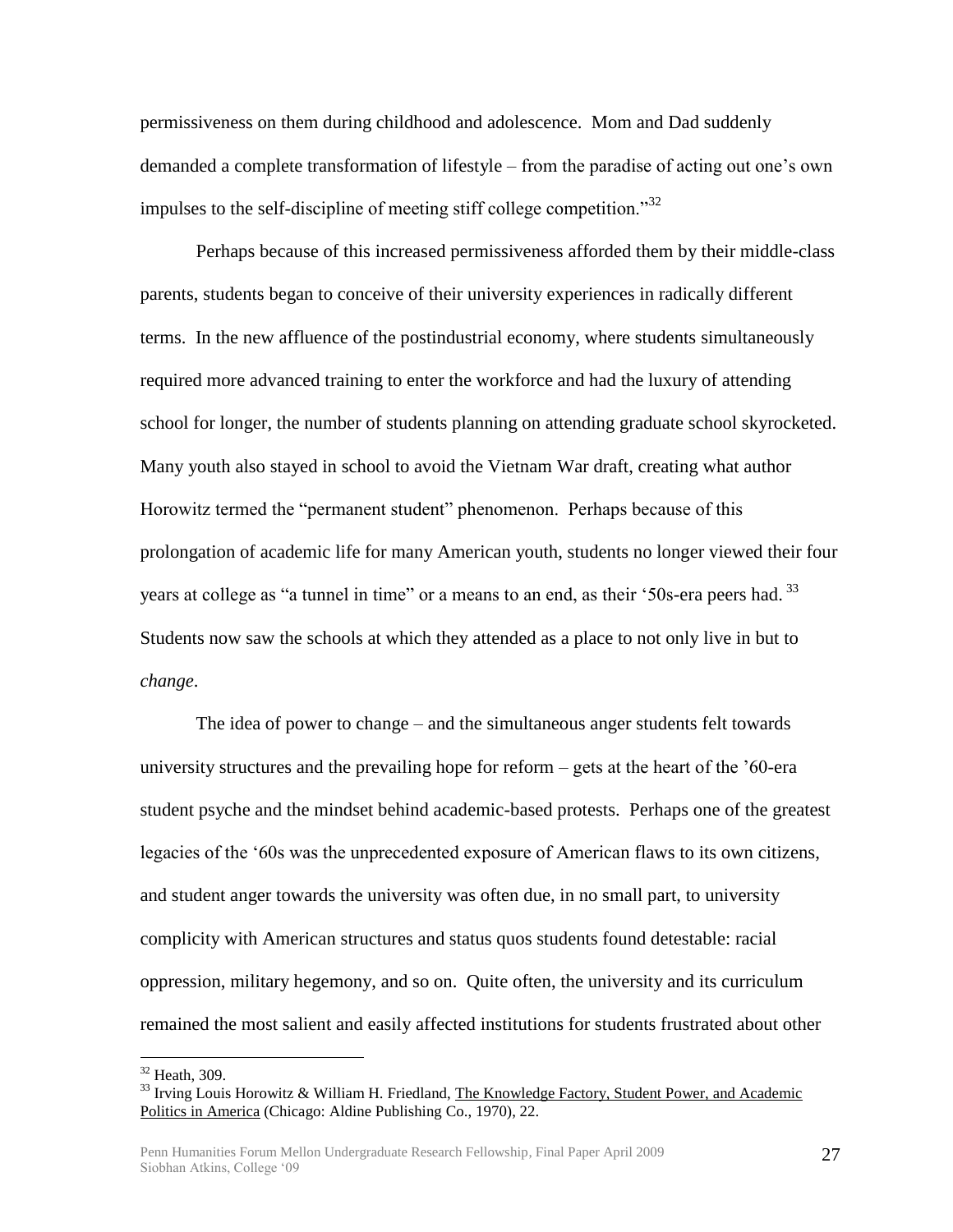permissiveness on them during childhood and adolescence. Mom and Dad suddenly demanded a complete transformation of lifestyle – from the paradise of acting out one's own impulses to the self-discipline of meeting stiff college competition."[32]

Perhaps because of this increased permissiveness afforded them by their middle-class parents, students began to conceive of their university experiences in radically different terms. In the new affluence of the postindustrial economy, where students simultaneously required more advanced training to enter the workforce and had the luxury of attending school for longer, the number of students planning on attending graduate school skyrocketed. Many youth also stayed in school to avoid the Vietnam War draft, creating what author Horowitz termed the "permanent student" phenomenon. Perhaps because of this prolongation of academic life for many American youth, students no longer viewed their four years at college as "a tunnel in time" or a means to an end, as their '50s-era peers had.[33] Students now saw the schools at which they attended as a place to not only live in but to *change*.

The idea of power to change – and the simultaneous anger students felt towards university structures and the prevailing hope for reform – gets at the heart of the '60-era student psyche and the mindset behind academic-based protests. Perhaps one of the greatest legacies of the '60s was the unprecedented exposure of American flaws to its own citizens, and student anger towards the university was often due, in no small part, to university complicity with American structures and status quos students found detestable: racial oppression, military hegemony, and so on. Quite often, the university and its curriculum remained the most salient and easily affected institutions for students frustrated about other

---

[32] Heath, 309.

[33] Irving Louis Horowitz & William H. Friedland, The Knowledge Factory, Student Power, and Academic Politics in America (Chicago: Aldine Publishing Co., 1970), 22.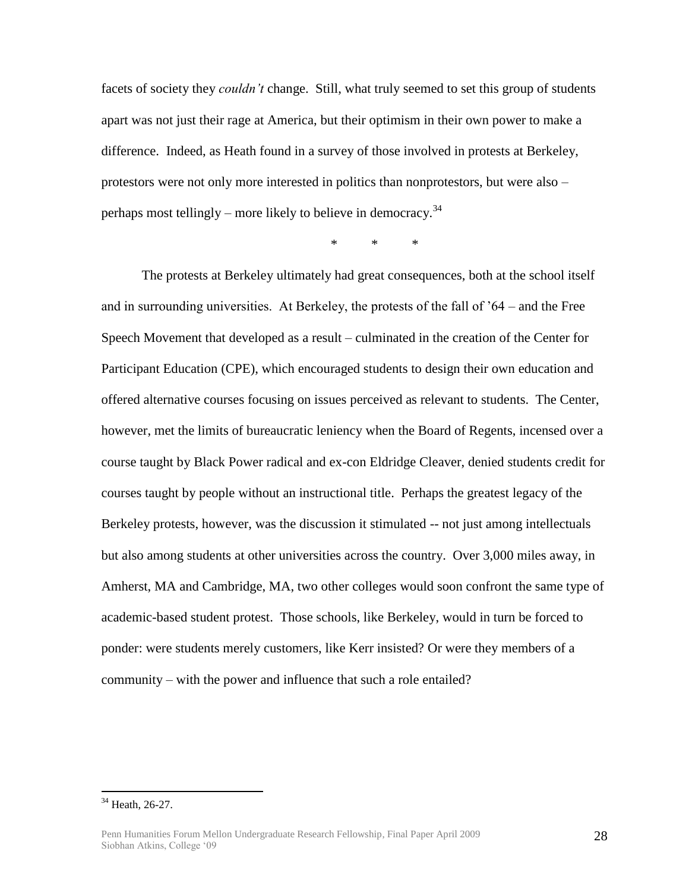facets of society they *couldn't* change. Still, what truly seemed to set this group of students apart was not just their rage at America, but their optimism in their own power to make a difference. Indeed, as Heath found in a survey of those involved in protests at Berkeley, protestors were not only more interested in politics than nonprotestors, but were also – perhaps most tellingly – more likely to believe in democracy.[34]

\* \* \*

The protests at Berkeley ultimately had great consequences, both at the school itself and in surrounding universities. At Berkeley, the protests of the fall of '64 – and the Free Speech Movement that developed as a result – culminated in the creation of the Center for Participant Education (CPE), which encouraged students to design their own education and offered alternative courses focusing on issues perceived as relevant to students. The Center, however, met the limits of bureaucratic leniency when the Board of Regents, incensed over a course taught by Black Power radical and ex-con Eldridge Cleaver, denied students credit for courses taught by people without an instructional title. Perhaps the greatest legacy of the Berkeley protests, however, was the discussion it stimulated -- not just among intellectuals but also among students at other universities across the country. Over 3,000 miles away, in Amherst, MA and Cambridge, MA, two other colleges would soon confront the same type of academic-based student protest. Those schools, like Berkeley, would in turn be forced to ponder: were students merely customers, like Kerr insisted? Or were they members of a community – with the power and influence that such a role entailed?

[34] Heath, 26-27.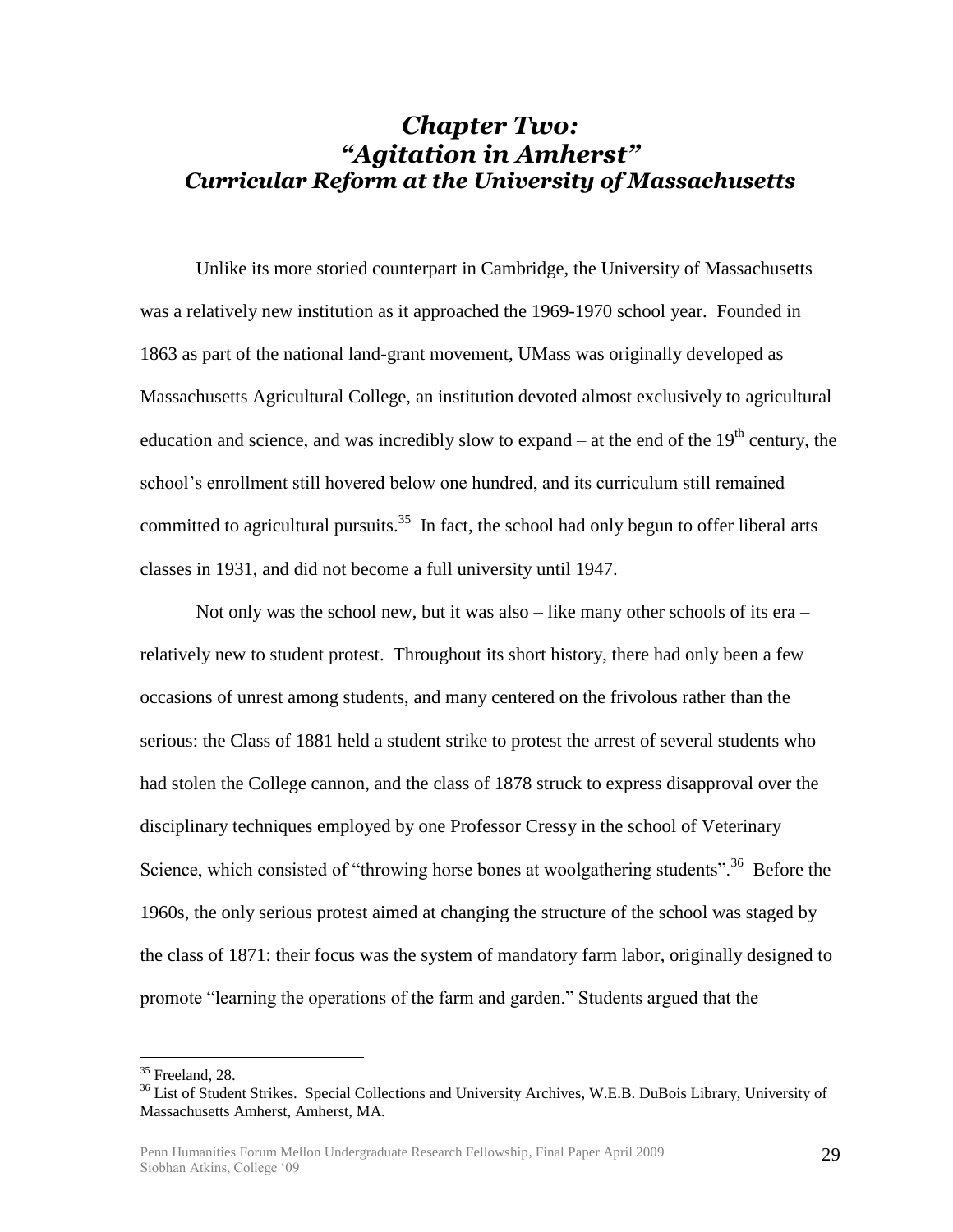# *Chapter Two: "Agitation in Amherst" Curricular Reform at the University of Massachusetts*

Unlike its more storied counterpart in Cambridge, the University of Massachusetts was a relatively new institution as it approached the 1969-1970 school year. Founded in 1863 as part of the national land-grant movement, UMass was originally developed as Massachusetts Agricultural College, an institution devoted almost exclusively to agricultural education and science, and was incredibly slow to expand – at the end of the 19th century, the school's enrollment still hovered below one hundred, and its curriculum still remained committed to agricultural pursuits.[35] In fact, the school had only begun to offer liberal arts classes in 1931, and did not become a full university until 1947.

Not only was the school new, but it was also – like many other schools of its era – relatively new to student protest. Throughout its short history, there had only been a few occasions of unrest among students, and many centered on the frivolous rather than the serious: the Class of 1881 held a student strike to protest the arrest of several students who had stolen the College cannon, and the class of 1878 struck to express disapproval over the disciplinary techniques employed by one Professor Cressy in the school of Veterinary Science, which consisted of "throwing horse bones at woolgathering students".[36] Before the 1960s, the only serious protest aimed at changing the structure of the school was staged by the class of 1871: their focus was the system of mandatory farm labor, originally designed to promote "learning the operations of the farm and garden." Students argued that the

---

[35] Freeland, 28.

[36] List of Student Strikes. Special Collections and University Archives, W.E.B. DuBois Library, University of Massachusetts Amherst, Amherst, MA.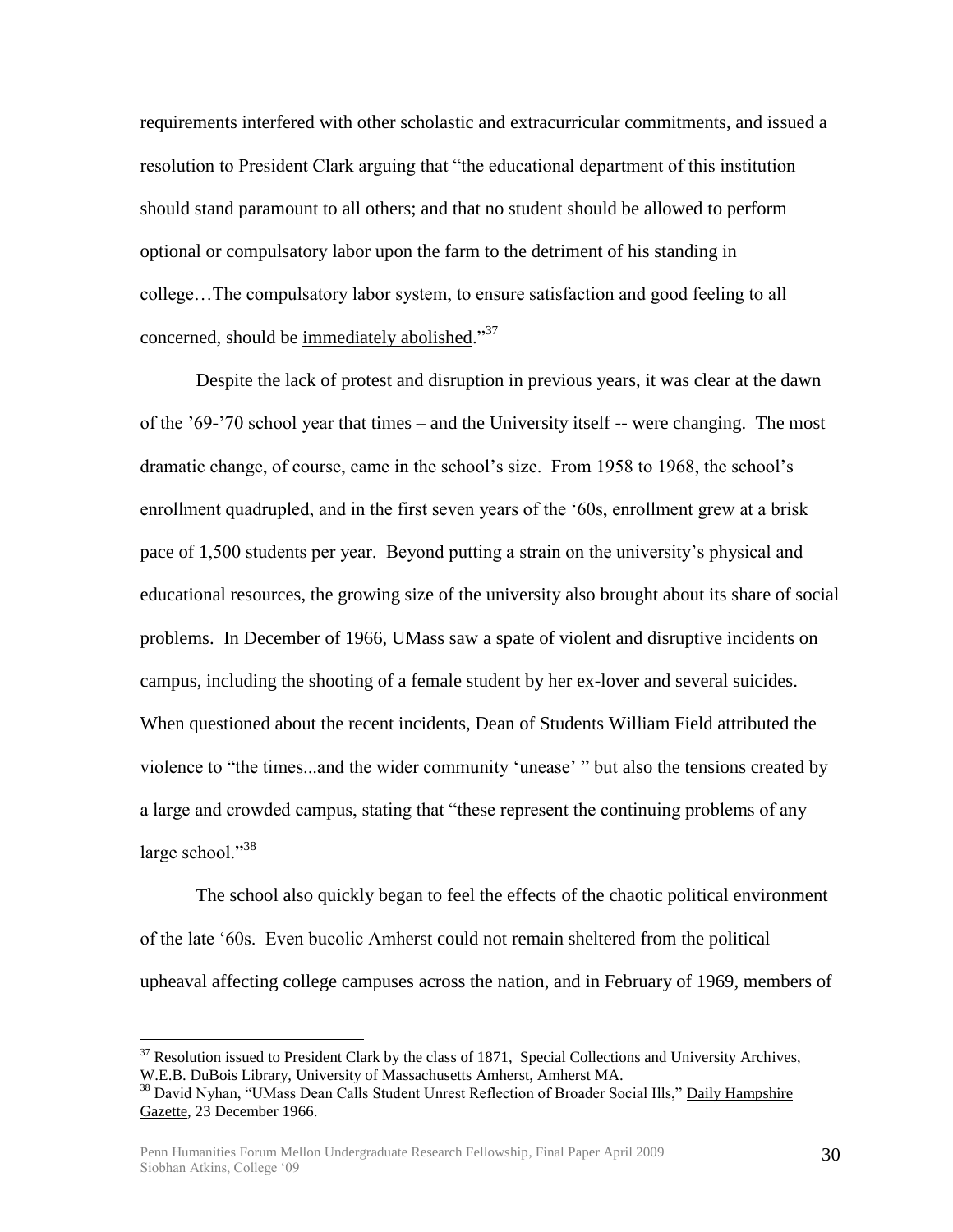requirements interfered with other scholastic and extracurricular commitments, and issued a resolution to President Clark arguing that "the educational department of this institution should stand paramount to all others; and that no student should be allowed to perform optional or compulsory labor upon the farm to the detriment of his standing in college…The compulsory labor system, to ensure satisfaction and good feeling to all concerned, should be <u>immediately abolished</u>."[37]

Despite the lack of protest and disruption in previous years, it was clear at the dawn of the '69-'70 school year that times – and the University itself -- were changing. The most dramatic change, of course, came in the school's size. From 1958 to 1968, the school's enrollment quadrupled, and in the first seven years of the '60s, enrollment grew at a brisk pace of 1,500 students per year. Beyond putting a strain on the university's physical and educational resources, the growing size of the university also brought about its share of social problems. In December of 1966, UMass saw a spate of violent and disruptive incidents on campus, including the shooting of a female student by her ex-lover and several suicides. When questioned about the recent incidents, Dean of Students William Field attributed the violence to "the times...and the wider community 'unease' " but also the tensions created by a large and crowded campus, stating that "these represent the continuing problems of any large school."[38]

The school also quickly began to feel the effects of the chaotic political environment of the late '60s. Even bucolic Amherst could not remain sheltered from the political upheaval affecting college campuses across the nation, and in February of 1969, members of

---

[37] Resolution issued to President Clark by the class of 1871, Special Collections and University Archives, W.E.B. DuBois Library, University of Massachusetts Amherst, Amherst MA.

[38] David Nyhan, "UMass Dean Calls Student Unrest Reflection of Broader Social Ills," <u>Daily Hampshire Gazette</u>, 23 December 1966.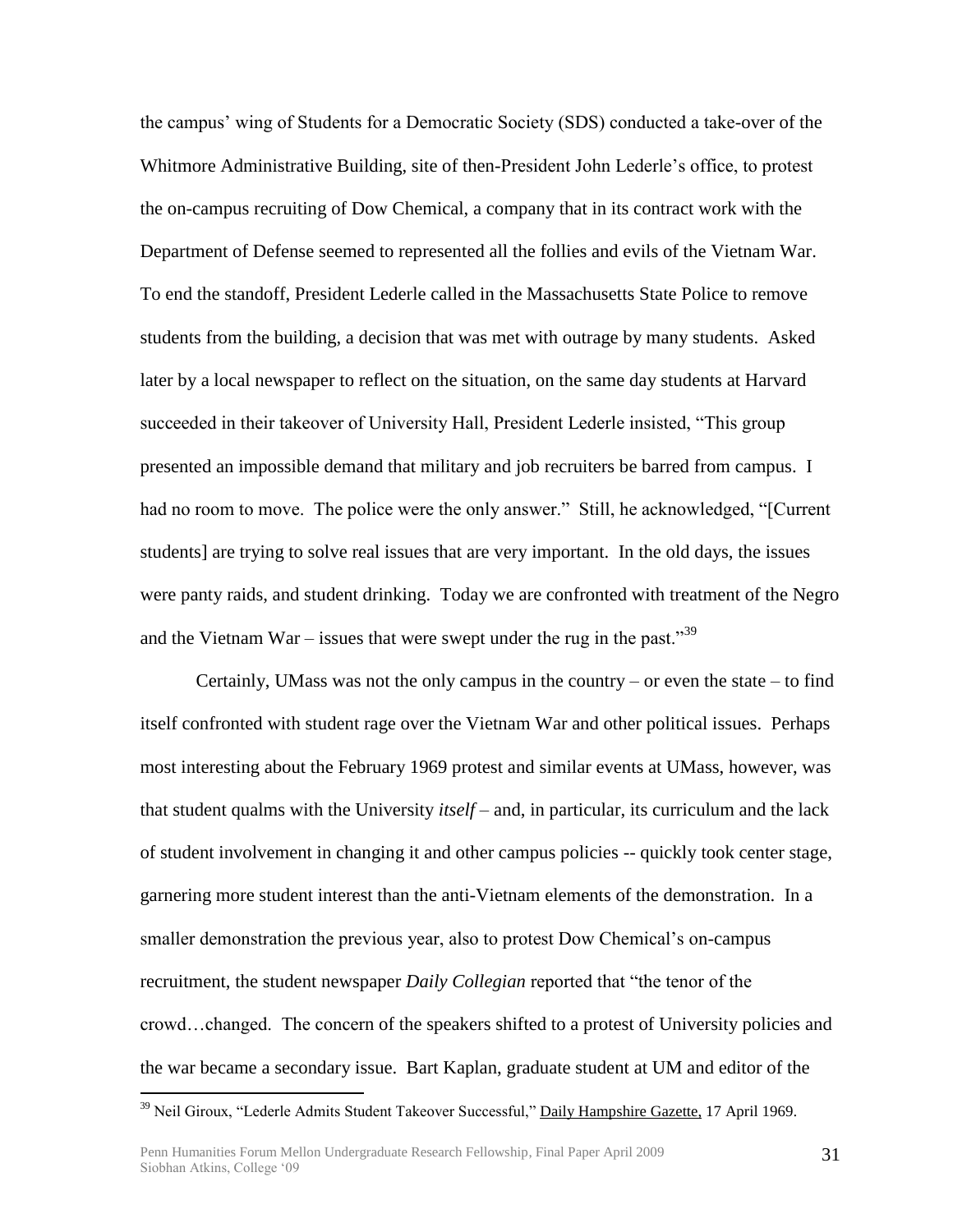the campus' wing of Students for a Democratic Society (SDS) conducted a take-over of the Whitmore Administrative Building, site of then-President John Lederle's office, to protest the on-campus recruiting of Dow Chemical, a company that in its contract work with the Department of Defense seemed to represented all the follies and evils of the Vietnam War. To end the standoff, President Lederle called in the Massachusetts State Police to remove students from the building, a decision that was met with outrage by many students. Asked later by a local newspaper to reflect on the situation, on the same day students at Harvard succeeded in their takeover of University Hall, President Lederle insisted, "This group presented an impossible demand that military and job recruiters be barred from campus. I had no room to move. The police were the only answer." Still, he acknowledged, "[Current students] are trying to solve real issues that are very important. In the old days, the issues were panty raids, and student drinking. Today we are confronted with treatment of the Negro and the Vietnam War – issues that were swept under the rug in the past."[39]

Certainly, UMass was not the only campus in the country – or even the state – to find itself confronted with student rage over the Vietnam War and other political issues. Perhaps most interesting about the February 1969 protest and similar events at UMass, however, was that student qualms with the University *itself* – and, in particular, its curriculum and the lack of student involvement in changing it and other campus policies -- quickly took center stage, garnering more student interest than the anti-Vietnam elements of the demonstration. In a smaller demonstration the previous year, also to protest Dow Chemical's on-campus recruitment, the student newspaper *Daily Collegian* reported that "the tenor of the crowd…changed. The concern of the speakers shifted to a protest of University policies and the war became a secondary issue. Bart Kaplan, graduate student at UM and editor of the

[39] Neil Giroux, "Lederle Admits Student Takeover Successful," Daily Hampshire Gazette, 17 April 1969.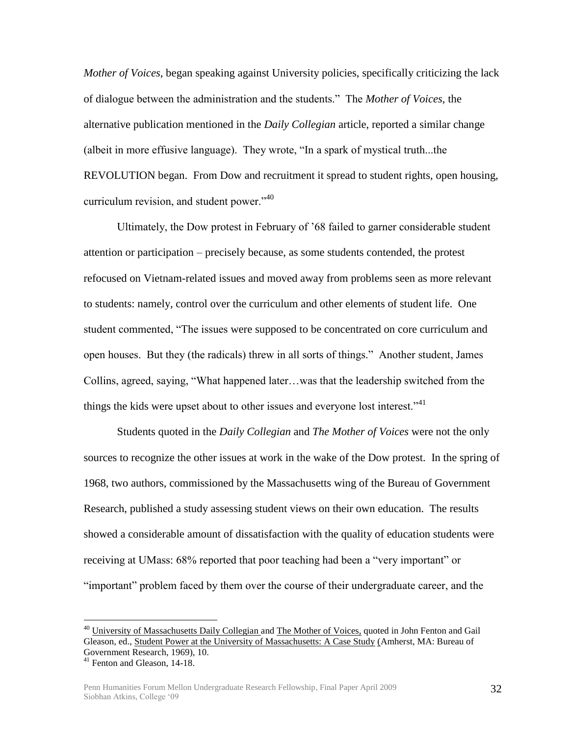*Mother of Voices*, began speaking against University policies, specifically criticizing the lack of dialogue between the administration and the students." The *Mother of Voices,* the alternative publication mentioned in the *Daily Collegian* article, reported a similar change (albeit in more effusive language). They wrote, "In a spark of mystical truth...the REVOLUTION began. From Dow and recruitment it spread to student rights, open housing, curriculum revision, and student power."[40]

Ultimately, the Dow protest in February of '68 failed to garner considerable student attention or participation – precisely because, as some students contended, the protest refocused on Vietnam-related issues and moved away from problems seen as more relevant to students: namely, control over the curriculum and other elements of student life. One student commented, "The issues were supposed to be concentrated on core curriculum and open houses. But they (the radicals) threw in all sorts of things." Another student, James Collins, agreed, saying, "What happened later…was that the leadership switched from the things the kids were upset about to other issues and everyone lost interest."[41]

Students quoted in the *Daily Collegian* and *The Mother of Voices* were not the only sources to recognize the other issues at work in the wake of the Dow protest. In the spring of 1968, two authors, commissioned by the Massachusetts wing of the Bureau of Government Research, published a study assessing student views on their own education. The results showed a considerable amount of dissatisfaction with the quality of education students were receiving at UMass: 68% reported that poor teaching had been a "very important" or "important" problem faced by them over the course of their undergraduate career, and the

---

[40] University of Massachusetts Daily Collegian and The Mother of Voices, quoted in John Fenton and Gail Gleason, ed., Student Power at the University of Massachusetts: A Case Study (Amherst, MA: Bureau of Government Research, 1969), 10.

[41] Fenton and Gleason, 14-18.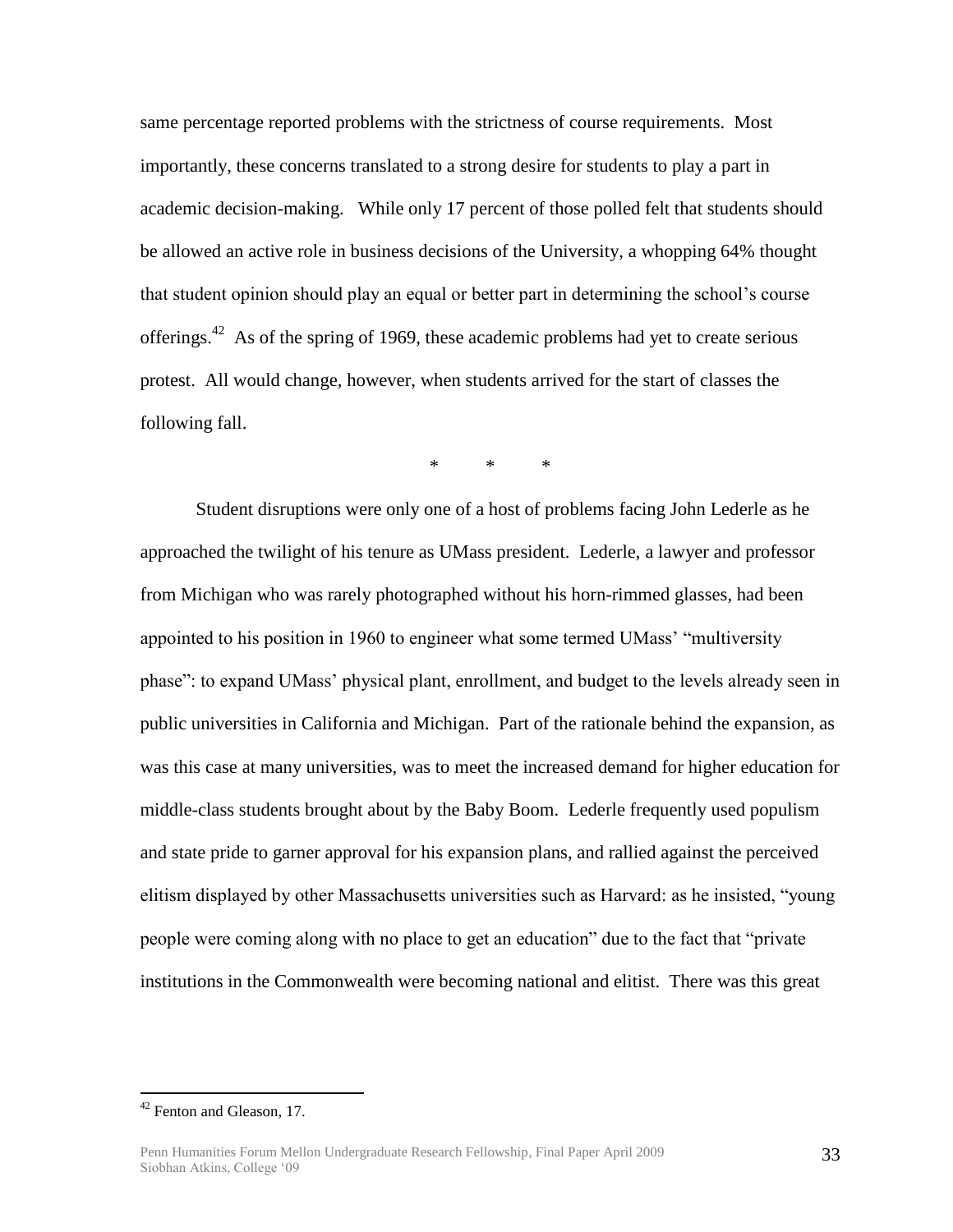same percentage reported problems with the strictness of course requirements. Most importantly, these concerns translated to a strong desire for students to play a part in academic decision-making. While only 17 percent of those polled felt that students should be allowed an active role in business decisions of the University, a whopping 64% thought that student opinion should play an equal or better part in determining the school's course offerings.[42] As of the spring of 1969, these academic problems had yet to create serious protest. All would change, however, when students arrived for the start of classes the following fall.

\* \* \*

Student disruptions were only one of a host of problems facing John Lederle as he approached the twilight of his tenure as UMass president. Lederle, a lawyer and professor from Michigan who was rarely photographed without his horn-rimmed glasses, had been appointed to his position in 1960 to engineer what some termed UMass' "multiversity phase": to expand UMass' physical plant, enrollment, and budget to the levels already seen in public universities in California and Michigan. Part of the rationale behind the expansion, as was this case at many universities, was to meet the increased demand for higher education for middle-class students brought about by the Baby Boom. Lederle frequently used populism and state pride to garner approval for his expansion plans, and rallied against the perceived elitism displayed by other Massachusetts universities such as Harvard: as he insisted, "young people were coming along with no place to get an education" due to the fact that "private institutions in the Commonwealth were becoming national and elitist. There was this great

[42] Fenton and Gleason, 17.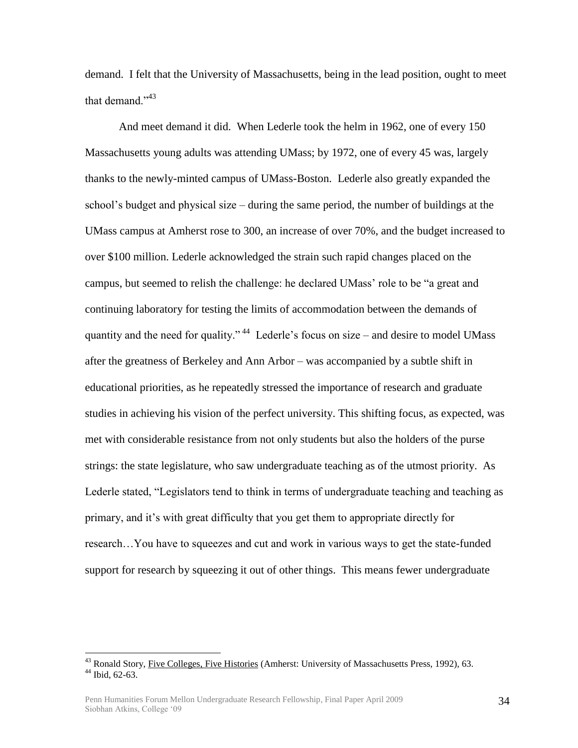demand. I felt that the University of Massachusetts, being in the lead position, ought to meet that demand."[43]

And meet demand it did. When Lederle took the helm in 1962, one of every 150 Massachusetts young adults was attending UMass; by 1972, one of every 45 was, largely thanks to the newly-minted campus of UMass-Boston. Lederle also greatly expanded the school's budget and physical size – during the same period, the number of buildings at the UMass campus at Amherst rose to 300, an increase of over 70%, and the budget increased to over $100 million. Lederle acknowledged the strain such rapid changes placed on the campus, but seemed to relish the challenge: he declared UMass' role to be "a great and continuing laboratory for testing the limits of accommodation between the demands of quantity and the need for quality." [44] Lederle's focus on size – and desire to model UMass after the greatness of Berkeley and Ann Arbor – was accompanied by a subtle shift in educational priorities, as he repeatedly stressed the importance of research and graduate studies in achieving his vision of the perfect university. This shifting focus, as expected, was met with considerable resistance from not only students but also the holders of the purse strings: the state legislature, who saw undergraduate teaching as of the utmost priority. As Lederle stated, "Legislators tend to think in terms of undergraduate teaching and teaching as primary, and it's with great difficulty that you get them to appropriate directly for research…You have to squeezes and cut and work in various ways to get the state-funded support for research by squeezing it out of other things. This means fewer undergraduate

---

[43] Ronald Story, Five Colleges, Five Histories (Amherst: University of Massachusetts Press, 1992), 63.
[44] Ibid, 62-63.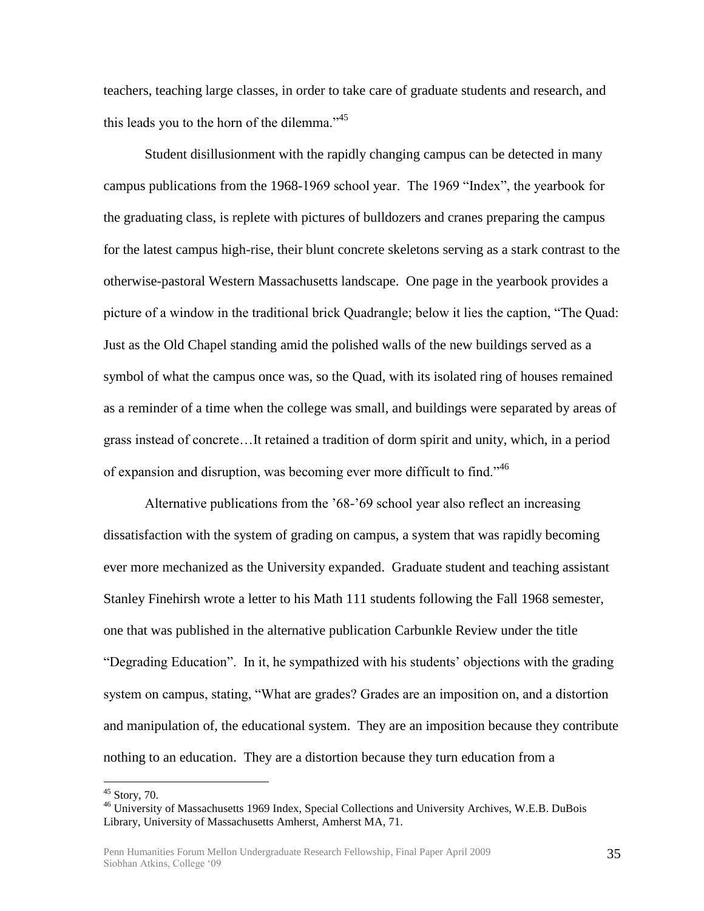teachers, teaching large classes, in order to take care of graduate students and research, and this leads you to the horn of the dilemma."[45]

Student disillusionment with the rapidly changing campus can be detected in many campus publications from the 1968-1969 school year. The 1969 "Index", the yearbook for the graduating class, is replete with pictures of bulldozers and cranes preparing the campus for the latest campus high-rise, their blunt concrete skeletons serving as a stark contrast to the otherwise-pastoral Western Massachusetts landscape. One page in the yearbook provides a picture of a window in the traditional brick Quadrangle; below it lies the caption, "The Quad: Just as the Old Chapel standing amid the polished walls of the new buildings served as a symbol of what the campus once was, so the Quad, with its isolated ring of houses remained as a reminder of a time when the college was small, and buildings were separated by areas of grass instead of concrete…It retained a tradition of dorm spirit and unity, which, in a period of expansion and disruption, was becoming ever more difficult to find."[46]

Alternative publications from the '68-'69 school year also reflect an increasing dissatisfaction with the system of grading on campus, a system that was rapidly becoming ever more mechanized as the University expanded. Graduate student and teaching assistant Stanley Finehirsh wrote a letter to his Math 111 students following the Fall 1968 semester, one that was published in the alternative publication Carbunkle Review under the title "Degrading Education". In it, he sympathized with his students' objections with the grading system on campus, stating, "What are grades? Grades are an imposition on, and a distortion and manipulation of, the educational system. They are an imposition because they contribute nothing to an education. They are a distortion because they turn education from a

---

[45] Story, 70.

[46] University of Massachusetts 1969 Index, Special Collections and University Archives, W.E.B. DuBois Library, University of Massachusetts Amherst, Amherst MA, 71.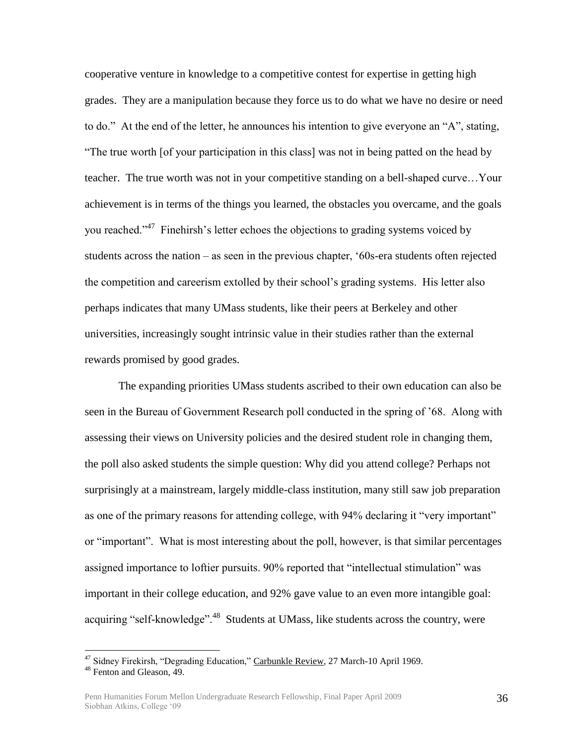cooperative venture in knowledge to a competitive contest for expertise in getting high grades. They are a manipulation because they force us to do what we have no desire or need to do." At the end of the letter, he announces his intention to give everyone an "A", stating, "The true worth [of your participation in this class] was not in being patted on the head by teacher. The true worth was not in your competitive standing on a bell-shaped curve…Your achievement is in terms of the things you learned, the obstacles you overcame, and the goals you reached."[47] Finehirsh's letter echoes the objections to grading systems voiced by students across the nation – as seen in the previous chapter, '60s-era students often rejected the competition and careerism extolled by their school's grading systems. His letter also perhaps indicates that many UMass students, like their peers at Berkeley and other universities, increasingly sought intrinsic value in their studies rather than the external rewards promised by good grades.

The expanding priorities UMass students ascribed to their own education can also be seen in the Bureau of Government Research poll conducted in the spring of '68. Along with assessing their views on University policies and the desired student role in changing them, the poll also asked students the simple question: Why did you attend college? Perhaps not surprisingly at a mainstream, largely middle-class institution, many still saw job preparation as one of the primary reasons for attending college, with 94% declaring it "very important" or "important". What is most interesting about the poll, however, is that similar percentages assigned importance to loftier pursuits. 90% reported that "intellectual stimulation" was important in their college education, and 92% gave value to an even more intangible goal: acquiring "self-knowledge".[48] Students at UMass, like students across the country, were

---

[47] Sidney Firekirsh, "Degrading Education," Carbunkle Review, 27 March-10 April 1969.

[48] Fenton and Gleason, 49.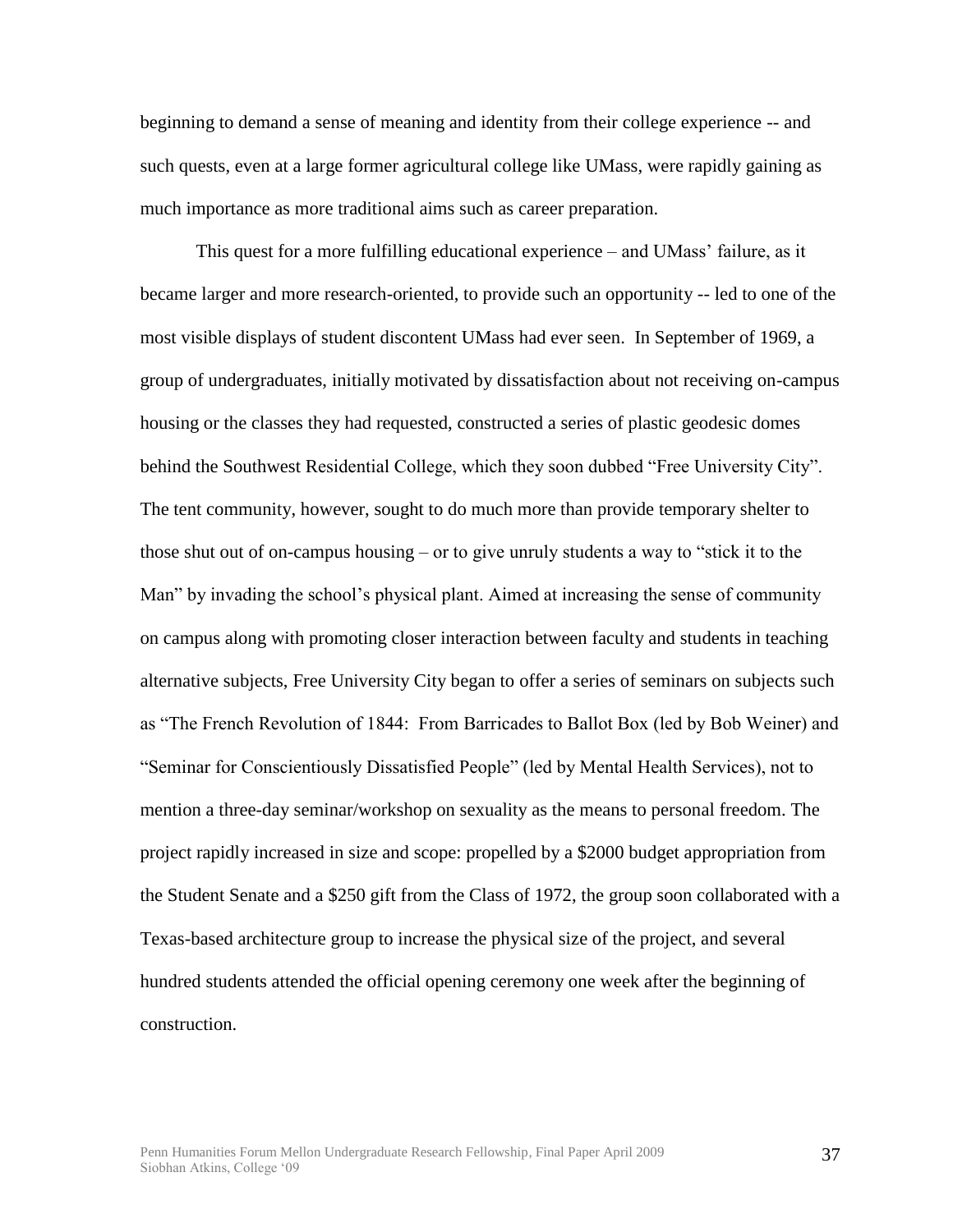beginning to demand a sense of meaning and identity from their college experience -- and such quests, even at a large former agricultural college like UMass, were rapidly gaining as much importance as more traditional aims such as career preparation.

This quest for a more fulfilling educational experience – and UMass' failure, as it became larger and more research-oriented, to provide such an opportunity -- led to one of the most visible displays of student discontent UMass had ever seen. In September of 1969, a group of undergraduates, initially motivated by dissatisfaction about not receiving on-campus housing or the classes they had requested, constructed a series of plastic geodesic domes behind the Southwest Residential College, which they soon dubbed "Free University City". The tent community, however, sought to do much more than provide temporary shelter to those shut out of on-campus housing – or to give unruly students a way to "stick it to the Man" by invading the school's physical plant. Aimed at increasing the sense of community on campus along with promoting closer interaction between faculty and students in teaching alternative subjects, Free University City began to offer a series of seminars on subjects such as "The French Revolution of 1844: From Barricades to Ballot Box (led by Bob Weiner) and "Seminar for Conscientiously Dissatisfied People" (led by Mental Health Services), not to mention a three-day seminar/workshop on sexuality as the means to personal freedom. The project rapidly increased in size and scope: propelled by a $2000 budget appropriation from the Student Senate and a $250 gift from the Class of 1972, the group soon collaborated with a Texas-based architecture group to increase the physical size of the project, and several hundred students attended the official opening ceremony one week after the beginning of construction.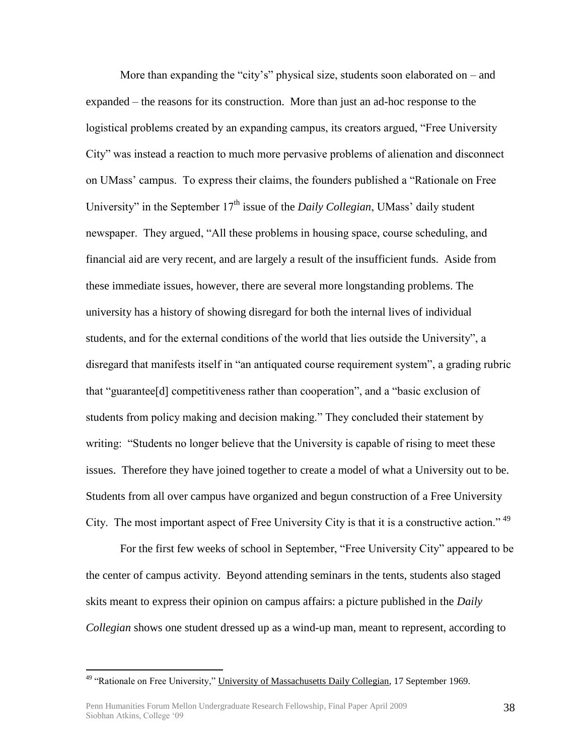More than expanding the "city's" physical size, students soon elaborated on – and expanded – the reasons for its construction. More than just an ad-hoc response to the logistical problems created by an expanding campus, its creators argued, "Free University City" was instead a reaction to much more pervasive problems of alienation and disconnect on UMass' campus. To express their claims, the founders published a "Rationale on Free University" in the September 17th issue of the *Daily Collegian*, UMass' daily student newspaper. They argued, "All these problems in housing space, course scheduling, and financial aid are very recent, and are largely a result of the insufficient funds. Aside from these immediate issues, however, there are several more longstanding problems. The university has a history of showing disregard for both the internal lives of individual students, and for the external conditions of the world that lies outside the University", a disregard that manifests itself in "an antiquated course requirement system", a grading rubric that "guarantee[d] competitiveness rather than cooperation", and a "basic exclusion of students from policy making and decision making." They concluded their statement by writing: "Students no longer believe that the University is capable of rising to meet these issues. Therefore they have joined together to create a model of what a University out to be. Students from all over campus have organized and begun construction of a Free University City. The most important aspect of Free University City is that it is a constructive action." [49]

For the first few weeks of school in September, "Free University City" appeared to be the center of campus activity. Beyond attending seminars in the tents, students also staged skits meant to express their opinion on campus affairs: a picture published in the *Daily Collegian* shows one student dressed up as a wind-up man, meant to represent, according to

[49] "Rationale on Free University," University of Massachusetts Daily Collegian, 17 September 1969.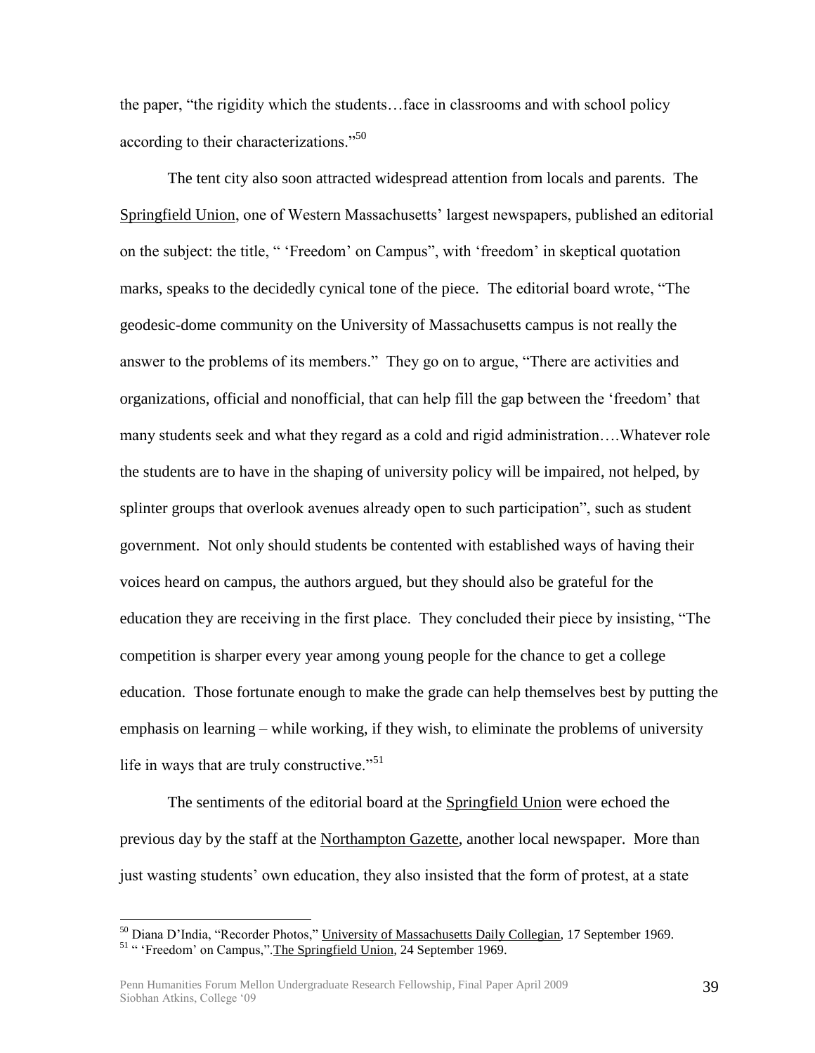the paper, "the rigidity which the students…face in classrooms and with school policy according to their characterizations."[50]

The tent city also soon attracted widespread attention from locals and parents. The Springfield Union, one of Western Massachusetts' largest newspapers, published an editorial on the subject: the title, " 'Freedom' on Campus", with 'freedom' in skeptical quotation marks, speaks to the decidedly cynical tone of the piece. The editorial board wrote, "The geodesic-dome community on the University of Massachusetts campus is not really the answer to the problems of its members." They go on to argue, "There are activities and organizations, official and nonofficial, that can help fill the gap between the 'freedom' that many students seek and what they regard as a cold and rigid administration….Whatever role the students are to have in the shaping of university policy will be impaired, not helped, by splinter groups that overlook avenues already open to such participation", such as student government. Not only should students be contented with established ways of having their voices heard on campus, the authors argued, but they should also be grateful for the education they are receiving in the first place. They concluded their piece by insisting, "The competition is sharper every year among young people for the chance to get a college education. Those fortunate enough to make the grade can help themselves best by putting the emphasis on learning – while working, if they wish, to eliminate the problems of university life in ways that are truly constructive."[51]

The sentiments of the editorial board at the Springfield Union were echoed the previous day by the staff at the Northampton Gazette, another local newspaper. More than just wasting students' own education, they also insisted that the form of protest, at a state

---

[50] Diana D'India, "Recorder Photos," University of Massachusetts Daily Collegian, 17 September 1969.

[51] " 'Freedom' on Campus,".The Springfield Union, 24 September 1969.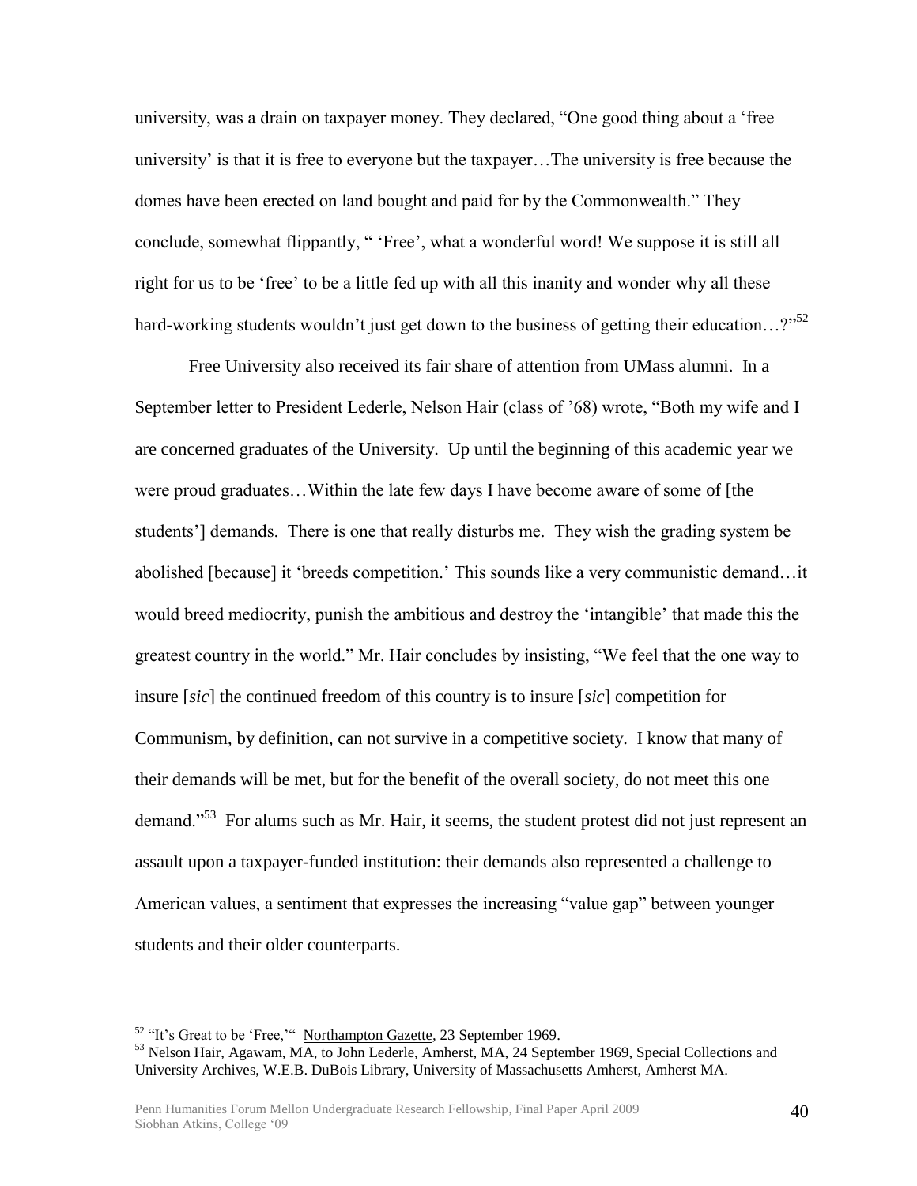university, was a drain on taxpayer money. They declared, "One good thing about a 'free university' is that it is free to everyone but the taxpayer…The university is free because the domes have been erected on land bought and paid for by the Commonwealth." They conclude, somewhat flippantly, " 'Free', what a wonderful word! We suppose it is still all right for us to be 'free' to be a little fed up with all this inanity and wonder why all these hard-working students wouldn't just get down to the business of getting their education…?"[52]

Free University also received its fair share of attention from UMass alumni. In a September letter to President Lederle, Nelson Hair (class of '68) wrote, "Both my wife and I are concerned graduates of the University. Up until the beginning of this academic year we were proud graduates…Within the late few days I have become aware of some of [the students'] demands. There is one that really disturbs me. They wish the grading system be abolished [because] it 'breeds competition.' This sounds like a very communistic demand…it would breed mediocrity, punish the ambitious and destroy the 'intangible' that made this the greatest country in the world." Mr. Hair concludes by insisting, "We feel that the one way to insure [*sic*] the continued freedom of this country is to insure [*sic*] competition for Communism, by definition, can not survive in a competitive society. I know that many of their demands will be met, but for the benefit of the overall society, do not meet this one demand."[53] For alums such as Mr. Hair, it seems, the student protest did not just represent an assault upon a taxpayer-funded institution: their demands also represented a challenge to American values, a sentiment that expresses the increasing "value gap" between younger students and their older counterparts.

---

[52] "It's Great to be 'Free,'" Northampton Gazette, 23 September 1969.

[53] Nelson Hair, Agawam, MA, to John Lederle, Amherst, MA, 24 September 1969, Special Collections and University Archives, W.E.B. DuBois Library, University of Massachusetts Amherst, Amherst MA.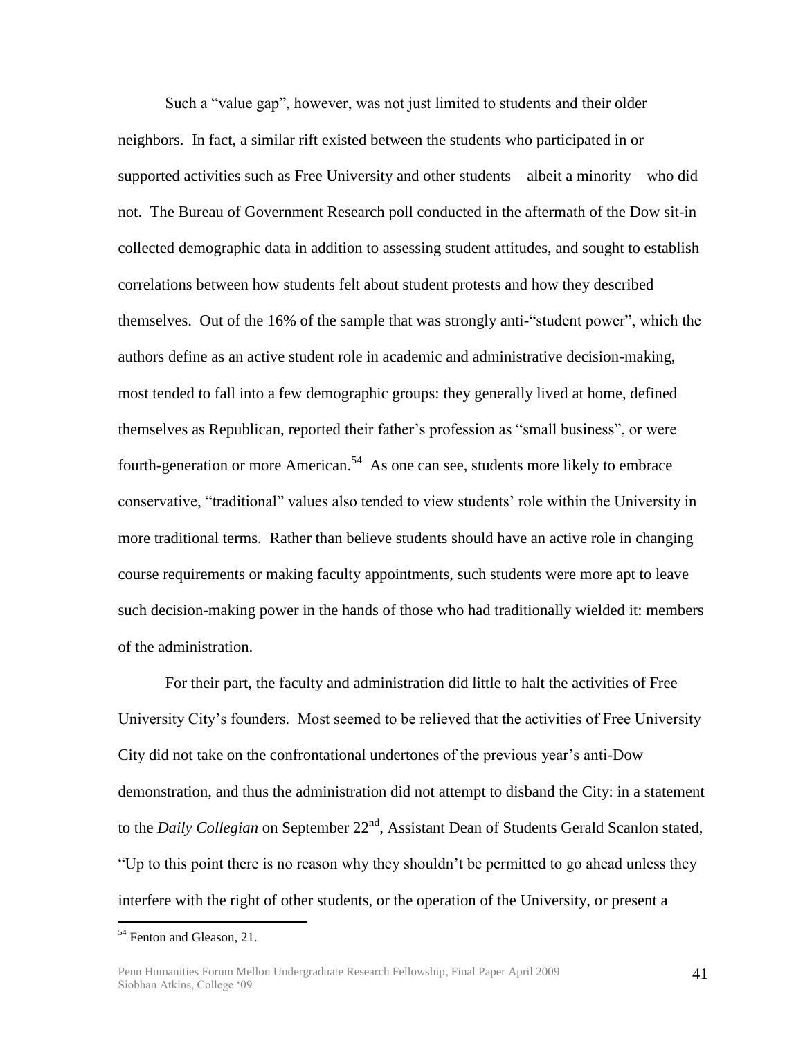Such a "value gap", however, was not just limited to students and their older neighbors. In fact, a similar rift existed between the students who participated in or supported activities such as Free University and other students – albeit a minority – who did not. The Bureau of Government Research poll conducted in the aftermath of the Dow sit-in collected demographic data in addition to assessing student attitudes, and sought to establish correlations between how students felt about student protests and how they described themselves. Out of the 16% of the sample that was strongly anti-"student power", which the authors define as an active student role in academic and administrative decision-making, most tended to fall into a few demographic groups: they generally lived at home, defined themselves as Republican, reported their father's profession as "small business", or were fourth-generation or more American.[54] As one can see, students more likely to embrace conservative, "traditional" values also tended to view students' role within the University in more traditional terms. Rather than believe students should have an active role in changing course requirements or making faculty appointments, such students were more apt to leave such decision-making power in the hands of those who had traditionally wielded it: members of the administration.

For their part, the faculty and administration did little to halt the activities of Free University City's founders. Most seemed to be relieved that the activities of Free University City did not take on the confrontational undertones of the previous year's anti-Dow demonstration, and thus the administration did not attempt to disband the City: in a statement to the *Daily Collegian* on September 22nd, Assistant Dean of Students Gerald Scanlon stated, "Up to this point there is no reason why they shouldn't be permitted to go ahead unless they interfere with the right of other students, or the operation of the University, or present a

[54] Fenton and Gleason, 21.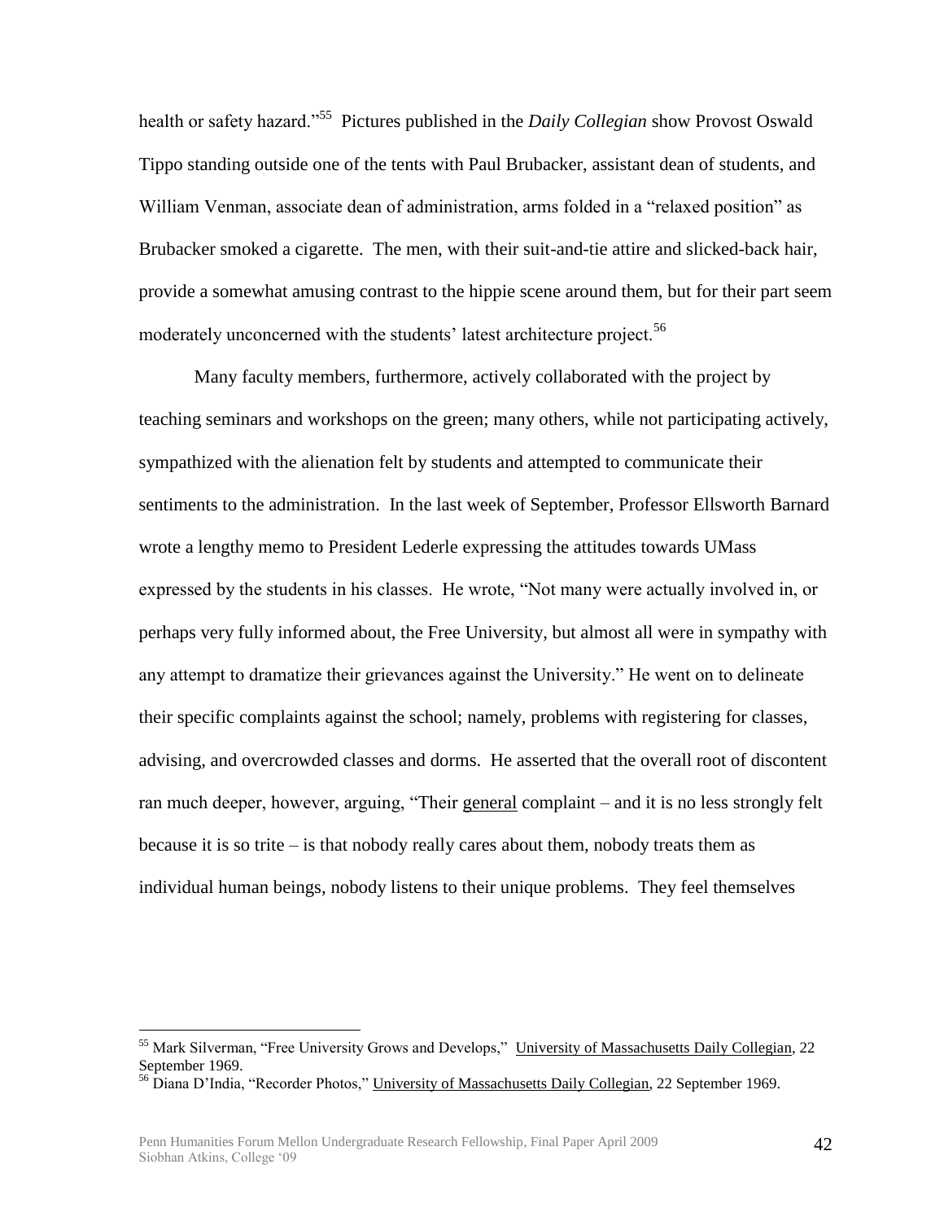health or safety hazard."[55] Pictures published in the *Daily Collegian* show Provost Oswald Tippo standing outside one of the tents with Paul Brubacker, assistant dean of students, and William Venman, associate dean of administration, arms folded in a "relaxed position" as Brubacker smoked a cigarette. The men, with their suit-and-tie attire and slicked-back hair, provide a somewhat amusing contrast to the hippie scene around them, but for their part seem moderately unconcerned with the students' latest architecture project.[56]

Many faculty members, furthermore, actively collaborated with the project by teaching seminars and workshops on the green; many others, while not participating actively, sympathized with the alienation felt by students and attempted to communicate their sentiments to the administration. In the last week of September, Professor Ellsworth Barnard wrote a lengthy memo to President Lederle expressing the attitudes towards UMass expressed by the students in his classes. He wrote, "Not many were actually involved in, or perhaps very fully informed about, the Free University, but almost all were in sympathy with any attempt to dramatize their grievances against the University." He went on to delineate their specific complaints against the school; namely, problems with registering for classes, advising, and overcrowded classes and dorms. He asserted that the overall root of discontent ran much deeper, however, arguing, "Their <u>general</u> complaint – and it is no less strongly felt because it is so trite – is that nobody really cares about them, nobody treats them as individual human beings, nobody listens to their unique problems. They feel themselves

[55] Mark Silverman, "Free University Grows and Develops," <u>University of Massachusetts Daily Collegian</u>, 22 September 1969.

[56] Diana D'India, "Recorder Photos," <u>University of Massachusetts Daily Collegian</u>, 22 September 1969.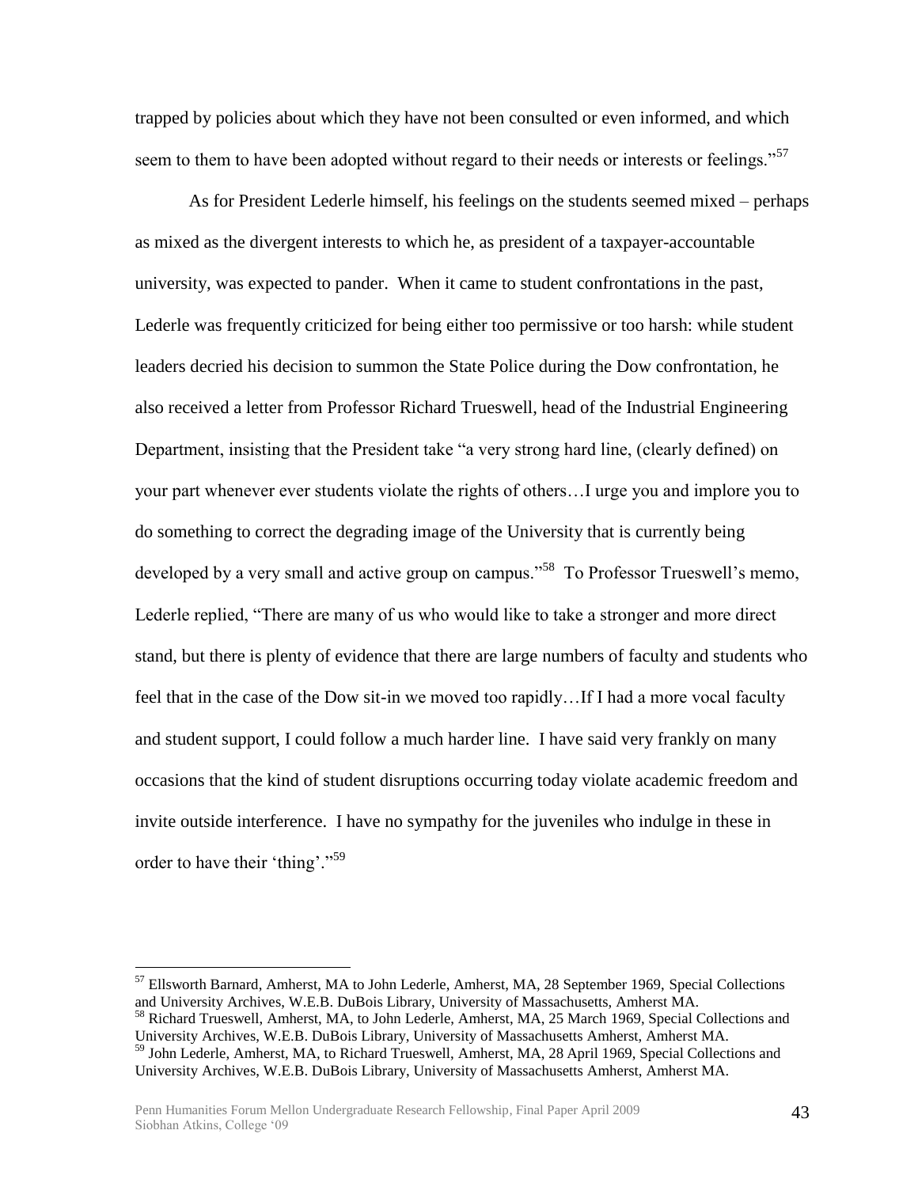trapped by policies about which they have not been consulted or even informed, and which seem to them to have been adopted without regard to their needs or interests or feelings."[57]

As for President Lederle himself, his feelings on the students seemed mixed – perhaps as mixed as the divergent interests to which he, as president of a taxpayer-accountable university, was expected to pander. When it came to student confrontations in the past, Lederle was frequently criticized for being either too permissive or too harsh: while student leaders decried his decision to summon the State Police during the Dow confrontation, he also received a letter from Professor Richard Trueswell, head of the Industrial Engineering Department, insisting that the President take "a very strong hard line, (clearly defined) on your part whenever ever students violate the rights of others…I urge you and implore you to do something to correct the degrading image of the University that is currently being developed by a very small and active group on campus."[58] To Professor Trueswell's memo, Lederle replied, "There are many of us who would like to take a stronger and more direct stand, but there is plenty of evidence that there are large numbers of faculty and students who feel that in the case of the Dow sit-in we moved too rapidly…If I had a more vocal faculty and student support, I could follow a much harder line. I have said very frankly on many occasions that the kind of student disruptions occurring today violate academic freedom and invite outside interference. I have no sympathy for the juveniles who indulge in these in order to have their 'thing'."[59]

---

[57] Ellsworth Barnard, Amherst, MA to John Lederle, Amherst, MA, 28 September 1969, Special Collections and University Archives, W.E.B. DuBois Library, University of Massachusetts, Amherst MA.

[58] Richard Trueswell, Amherst, MA, to John Lederle, Amherst, MA, 25 March 1969, Special Collections and University Archives, W.E.B. DuBois Library, University of Massachusetts Amherst, Amherst MA.

[59] John Lederle, Amherst, MA, to Richard Trueswell, Amherst, MA, 28 April 1969, Special Collections and University Archives, W.E.B. DuBois Library, University of Massachusetts Amherst, Amherst MA.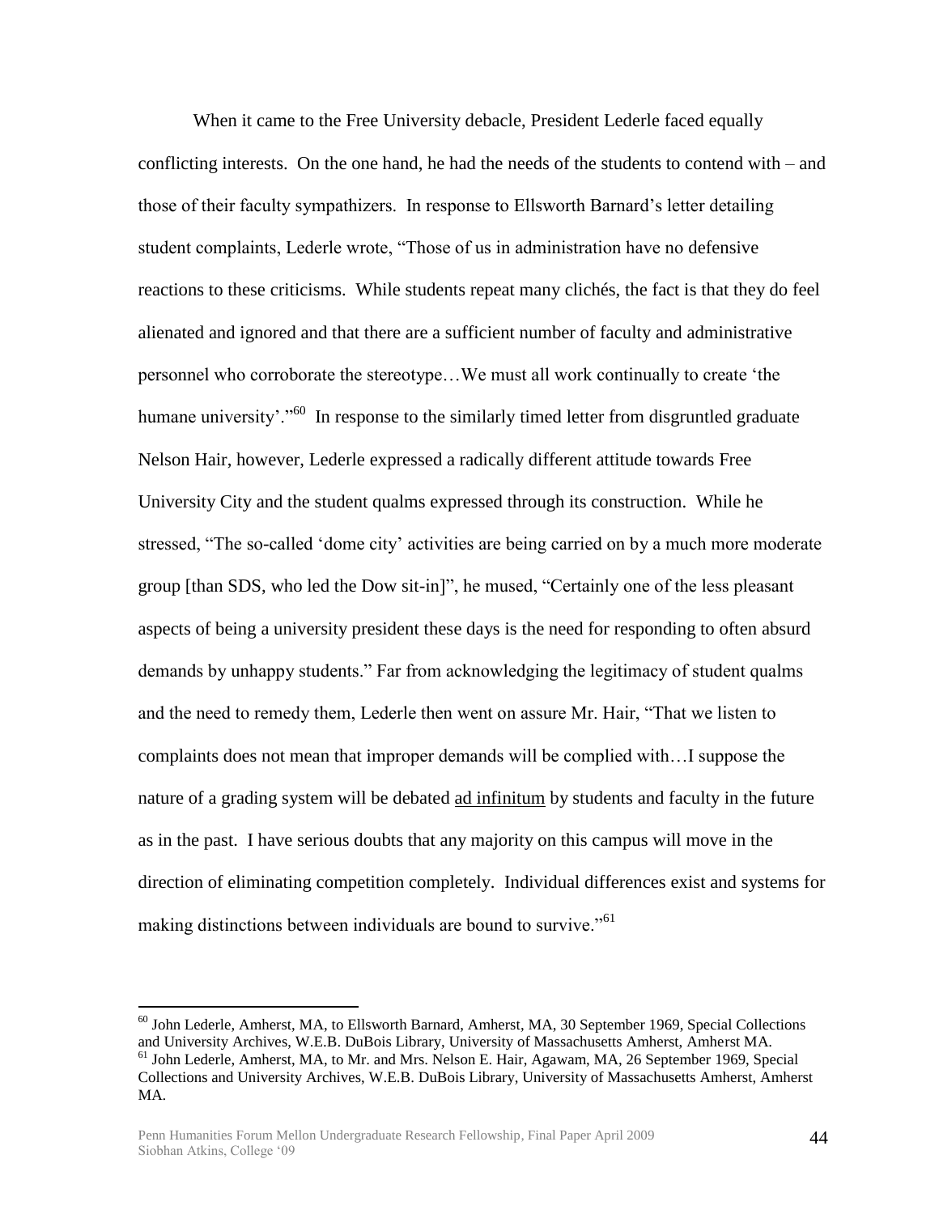When it came to the Free University debacle, President Lederle faced equally conflicting interests. On the one hand, he had the needs of the students to contend with – and those of their faculty sympathizers. In response to Ellsworth Barnard's letter detailing student complaints, Lederle wrote, "Those of us in administration have no defensive reactions to these criticisms. While students repeat many clichés, the fact is that they do feel alienated and ignored and that there are a sufficient number of faculty and administrative personnel who corroborate the stereotype…We must all work continually to create 'the humane university'."[60] In response to the similarly timed letter from disgruntled graduate Nelson Hair, however, Lederle expressed a radically different attitude towards Free University City and the student qualms expressed through its construction. While he stressed, "The so-called 'dome city' activities are being carried on by a much more moderate group [than SDS, who led the Dow sit-in]", he mused, "Certainly one of the less pleasant aspects of being a university president these days is the need for responding to often absurd demands by unhappy students." Far from acknowledging the legitimacy of student qualms and the need to remedy them, Lederle then went on assure Mr. Hair, "That we listen to complaints does not mean that improper demands will be complied with…I suppose the nature of a grading system will be debated ad infinitum by students and faculty in the future as in the past. I have serious doubts that any majority on this campus will move in the direction of eliminating competition completely. Individual differences exist and systems for making distinctions between individuals are bound to survive."[61]

---

[60] John Lederle, Amherst, MA, to Ellsworth Barnard, Amherst, MA, 30 September 1969, Special Collections and University Archives, W.E.B. DuBois Library, University of Massachusetts Amherst, Amherst MA.

[61] John Lederle, Amherst, MA, to Mr. and Mrs. Nelson E. Hair, Agawam, MA, 26 September 1969, Special Collections and University Archives, W.E.B. DuBois Library, University of Massachusetts Amherst, Amherst MA.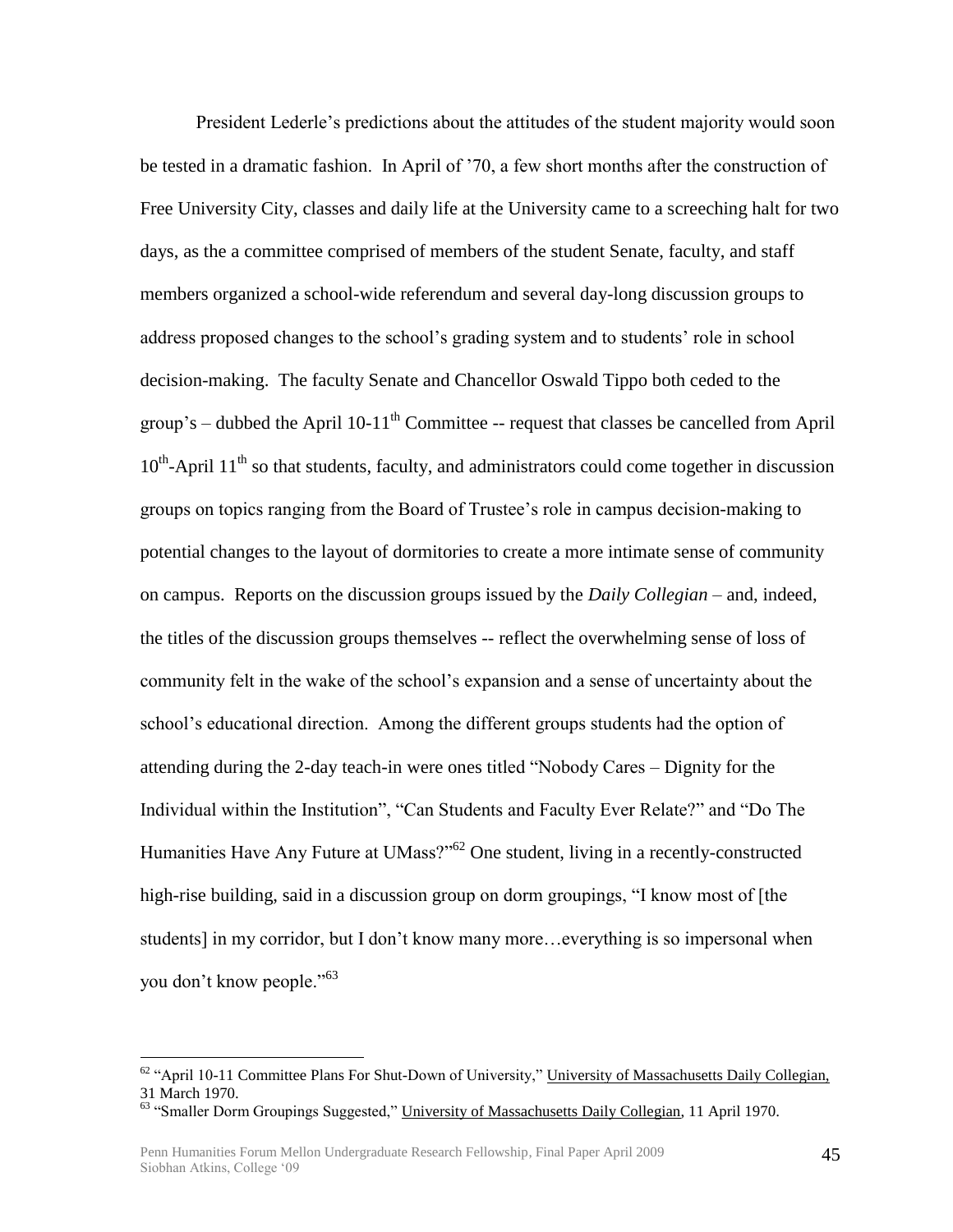President Lederle's predictions about the attitudes of the student majority would soon be tested in a dramatic fashion. In April of '70, a few short months after the construction of Free University City, classes and daily life at the University came to a screeching halt for two days, as the a committee comprised of members of the student Senate, faculty, and staff members organized a school-wide referendum and several day-long discussion groups to address proposed changes to the school's grading system and to students' role in school decision-making. The faculty Senate and Chancellor Oswald Tippo both ceded to the group's – dubbed the April 10-11th Committee -- request that classes be cancelled from April 10th-April 11th so that students, faculty, and administrators could come together in discussion groups on topics ranging from the Board of Trustee's role in campus decision-making to potential changes to the layout of dormitories to create a more intimate sense of community on campus. Reports on the discussion groups issued by the *Daily Collegian* – and, indeed, the titles of the discussion groups themselves -- reflect the overwhelming sense of loss of community felt in the wake of the school's expansion and a sense of uncertainty about the school's educational direction. Among the different groups students had the option of attending during the 2-day teach-in were ones titled "Nobody Cares – Dignity for the Individual within the Institution", "Can Students and Faculty Ever Relate?" and "Do The Humanities Have Any Future at UMass?"[62] One student, living in a recently-constructed high-rise building, said in a discussion group on dorm groupings, "I know most of [the students] in my corridor, but I don't know many more…everything is so impersonal when you don't know people."[63]

---

[62] "April 10-11 Committee Plans For Shut-Down of University," University of Massachusetts Daily Collegian, 31 March 1970.

[63] "Smaller Dorm Groupings Suggested," University of Massachusetts Daily Collegian, 11 April 1970.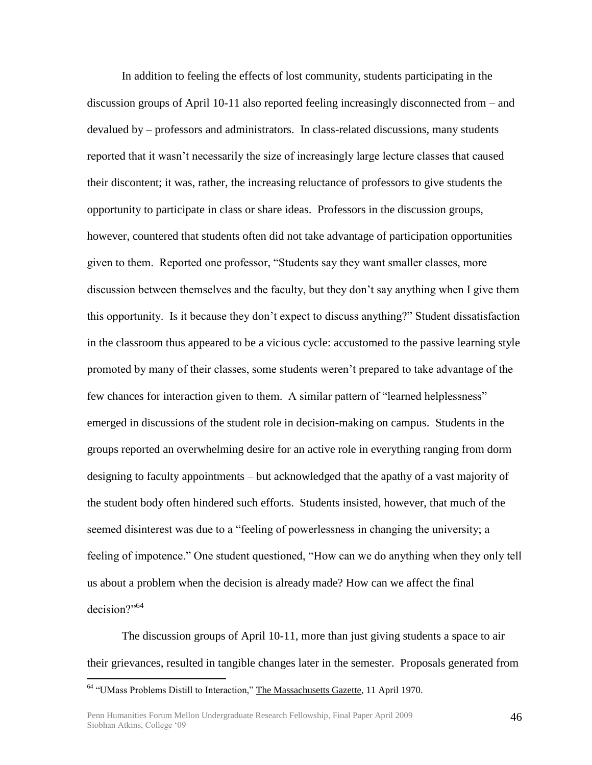In addition to feeling the effects of lost community, students participating in the discussion groups of April 10-11 also reported feeling increasingly disconnected from – and devalued by – professors and administrators. In class-related discussions, many students reported that it wasn't necessarily the size of increasingly large lecture classes that caused their discontent; it was, rather, the increasing reluctance of professors to give students the opportunity to participate in class or share ideas. Professors in the discussion groups, however, countered that students often did not take advantage of participation opportunities given to them. Reported one professor, "Students say they want smaller classes, more discussion between themselves and the faculty, but they don't say anything when I give them this opportunity. Is it because they don't expect to discuss anything?" Student dissatisfaction in the classroom thus appeared to be a vicious cycle: accustomed to the passive learning style promoted by many of their classes, some students weren't prepared to take advantage of the few chances for interaction given to them. A similar pattern of "learned helplessness" emerged in discussions of the student role in decision-making on campus. Students in the groups reported an overwhelming desire for an active role in everything ranging from dorm designing to faculty appointments – but acknowledged that the apathy of a vast majority of the student body often hindered such efforts. Students insisted, however, that much of the seemed disinterest was due to a "feeling of powerlessness in changing the university; a feeling of impotence." One student questioned, "How can we do anything when they only tell us about a problem when the decision is already made? How can we affect the final decision?"[64]

The discussion groups of April 10-11, more than just giving students a space to air their grievances, resulted in tangible changes later in the semester. Proposals generated from

---

[64] "UMass Problems Distill to Interaction," The Massachusetts Gazette, 11 April 1970.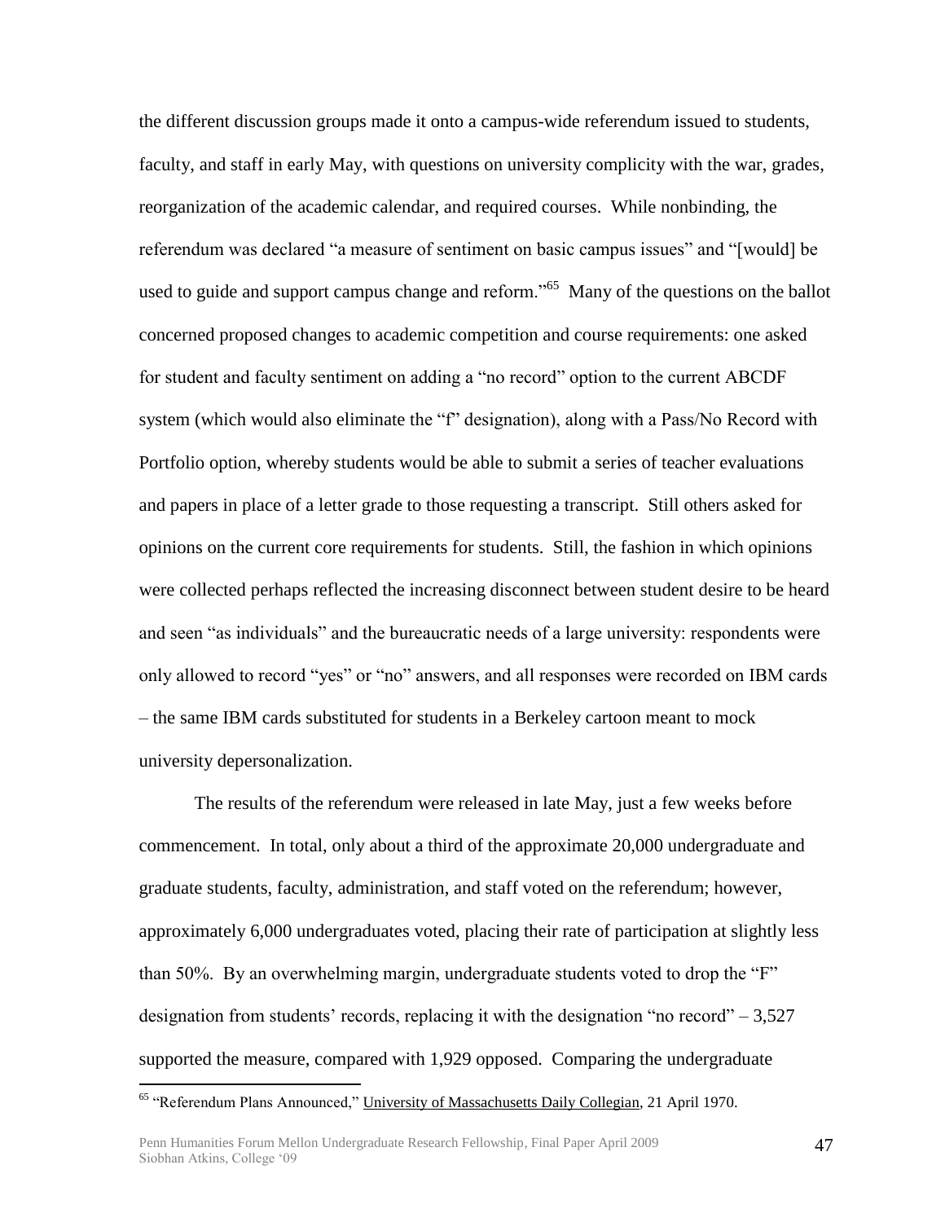the different discussion groups made it onto a campus-wide referendum issued to students, faculty, and staff in early May, with questions on university complicity with the war, grades, reorganization of the academic calendar, and required courses. While nonbinding, the referendum was declared "a measure of sentiment on basic campus issues" and "[would] be used to guide and support campus change and reform."[65] Many of the questions on the ballot concerned proposed changes to academic competition and course requirements: one asked for student and faculty sentiment on adding a "no record" option to the current ABCDF system (which would also eliminate the "f" designation), along with a Pass/No Record with Portfolio option, whereby students would be able to submit a series of teacher evaluations and papers in place of a letter grade to those requesting a transcript. Still others asked for opinions on the current core requirements for students. Still, the fashion in which opinions were collected perhaps reflected the increasing disconnect between student desire to be heard and seen "as individuals" and the bureaucratic needs of a large university: respondents were only allowed to record "yes" or "no" answers, and all responses were recorded on IBM cards – the same IBM cards substituted for students in a Berkeley cartoon meant to mock university depersonalization.

The results of the referendum were released in late May, just a few weeks before commencement. In total, only about a third of the approximate 20,000 undergraduate and graduate students, faculty, administration, and staff voted on the referendum; however, approximately 6,000 undergraduates voted, placing their rate of participation at slightly less than 50%. By an overwhelming margin, undergraduate students voted to drop the "F" designation from students' records, replacing it with the designation "no record" – 3,527 supported the measure, compared with 1,929 opposed. Comparing the undergraduate

[65] "Referendum Plans Announced," University of Massachusetts Daily Collegian, 21 April 1970.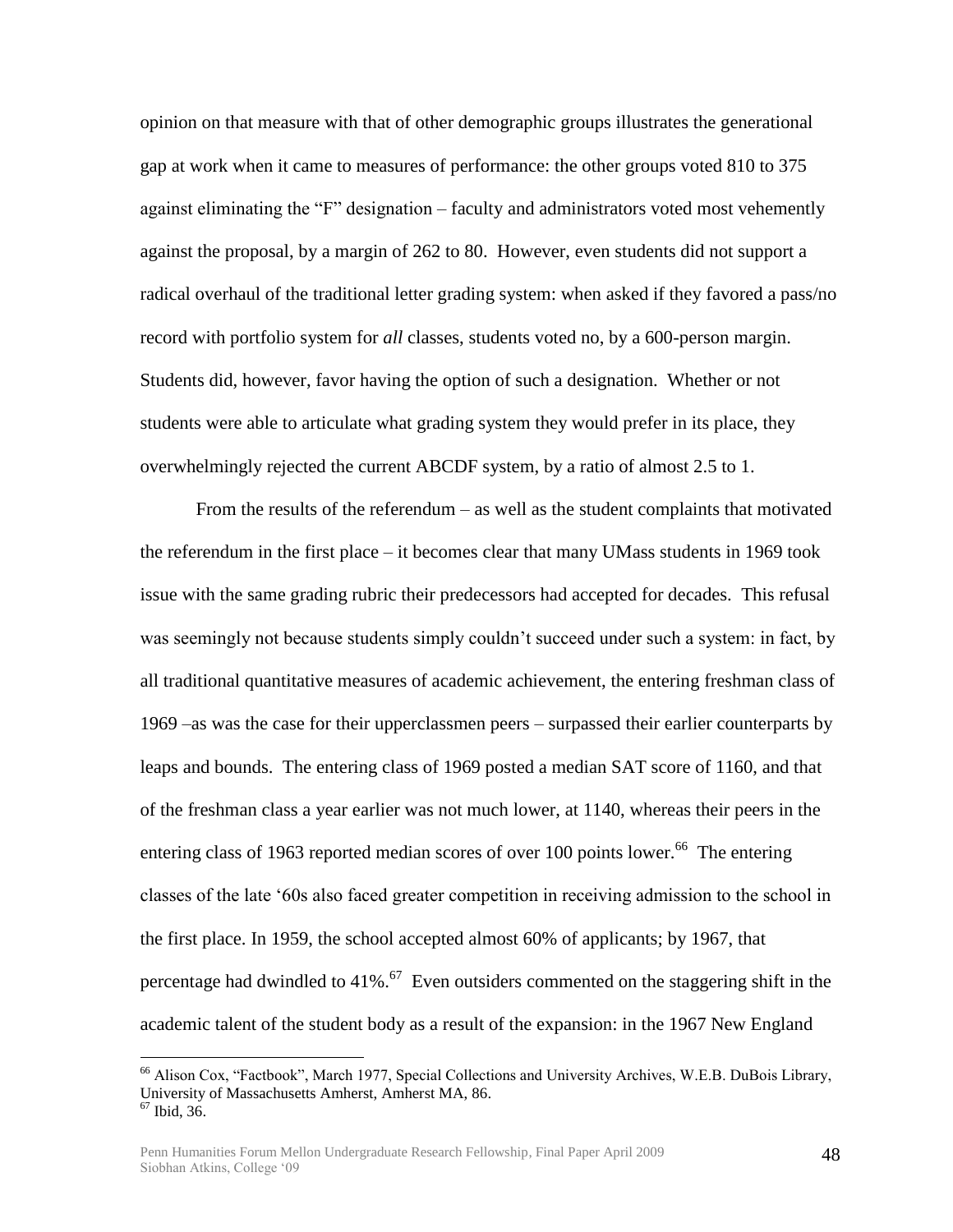opinion on that measure with that of other demographic groups illustrates the generational gap at work when it came to measures of performance: the other groups voted 810 to 375 against eliminating the "F" designation – faculty and administrators voted most vehemently against the proposal, by a margin of 262 to 80. However, even students did not support a radical overhaul of the traditional letter grading system: when asked if they favored a pass/no record with portfolio system for *all* classes, students voted no, by a 600-person margin. Students did, however, favor having the option of such a designation. Whether or not students were able to articulate what grading system they would prefer in its place, they overwhelmingly rejected the current ABCDF system, by a ratio of almost 2.5 to 1.

From the results of the referendum – as well as the student complaints that motivated the referendum in the first place – it becomes clear that many UMass students in 1969 took issue with the same grading rubric their predecessors had accepted for decades. This refusal was seemingly not because students simply couldn't succeed under such a system: in fact, by all traditional quantitative measures of academic achievement, the entering freshman class of 1969 –as was the case for their upperclassmen peers – surpassed their earlier counterparts by leaps and bounds. The entering class of 1969 posted a median SAT score of 1160, and that of the freshman class a year earlier was not much lower, at 1140, whereas their peers in the entering class of 1963 reported median scores of over 100 points lower.[66] The entering classes of the late '60s also faced greater competition in receiving admission to the school in the first place. In 1959, the school accepted almost 60% of applicants; by 1967, that percentage had dwindled to 41%.[67] Even outsiders commented on the staggering shift in the academic talent of the student body as a result of the expansion: in the 1967 New England

---

[66] Alison Cox, "Factbook", March 1977, Special Collections and University Archives, W.E.B. DuBois Library, University of Massachusetts Amherst, Amherst MA, 86.

[67] Ibid, 36.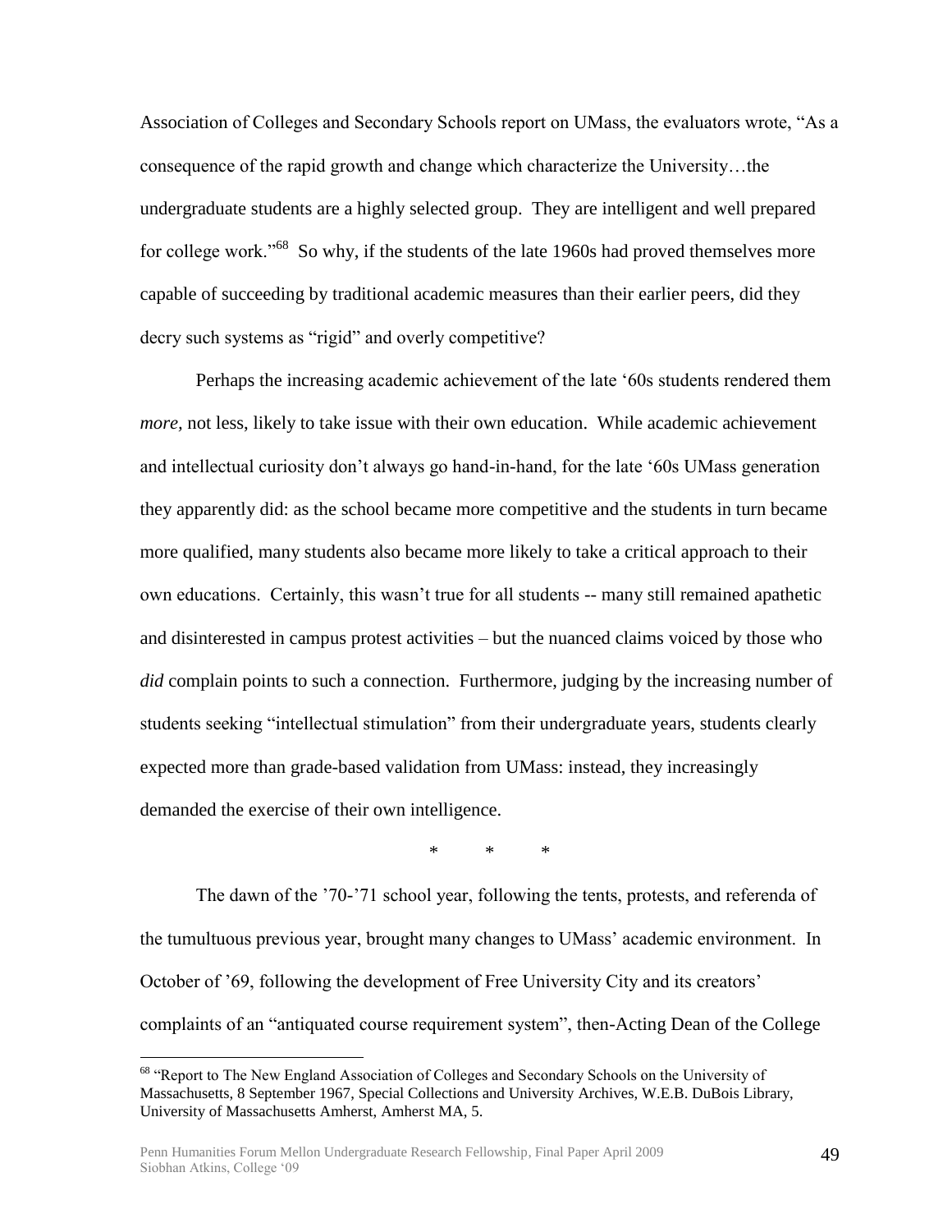Association of Colleges and Secondary Schools report on UMass, the evaluators wrote, "As a consequence of the rapid growth and change which characterize the University…the undergraduate students are a highly selected group. They are intelligent and well prepared for college work."[68] So why, if the students of the late 1960s had proved themselves more capable of succeeding by traditional academic measures than their earlier peers, did they decry such systems as "rigid" and overly competitive?

Perhaps the increasing academic achievement of the late '60s students rendered them *more,* not less, likely to take issue with their own education. While academic achievement and intellectual curiosity don't always go hand-in-hand, for the late '60s UMass generation they apparently did: as the school became more competitive and the students in turn became more qualified, many students also became more likely to take a critical approach to their own educations. Certainly, this wasn't true for all students -- many still remained apathetic and disinterested in campus protest activities – but the nuanced claims voiced by those who *did* complain points to such a connection. Furthermore, judging by the increasing number of students seeking "intellectual stimulation" from their undergraduate years, students clearly expected more than grade-based validation from UMass: instead, they increasingly demanded the exercise of their own intelligence.

\* \* \*

The dawn of the '70-'71 school year, following the tents, protests, and referenda of the tumultuous previous year, brought many changes to UMass' academic environment. In October of '69, following the development of Free University City and its creators' complaints of an "antiquated course requirement system", then-Acting Dean of the College

---

[68] "Report to The New England Association of Colleges and Secondary Schools on the University of Massachusetts, 8 September 1967, Special Collections and University Archives, W.E.B. DuBois Library, University of Massachusetts Amherst, Amherst MA, 5.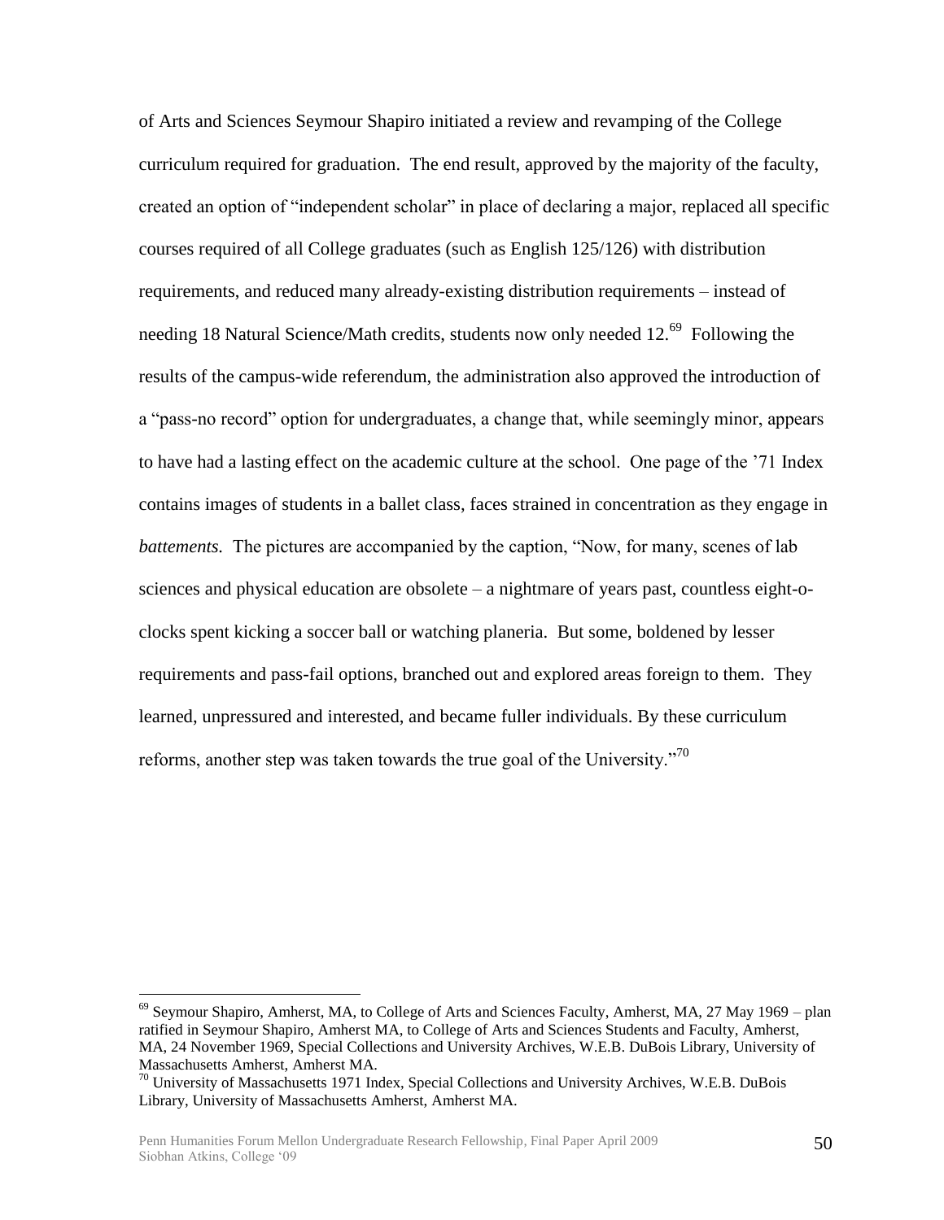of Arts and Sciences Seymour Shapiro initiated a review and revamping of the College curriculum required for graduation. The end result, approved by the majority of the faculty, created an option of "independent scholar" in place of declaring a major, replaced all specific courses required of all College graduates (such as English 125/126) with distribution requirements, and reduced many already-existing distribution requirements – instead of needing 18 Natural Science/Math credits, students now only needed 12.[69] Following the results of the campus-wide referendum, the administration also approved the introduction of a "pass-no record" option for undergraduates, a change that, while seemingly minor, appears to have had a lasting effect on the academic culture at the school. One page of the '71 Index contains images of students in a ballet class, faces strained in concentration as they engage in *battements.* The pictures are accompanied by the caption, "Now, for many, scenes of lab sciences and physical education are obsolete – a nightmare of years past, countless eight-o-clocks spent kicking a soccer ball or watching planeria. But some, boldened by lesser requirements and pass-fail options, branched out and explored areas foreign to them. They learned, unpressured and interested, and became fuller individuals. By these curriculum reforms, another step was taken towards the true goal of the University."[70]

---

[69] Seymour Shapiro, Amherst, MA, to College of Arts and Sciences Faculty, Amherst, MA, 27 May 1969 – plan ratified in Seymour Shapiro, Amherst MA, to College of Arts and Sciences Students and Faculty, Amherst, MA, 24 November 1969, Special Collections and University Archives, W.E.B. DuBois Library, University of Massachusetts Amherst, Amherst MA.

[70] University of Massachusetts 1971 Index, Special Collections and University Archives, W.E.B. DuBois Library, University of Massachusetts Amherst, Amherst MA.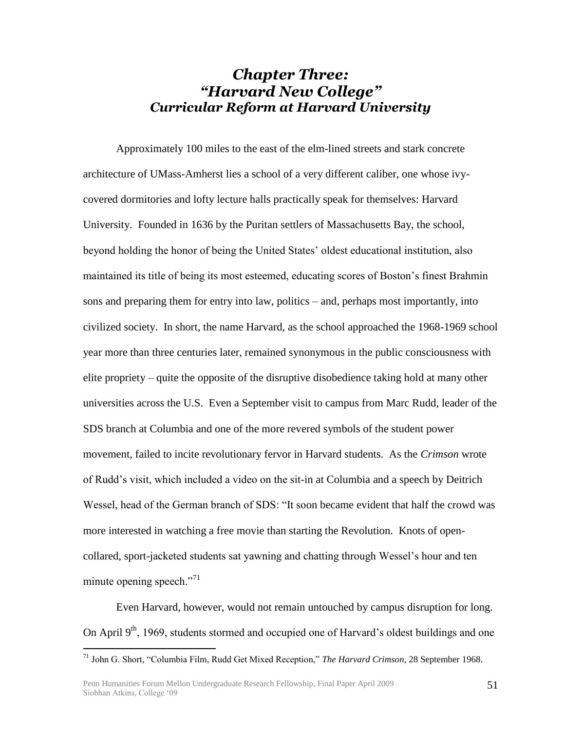# *Chapter Three: "Harvard New College" Curricular Reform at Harvard University*

Approximately 100 miles to the east of the elm-lined streets and stark concrete architecture of UMass-Amherst lies a school of a very different caliber, one whose ivy-covered dormitories and lofty lecture halls practically speak for themselves: Harvard University. Founded in 1636 by the Puritan settlers of Massachusetts Bay, the school, beyond holding the honor of being the United States' oldest educational institution, also maintained its title of being its most esteemed, educating scores of Boston's finest Brahmin sons and preparing them for entry into law, politics – and, perhaps most importantly, into civilized society. In short, the name Harvard, as the school approached the 1968-1969 school year more than three centuries later, remained synonymous in the public consciousness with elite propriety – quite the opposite of the disruptive disobedience taking hold at many other universities across the U.S. Even a September visit to campus from Marc Rudd, leader of the SDS branch at Columbia and one of the more revered symbols of the student power movement, failed to incite revolutionary fervor in Harvard students. As the *Crimson* wrote of Rudd's visit, which included a video on the sit-in at Columbia and a speech by Deitrich Wessel, head of the German branch of SDS: "It soon became evident that half the crowd was more interested in watching a free movie than starting the Revolution. Knots of open-collared, sport-jacketed students sat yawning and chatting through Wessel's hour and ten minute opening speech."[71]

Even Harvard, however, would not remain untouched by campus disruption for long. On April 9th, 1969, students stormed and occupied one of Harvard's oldest buildings and one

---

[71] John G. Short, "Columbia Film, Rudd Get Mixed Reception," *The Harvard Crimson*, 28 September 1968.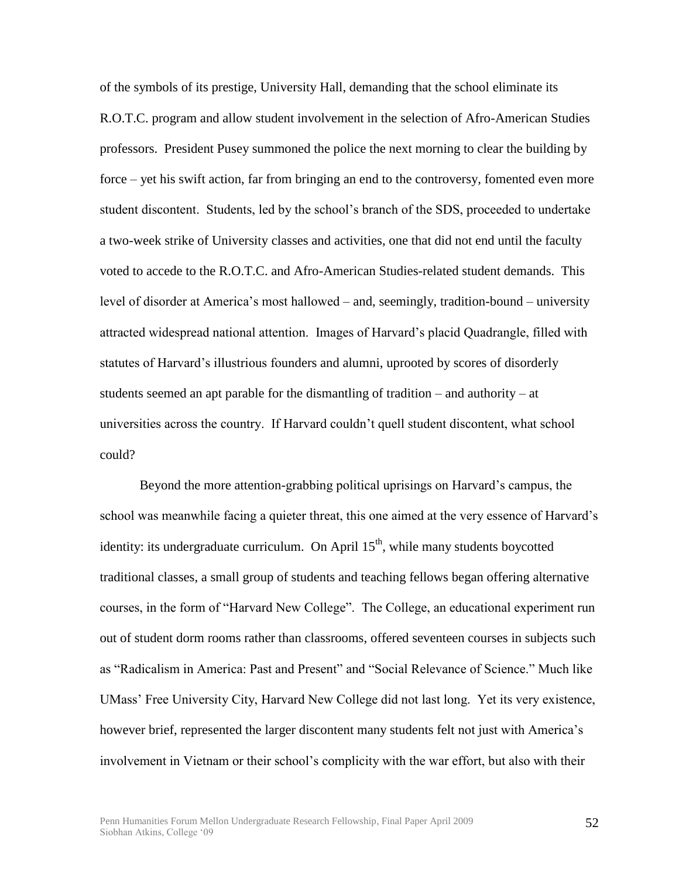of the symbols of its prestige, University Hall, demanding that the school eliminate its R.O.T.C. program and allow student involvement in the selection of Afro-American Studies professors. President Pusey summoned the police the next morning to clear the building by force – yet his swift action, far from bringing an end to the controversy, fomented even more student discontent. Students, led by the school's branch of the SDS, proceeded to undertake a two-week strike of University classes and activities, one that did not end until the faculty voted to accede to the R.O.T.C. and Afro-American Studies-related student demands. This level of disorder at America's most hallowed – and, seemingly, tradition-bound – university attracted widespread national attention. Images of Harvard's placid Quadrangle, filled with statutes of Harvard's illustrious founders and alumni, uprooted by scores of disorderly students seemed an apt parable for the dismantling of tradition – and authority – at universities across the country. If Harvard couldn't quell student discontent, what school could?

Beyond the more attention-grabbing political uprisings on Harvard's campus, the school was meanwhile facing a quieter threat, this one aimed at the very essence of Harvard's identity: its undergraduate curriculum. On April 15th, while many students boycotted traditional classes, a small group of students and teaching fellows began offering alternative courses, in the form of "Harvard New College". The College, an educational experiment run out of student dorm rooms rather than classrooms, offered seventeen courses in subjects such as "Radicalism in America: Past and Present" and "Social Relevance of Science." Much like UMass' Free University City, Harvard New College did not last long. Yet its very existence, however brief, represented the larger discontent many students felt not just with America's involvement in Vietnam or their school's complicity with the war effort, but also with their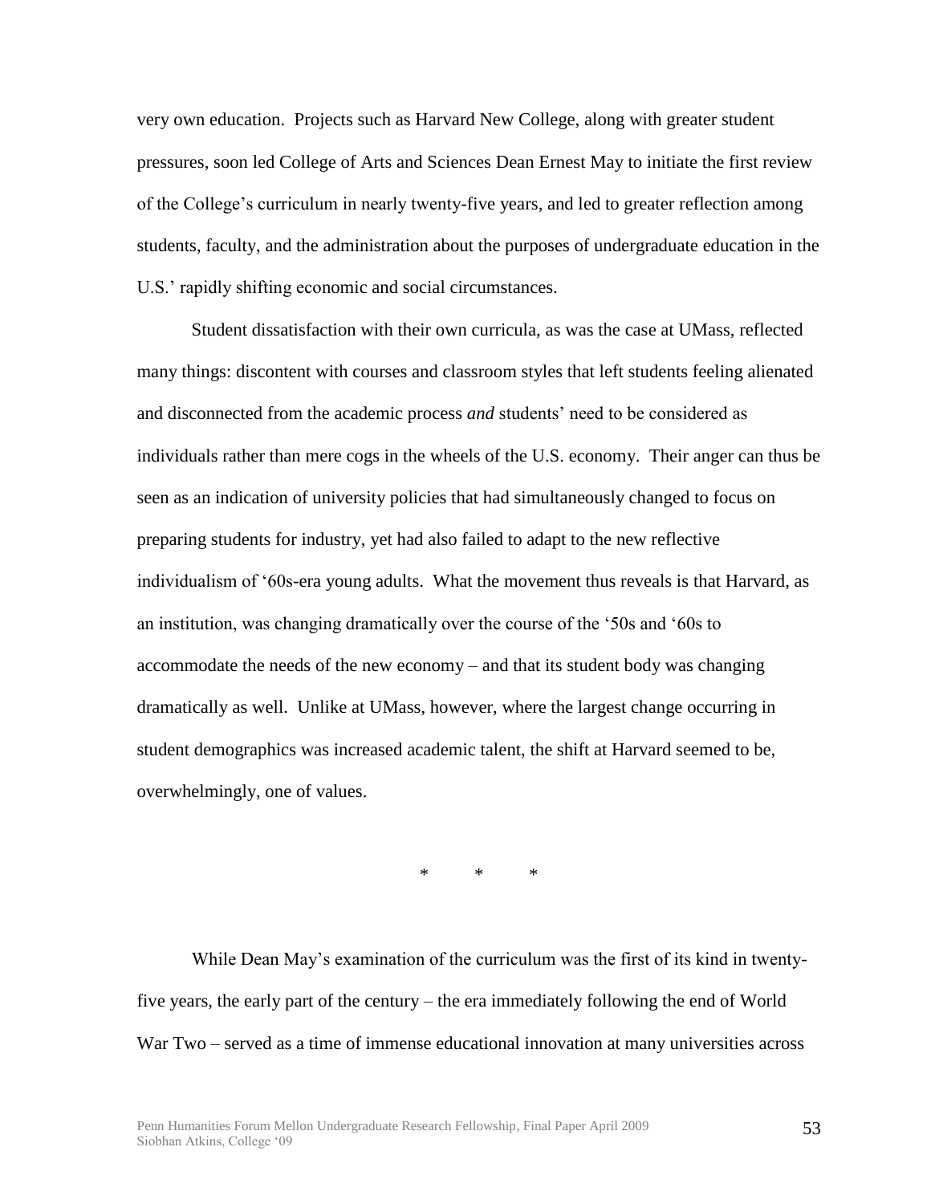very own education. Projects such as Harvard New College, along with greater student pressures, soon led College of Arts and Sciences Dean Ernest May to initiate the first review of the College's curriculum in nearly twenty-five years, and led to greater reflection among students, faculty, and the administration about the purposes of undergraduate education in the U.S.' rapidly shifting economic and social circumstances.

Student dissatisfaction with their own curricula, as was the case at UMass, reflected many things: discontent with courses and classroom styles that left students feeling alienated and disconnected from the academic process *and* students' need to be considered as individuals rather than mere cogs in the wheels of the U.S. economy. Their anger can thus be seen as an indication of university policies that had simultaneously changed to focus on preparing students for industry, yet had also failed to adapt to the new reflective individualism of '60s-era young adults. What the movement thus reveals is that Harvard, as an institution, was changing dramatically over the course of the '50s and '60s to accommodate the needs of the new economy – and that its student body was changing dramatically as well. Unlike at UMass, however, where the largest change occurring in student demographics was increased academic talent, the shift at Harvard seemed to be, overwhelmingly, one of values.

\* \* \*

While Dean May's examination of the curriculum was the first of its kind in twenty-five years, the early part of the century – the era immediately following the end of World War Two – served as a time of immense educational innovation at many universities across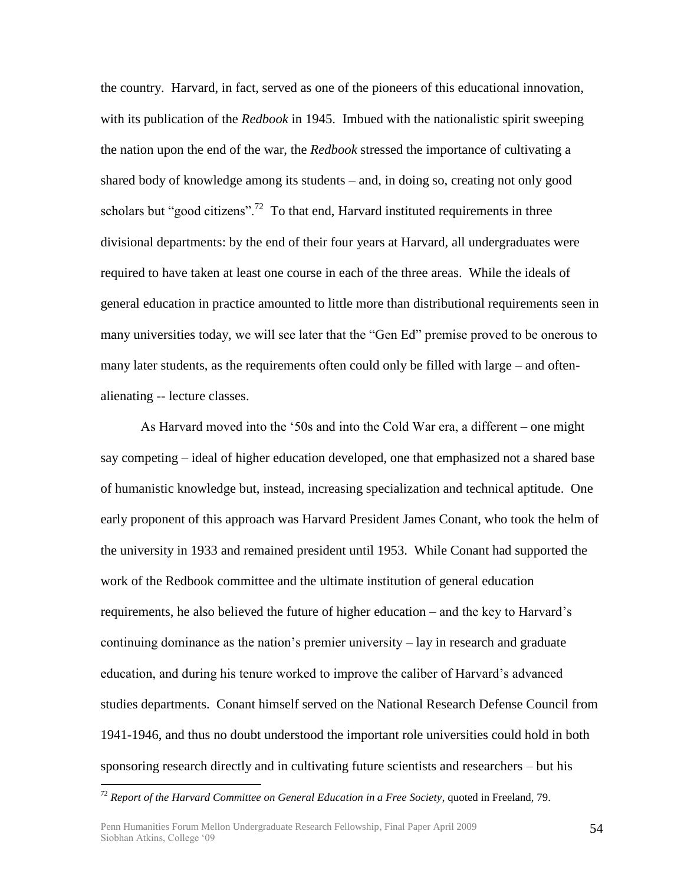the country. Harvard, in fact, served as one of the pioneers of this educational innovation, with its publication of the *Redbook* in 1945. Imbued with the nationalistic spirit sweeping the nation upon the end of the war, the *Redbook* stressed the importance of cultivating a shared body of knowledge among its students – and, in doing so, creating not only good scholars but "good citizens".[72] To that end, Harvard instituted requirements in three divisional departments: by the end of their four years at Harvard, all undergraduates were required to have taken at least one course in each of the three areas. While the ideals of general education in practice amounted to little more than distributional requirements seen in many universities today, we will see later that the "Gen Ed" premise proved to be onerous to many later students, as the requirements often could only be filled with large – and often-alienating -- lecture classes.

As Harvard moved into the '50s and into the Cold War era, a different – one might say competing – ideal of higher education developed, one that emphasized not a shared base of humanistic knowledge but, instead, increasing specialization and technical aptitude. One early proponent of this approach was Harvard President James Conant, who took the helm of the university in 1933 and remained president until 1953. While Conant had supported the work of the Redbook committee and the ultimate institution of general education requirements, he also believed the future of higher education – and the key to Harvard's continuing dominance as the nation's premier university – lay in research and graduate education, and during his tenure worked to improve the caliber of Harvard's advanced studies departments. Conant himself served on the National Research Defense Council from 1941-1946, and thus no doubt understood the important role universities could hold in both sponsoring research directly and in cultivating future scientists and researchers – but his

[72] *Report of the Harvard Committee on General Education in a Free Society*, quoted in Freeland, 79.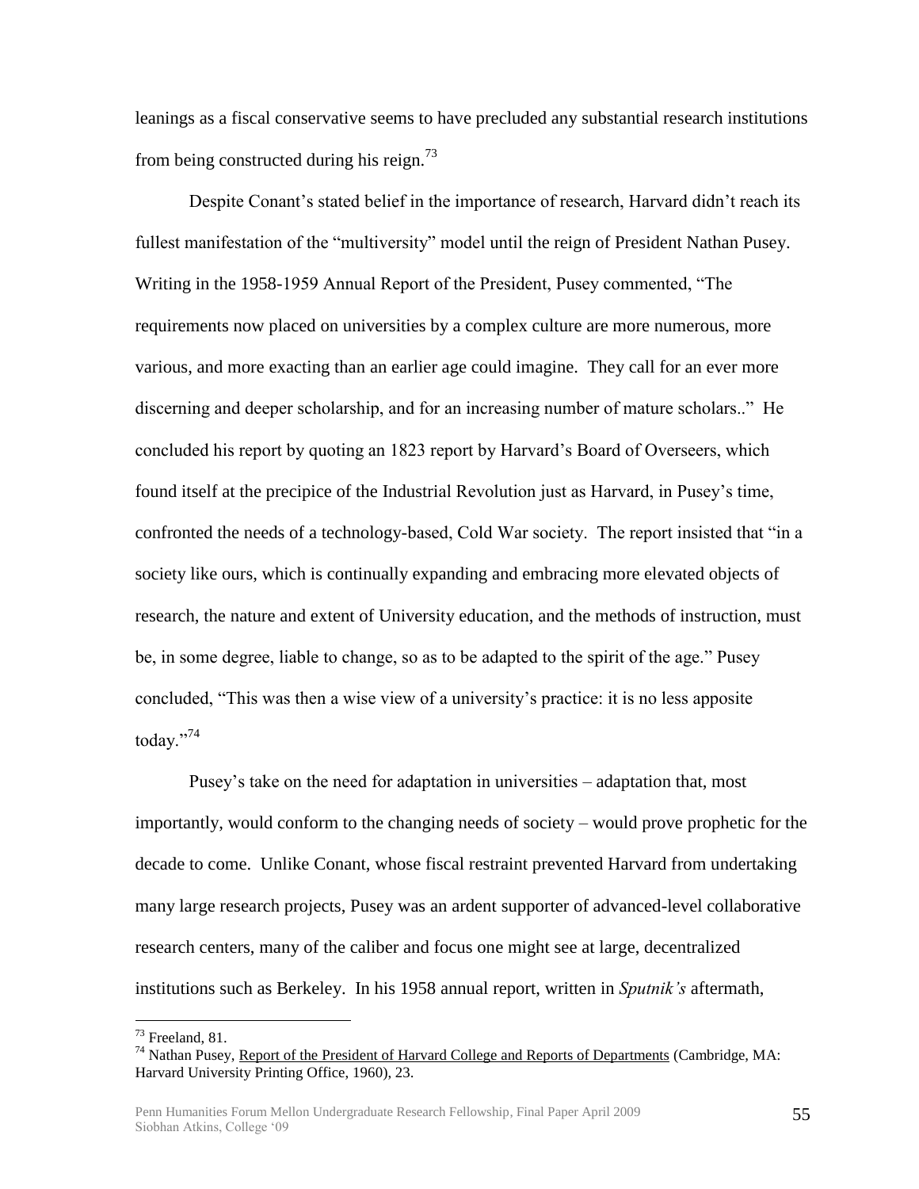leanings as a fiscal conservative seems to have precluded any substantial research institutions from being constructed during his reign.[73]

Despite Conant's stated belief in the importance of research, Harvard didn't reach its fullest manifestation of the "multiversity" model until the reign of President Nathan Pusey. Writing in the 1958-1959 Annual Report of the President, Pusey commented, "The requirements now placed on universities by a complex culture are more numerous, more various, and more exacting than an earlier age could imagine. They call for an ever more discerning and deeper scholarship, and for an increasing number of mature scholars.." He concluded his report by quoting an 1823 report by Harvard's Board of Overseers, which found itself at the precipice of the Industrial Revolution just as Harvard, in Pusey's time, confronted the needs of a technology-based, Cold War society. The report insisted that "in a society like ours, which is continually expanding and embracing more elevated objects of research, the nature and extent of University education, and the methods of instruction, must be, in some degree, liable to change, so as to be adapted to the spirit of the age." Pusey concluded, "This was then a wise view of a university's practice: it is no less apposite today."[74]

Pusey's take on the need for adaptation in universities – adaptation that, most importantly, would conform to the changing needs of society – would prove prophetic for the decade to come. Unlike Conant, whose fiscal restraint prevented Harvard from undertaking many large research projects, Pusey was an ardent supporter of advanced-level collaborative research centers, many of the caliber and focus one might see at large, decentralized institutions such as Berkeley. In his 1958 annual report, written in *Sputnik's* aftermath,

---

[73] Freeland, 81.

[74] Nathan Pusey, Report of the President of Harvard College and Reports of Departments (Cambridge, MA: Harvard University Printing Office, 1960), 23.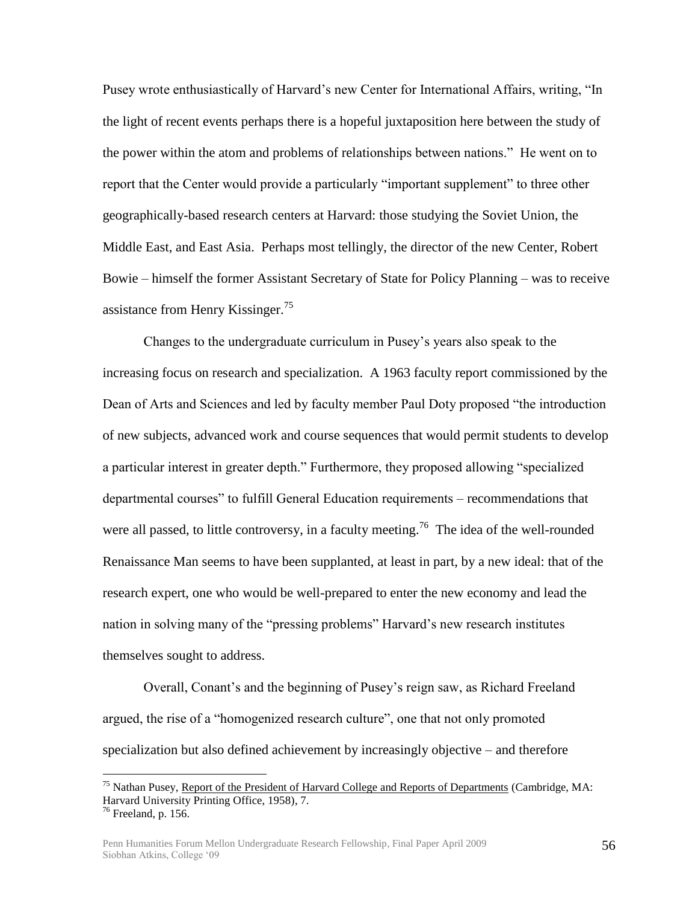Pusey wrote enthusiastically of Harvard's new Center for International Affairs, writing, "In the light of recent events perhaps there is a hopeful juxtaposition here between the study of the power within the atom and problems of relationships between nations." He went on to report that the Center would provide a particularly "important supplement" to three other geographically-based research centers at Harvard: those studying the Soviet Union, the Middle East, and East Asia. Perhaps most tellingly, the director of the new Center, Robert Bowie – himself the former Assistant Secretary of State for Policy Planning – was to receive assistance from Henry Kissinger.[75]

Changes to the undergraduate curriculum in Pusey's years also speak to the increasing focus on research and specialization. A 1963 faculty report commissioned by the Dean of Arts and Sciences and led by faculty member Paul Doty proposed "the introduction of new subjects, advanced work and course sequences that would permit students to develop a particular interest in greater depth." Furthermore, they proposed allowing "specialized departmental courses" to fulfill General Education requirements – recommendations that were all passed, to little controversy, in a faculty meeting.[76] The idea of the well-rounded Renaissance Man seems to have been supplanted, at least in part, by a new ideal: that of the research expert, one who would be well-prepared to enter the new economy and lead the nation in solving many of the "pressing problems" Harvard's new research institutes themselves sought to address.

Overall, Conant's and the beginning of Pusey's reign saw, as Richard Freeland argued, the rise of a "homogenized research culture", one that not only promoted specialization but also defined achievement by increasingly objective – and therefore

---

[75] Nathan Pusey, Report of the President of Harvard College and Reports of Departments (Cambridge, MA: Harvard University Printing Office, 1958), 7.

[76] Freeland, p. 156.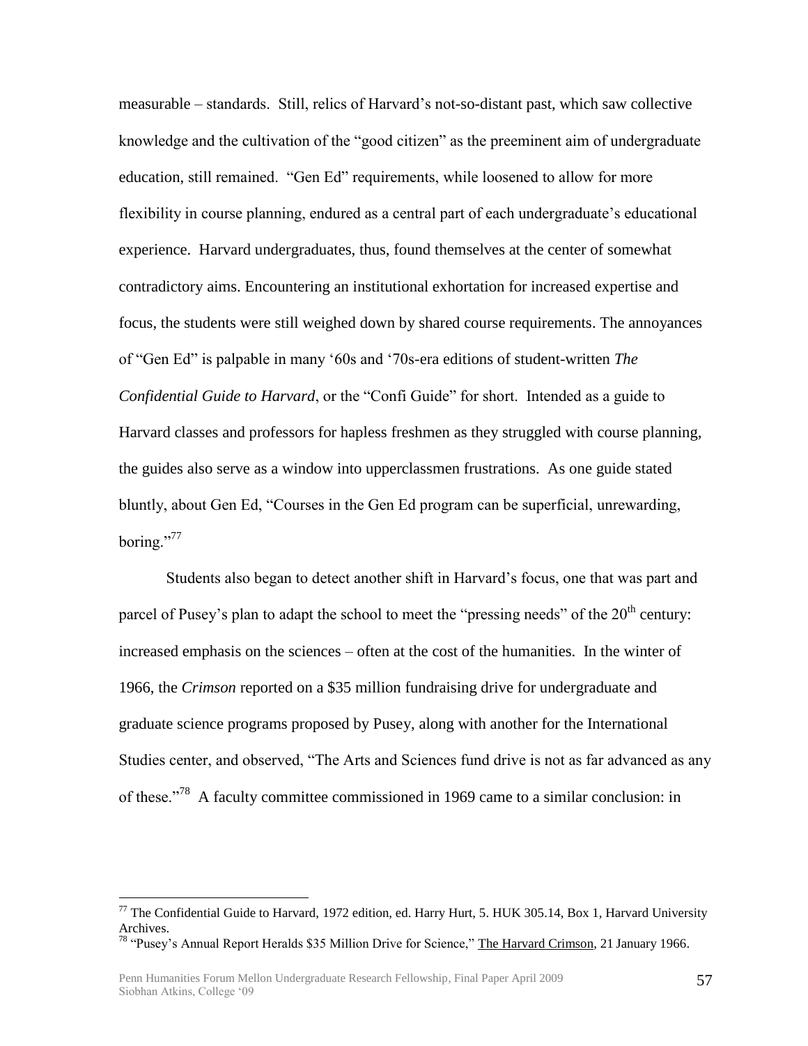measurable – standards. Still, relics of Harvard's not-so-distant past, which saw collective knowledge and the cultivation of the "good citizen" as the preeminent aim of undergraduate education, still remained. "Gen Ed" requirements, while loosened to allow for more flexibility in course planning, endured as a central part of each undergraduate's educational experience. Harvard undergraduates, thus, found themselves at the center of somewhat contradictory aims. Encountering an institutional exhortation for increased expertise and focus, the students were still weighed down by shared course requirements. The annoyances of "Gen Ed" is palpable in many '60s and '70s-era editions of student-written *The Confidential Guide to Harvard*, or the "Confi Guide" for short. Intended as a guide to Harvard classes and professors for hapless freshmen as they struggled with course planning, the guides also serve as a window into upperclassmen frustrations. As one guide stated bluntly, about Gen Ed, "Courses in the Gen Ed program can be superficial, unrewarding, boring."[77]

Students also began to detect another shift in Harvard's focus, one that was part and parcel of Pusey's plan to adapt the school to meet the "pressing needs" of the 20th century: increased emphasis on the sciences – often at the cost of the humanities. In the winter of 1966, the *Crimson* reported on a $35 million fundraising drive for undergraduate and graduate science programs proposed by Pusey, along with another for the International Studies center, and observed, "The Arts and Sciences fund drive is not as far advanced as any of these."[78] A faculty committee commissioned in 1969 came to a similar conclusion: in

---

[77] The Confidential Guide to Harvard, 1972 edition, ed. Harry Hurt, 5. HUK 305.14, Box 1, Harvard University Archives.

[78] "Pusey's Annual Report Heralds $35 Million Drive for Science," The Harvard Crimson, 21 January 1966.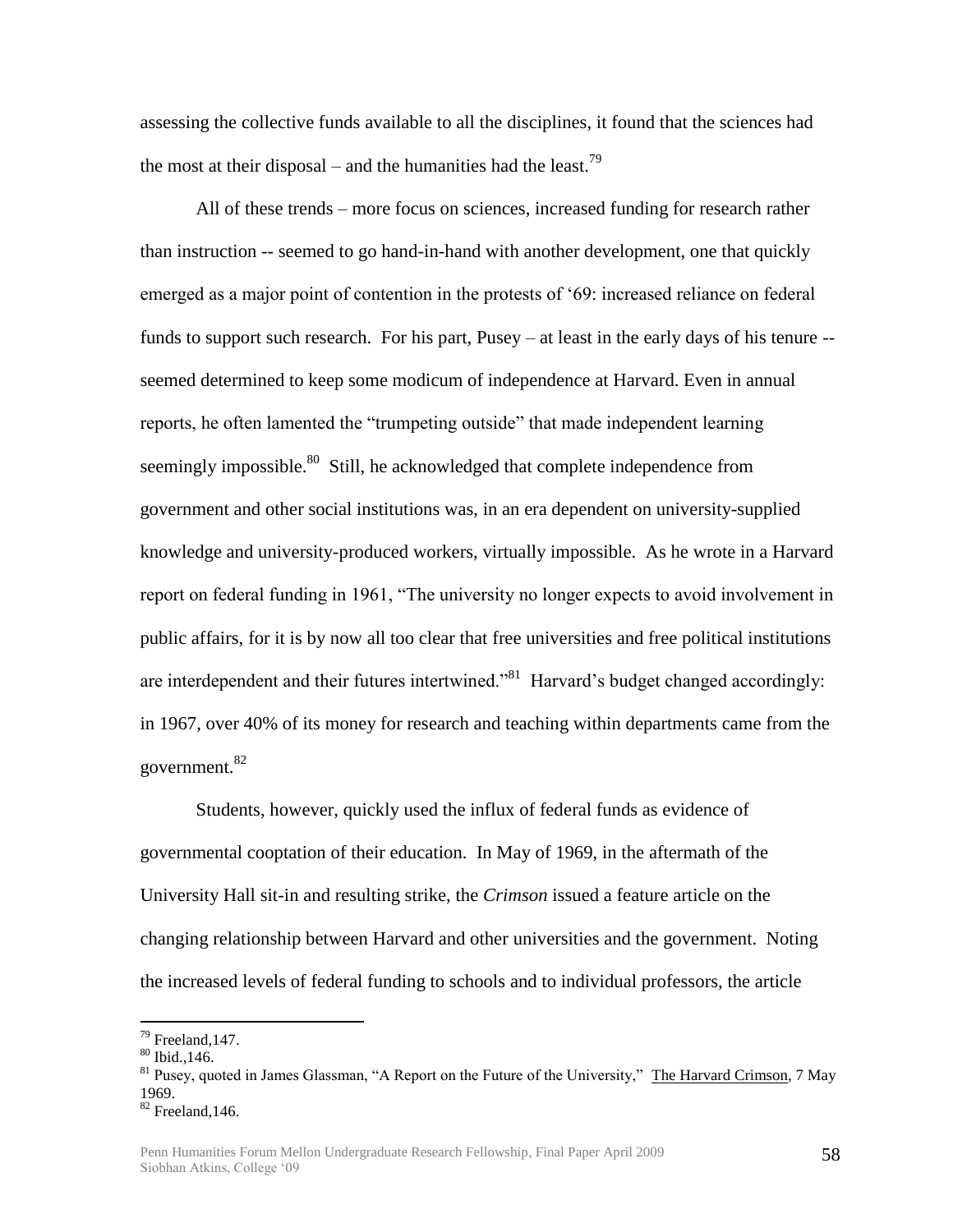assessing the collective funds available to all the disciplines, it found that the sciences had the most at their disposal – and the humanities had the least.[79]

All of these trends – more focus on sciences, increased funding for research rather than instruction -- seemed to go hand-in-hand with another development, one that quickly emerged as a major point of contention in the protests of '69: increased reliance on federal funds to support such research. For his part, Pusey – at least in the early days of his tenure -- seemed determined to keep some modicum of independence at Harvard. Even in annual reports, he often lamented the "trumpeting outside" that made independent learning seemingly impossible.[80] Still, he acknowledged that complete independence from government and other social institutions was, in an era dependent on university-supplied knowledge and university-produced workers, virtually impossible. As he wrote in a Harvard report on federal funding in 1961, "The university no longer expects to avoid involvement in public affairs, for it is by now all too clear that free universities and free political institutions are interdependent and their futures intertwined."[81] Harvard's budget changed accordingly: in 1967, over 40% of its money for research and teaching within departments came from the government.[82]

Students, however, quickly used the influx of federal funds as evidence of governmental cooptation of their education. In May of 1969, in the aftermath of the University Hall sit-in and resulting strike, the *Crimson* issued a feature article on the changing relationship between Harvard and other universities and the government. Noting the increased levels of federal funding to schools and to individual professors, the article

---

[79] Freeland,147.

[80] Ibid.,146.

[81] Pusey, quoted in James Glassman, "A Report on the Future of the University," The Harvard Crimson, 7 May 1969.

[82] Freeland,146.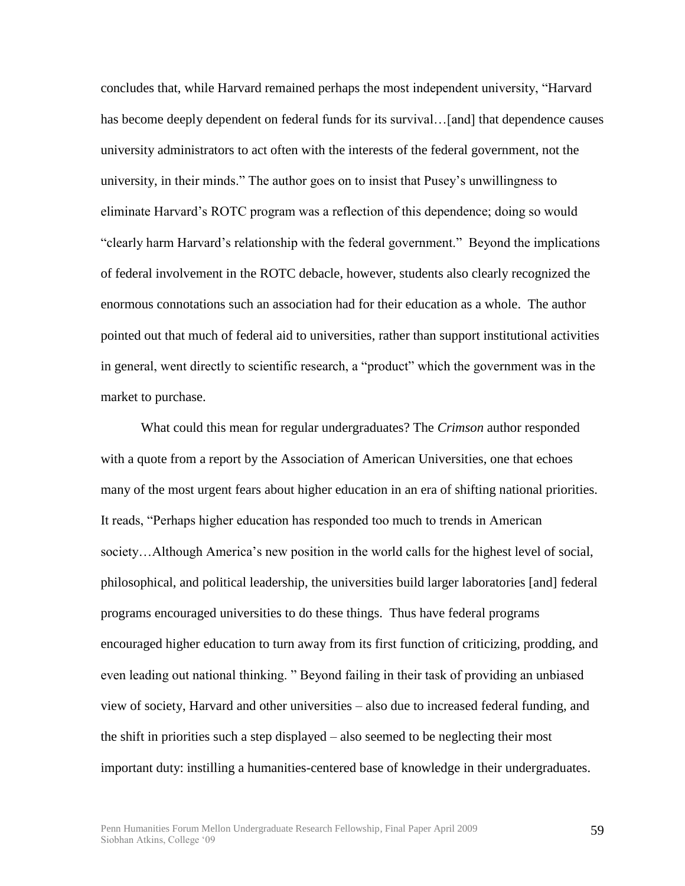concludes that, while Harvard remained perhaps the most independent university, "Harvard has become deeply dependent on federal funds for its survival…[and] that dependence causes university administrators to act often with the interests of the federal government, not the university, in their minds." The author goes on to insist that Pusey's unwillingness to eliminate Harvard's ROTC program was a reflection of this dependence; doing so would "clearly harm Harvard's relationship with the federal government." Beyond the implications of federal involvement in the ROTC debacle, however, students also clearly recognized the enormous connotations such an association had for their education as a whole. The author pointed out that much of federal aid to universities, rather than support institutional activities in general, went directly to scientific research, a "product" which the government was in the market to purchase.

What could this mean for regular undergraduates? The *Crimson* author responded with a quote from a report by the Association of American Universities, one that echoes many of the most urgent fears about higher education in an era of shifting national priorities. It reads, "Perhaps higher education has responded too much to trends in American society…Although America's new position in the world calls for the highest level of social, philosophical, and political leadership, the universities build larger laboratories [and] federal programs encouraged universities to do these things. Thus have federal programs encouraged higher education to turn away from its first function of criticizing, prodding, and even leading out national thinking. " Beyond failing in their task of providing an unbiased view of society, Harvard and other universities – also due to increased federal funding, and the shift in priorities such a step displayed – also seemed to be neglecting their most important duty: instilling a humanities-centered base of knowledge in their undergraduates.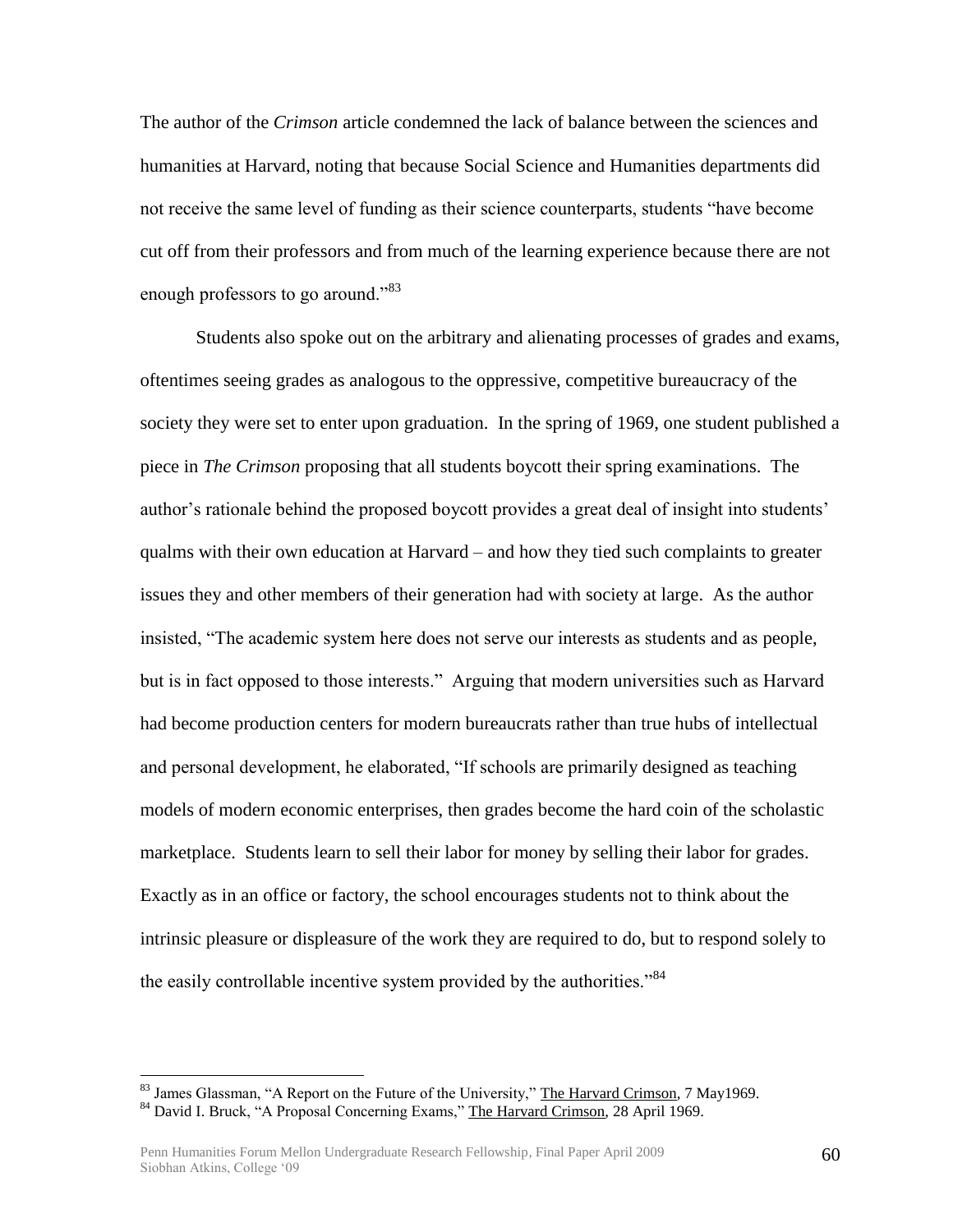The author of the *Crimson* article condemned the lack of balance between the sciences and humanities at Harvard, noting that because Social Science and Humanities departments did not receive the same level of funding as their science counterparts, students "have become cut off from their professors and from much of the learning experience because there are not enough professors to go around."[83]

Students also spoke out on the arbitrary and alienating processes of grades and exams, oftentimes seeing grades as analogous to the oppressive, competitive bureaucracy of the society they were set to enter upon graduation. In the spring of 1969, one student published a piece in *The Crimson* proposing that all students boycott their spring examinations. The author's rationale behind the proposed boycott provides a great deal of insight into students' qualms with their own education at Harvard – and how they tied such complaints to greater issues they and other members of their generation had with society at large. As the author insisted, "The academic system here does not serve our interests as students and as people, but is in fact opposed to those interests." Arguing that modern universities such as Harvard had become production centers for modern bureaucrats rather than true hubs of intellectual and personal development, he elaborated, "If schools are primarily designed as teaching models of modern economic enterprises, then grades become the hard coin of the scholastic marketplace. Students learn to sell their labor for money by selling their labor for grades. Exactly as in an office or factory, the school encourages students not to think about the intrinsic pleasure or displeasure of the work they are required to do, but to respond solely to the easily controllable incentive system provided by the authorities."[84]

---

[83] James Glassman, "A Report on the Future of the University," The Harvard Crimson, 7 May1969.

[84] David I. Bruck, "A Proposal Concerning Exams," The Harvard Crimson, 28 April 1969.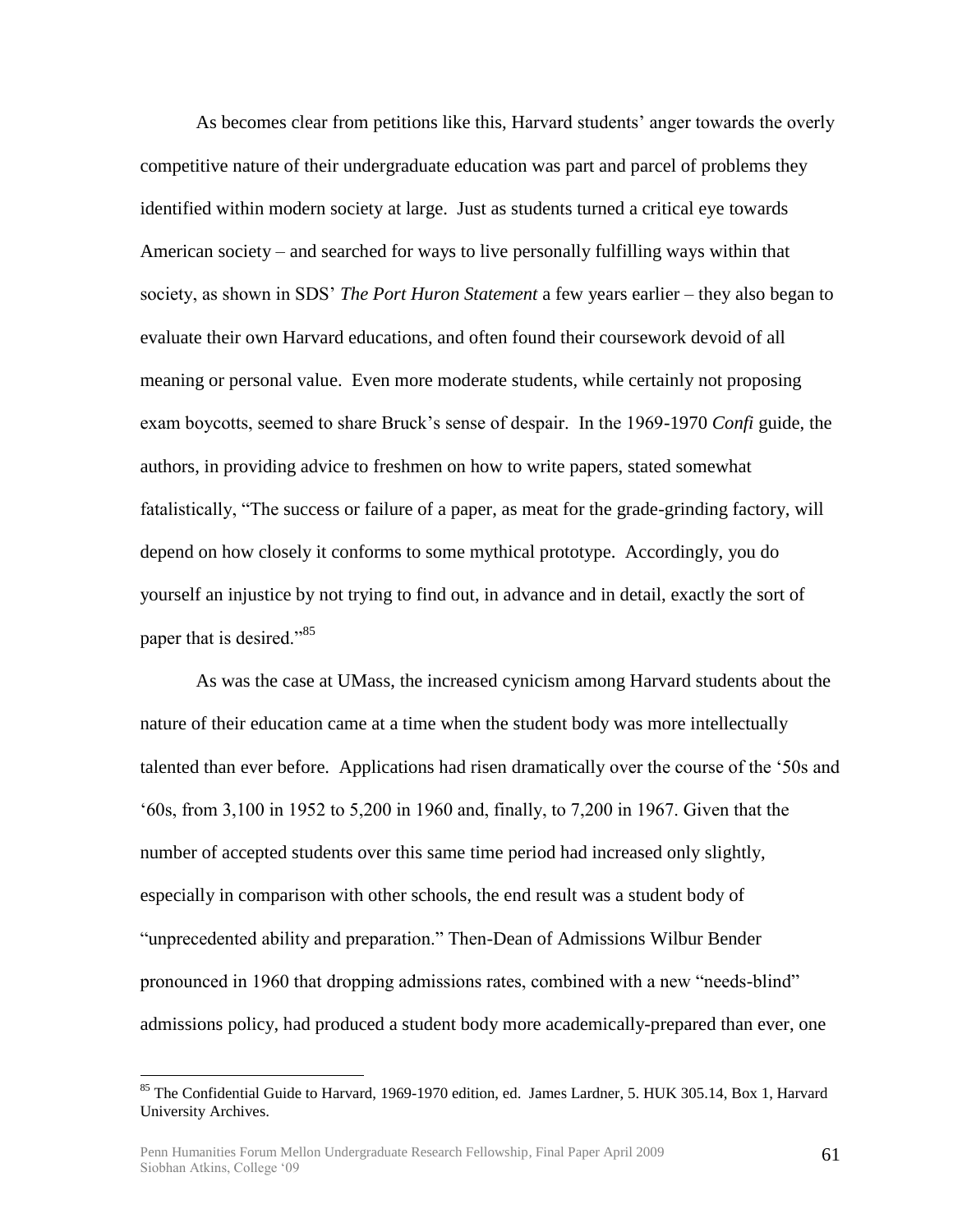As becomes clear from petitions like this, Harvard students' anger towards the overly competitive nature of their undergraduate education was part and parcel of problems they identified within modern society at large. Just as students turned a critical eye towards American society – and searched for ways to live personally fulfilling ways within that society, as shown in SDS' *The Port Huron Statement* a few years earlier – they also began to evaluate their own Harvard educations, and often found their coursework devoid of all meaning or personal value. Even more moderate students, while certainly not proposing exam boycotts, seemed to share Bruck's sense of despair. In the 1969-1970 *Confi* guide, the authors, in providing advice to freshmen on how to write papers, stated somewhat fatalistically, "The success or failure of a paper, as meat for the grade-grinding factory, will depend on how closely it conforms to some mythical prototype. Accordingly, you do yourself an injustice by not trying to find out, in advance and in detail, exactly the sort of paper that is desired."[85]

As was the case at UMass, the increased cynicism among Harvard students about the nature of their education came at a time when the student body was more intellectually talented than ever before. Applications had risen dramatically over the course of the '50s and '60s, from 3,100 in 1952 to 5,200 in 1960 and, finally, to 7,200 in 1967. Given that the number of accepted students over this same time period had increased only slightly, especially in comparison with other schools, the end result was a student body of "unprecedented ability and preparation." Then-Dean of Admissions Wilbur Bender pronounced in 1960 that dropping admissions rates, combined with a new "needs-blind" admissions policy, had produced a student body more academically-prepared than ever, one

---

[85] The Confidential Guide to Harvard, 1969-1970 edition, ed. James Lardner, 5. HUK 305.14, Box 1, Harvard University Archives.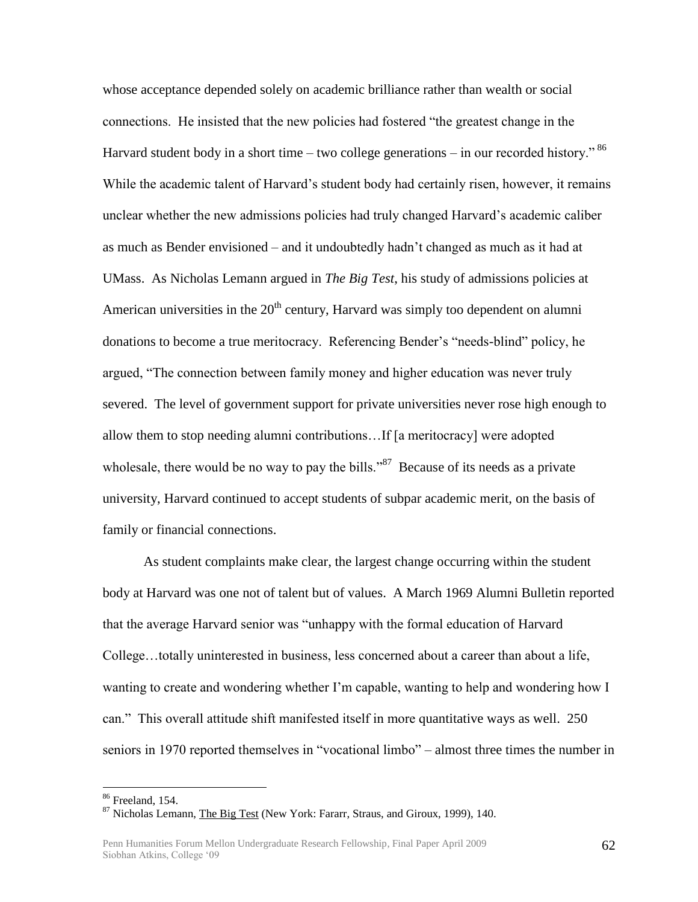whose acceptance depended solely on academic brilliance rather than wealth or social connections. He insisted that the new policies had fostered "the greatest change in the Harvard student body in a short time – two college generations – in our recorded history." [86] While the academic talent of Harvard's student body had certainly risen, however, it remains unclear whether the new admissions policies had truly changed Harvard's academic caliber as much as Bender envisioned – and it undoubtedly hadn't changed as much as it had at UMass. As Nicholas Lemann argued in *The Big Test,* his study of admissions policies at American universities in the 20th century, Harvard was simply too dependent on alumni donations to become a true meritocracy. Referencing Bender's "needs-blind" policy, he argued, "The connection between family money and higher education was never truly severed. The level of government support for private universities never rose high enough to allow them to stop needing alumni contributions…If [a meritocracy] were adopted wholesale, there would be no way to pay the bills."[87] Because of its needs as a private university, Harvard continued to accept students of subpar academic merit, on the basis of family or financial connections.

As student complaints make clear, the largest change occurring within the student body at Harvard was one not of talent but of values. A March 1969 Alumni Bulletin reported that the average Harvard senior was "unhappy with the formal education of Harvard College…totally uninterested in business, less concerned about a career than about a life, wanting to create and wondering whether I'm capable, wanting to help and wondering how I can." This overall attitude shift manifested itself in more quantitative ways as well. 250 seniors in 1970 reported themselves in "vocational limbo" – almost three times the number in

[86] Freeland, 154.

[87] Nicholas Lemann, The Big Test (New York: Fararr, Straus, and Giroux, 1999), 140.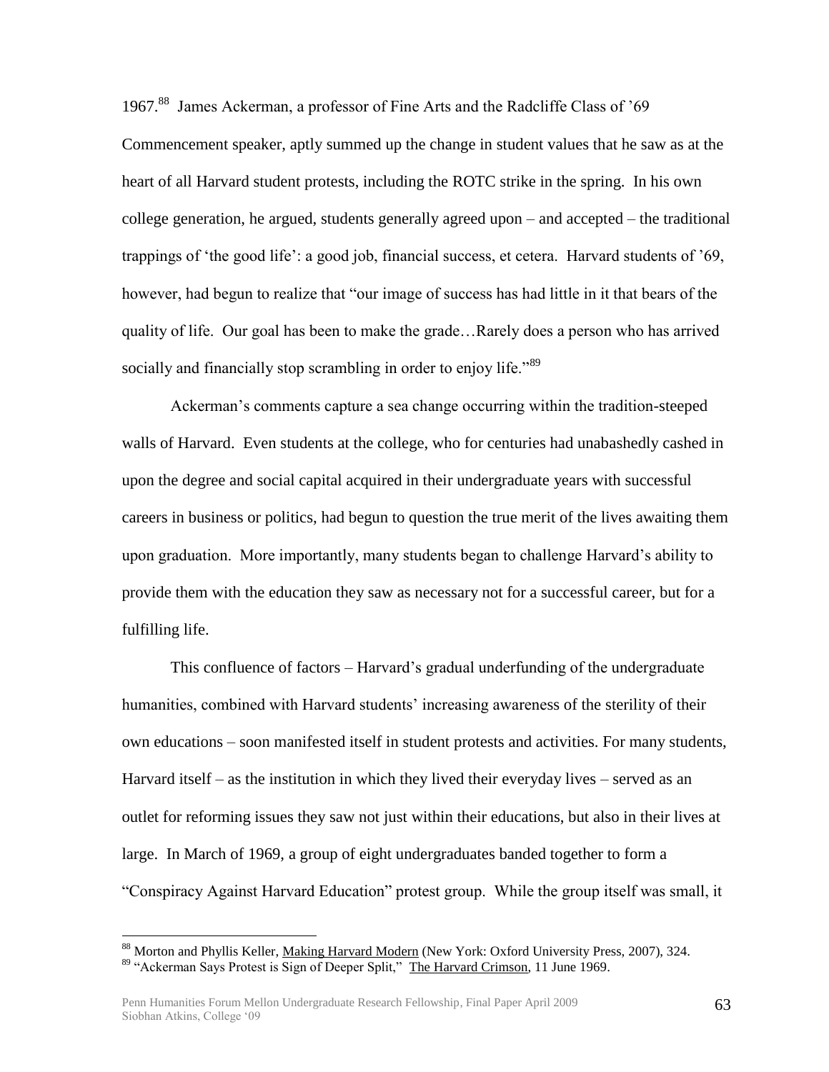1967.[88] James Ackerman, a professor of Fine Arts and the Radcliffe Class of '69 Commencement speaker, aptly summed up the change in student values that he saw as at the heart of all Harvard student protests, including the ROTC strike in the spring. In his own college generation, he argued, students generally agreed upon – and accepted – the traditional trappings of 'the good life': a good job, financial success, et cetera. Harvard students of '69, however, had begun to realize that "our image of success has had little in it that bears of the quality of life. Our goal has been to make the grade…Rarely does a person who has arrived socially and financially stop scrambling in order to enjoy life."[89]

Ackerman's comments capture a sea change occurring within the tradition-steeped walls of Harvard. Even students at the college, who for centuries had unabashedly cashed in upon the degree and social capital acquired in their undergraduate years with successful careers in business or politics, had begun to question the true merit of the lives awaiting them upon graduation. More importantly, many students began to challenge Harvard's ability to provide them with the education they saw as necessary not for a successful career, but for a fulfilling life.

This confluence of factors – Harvard's gradual underfunding of the undergraduate humanities, combined with Harvard students' increasing awareness of the sterility of their own educations – soon manifested itself in student protests and activities. For many students, Harvard itself – as the institution in which they lived their everyday lives – served as an outlet for reforming issues they saw not just within their educations, but also in their lives at large. In March of 1969, a group of eight undergraduates banded together to form a "Conspiracy Against Harvard Education" protest group. While the group itself was small, it

---

[88] Morton and Phyllis Keller, Making Harvard Modern (New York: Oxford University Press, 2007), 324.

[89] "Ackerman Says Protest is Sign of Deeper Split," The Harvard Crimson, 11 June 1969.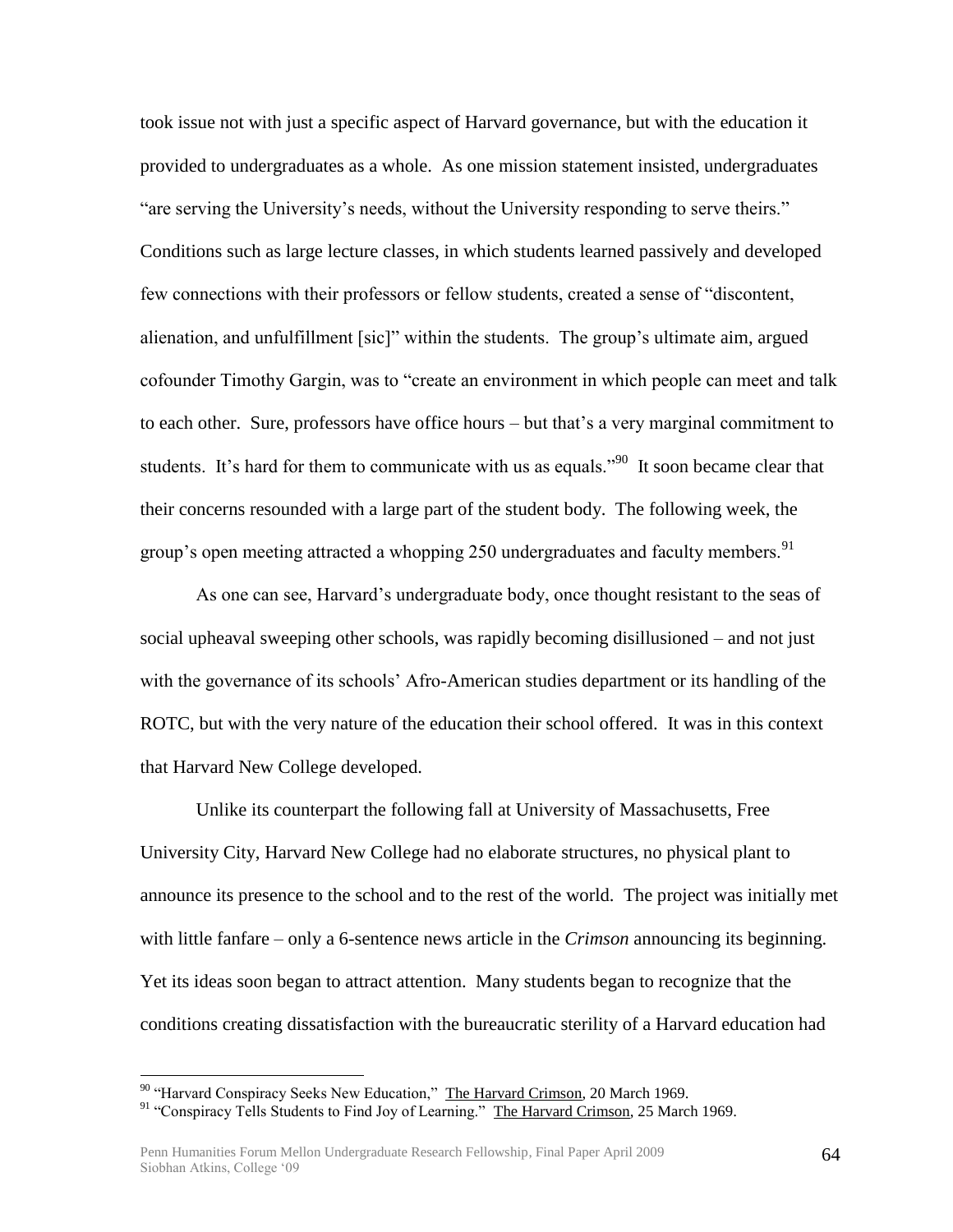took issue not with just a specific aspect of Harvard governance, but with the education it provided to undergraduates as a whole. As one mission statement insisted, undergraduates "are serving the University's needs, without the University responding to serve theirs." Conditions such as large lecture classes, in which students learned passively and developed few connections with their professors or fellow students, created a sense of "discontent, alienation, and unfulfillment [sic]" within the students. The group's ultimate aim, argued cofounder Timothy Gargin, was to "create an environment in which people can meet and talk to each other. Sure, professors have office hours – but that's a very marginal commitment to students. It's hard for them to communicate with us as equals."[90] It soon became clear that their concerns resounded with a large part of the student body. The following week, the group's open meeting attracted a whopping 250 undergraduates and faculty members.[91]

As one can see, Harvard's undergraduate body, once thought resistant to the seas of social upheaval sweeping other schools, was rapidly becoming disillusioned – and not just with the governance of its schools' Afro-American studies department or its handling of the ROTC, but with the very nature of the education their school offered. It was in this context that Harvard New College developed.

Unlike its counterpart the following fall at University of Massachusetts, Free University City, Harvard New College had no elaborate structures, no physical plant to announce its presence to the school and to the rest of the world. The project was initially met with little fanfare – only a 6-sentence news article in the *Crimson* announcing its beginning. Yet its ideas soon began to attract attention. Many students began to recognize that the conditions creating dissatisfaction with the bureaucratic sterility of a Harvard education had

---

[90] "Harvard Conspiracy Seeks New Education," The Harvard Crimson, 20 March 1969.

[91] "Conspiracy Tells Students to Find Joy of Learning." The Harvard Crimson, 25 March 1969.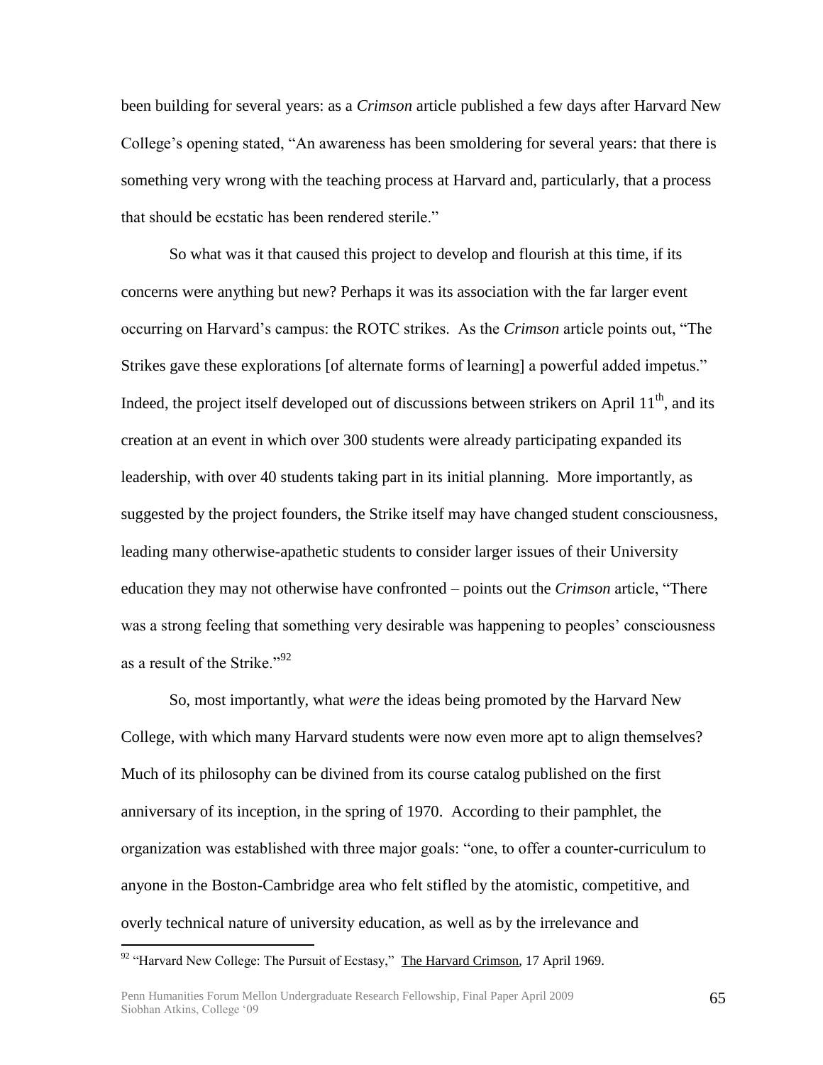been building for several years: as a *Crimson* article published a few days after Harvard New College's opening stated, "An awareness has been smoldering for several years: that there is something very wrong with the teaching process at Harvard and, particularly, that a process that should be ecstatic has been rendered sterile."

So what was it that caused this project to develop and flourish at this time, if its concerns were anything but new? Perhaps it was its association with the far larger event occurring on Harvard's campus: the ROTC strikes. As the *Crimson* article points out, "The Strikes gave these explorations [of alternate forms of learning] a powerful added impetus." Indeed, the project itself developed out of discussions between strikers on April 11th, and its creation at an event in which over 300 students were already participating expanded its leadership, with over 40 students taking part in its initial planning. More importantly, as suggested by the project founders, the Strike itself may have changed student consciousness, leading many otherwise-apathetic students to consider larger issues of their University education they may not otherwise have confronted – points out the *Crimson* article, "There was a strong feeling that something very desirable was happening to peoples' consciousness as a result of the Strike."[92]

So, most importantly, what *were* the ideas being promoted by the Harvard New College, with which many Harvard students were now even more apt to align themselves? Much of its philosophy can be divined from its course catalog published on the first anniversary of its inception, in the spring of 1970. According to their pamphlet, the organization was established with three major goals: "one, to offer a counter-curriculum to anyone in the Boston-Cambridge area who felt stifled by the atomistic, competitive, and overly technical nature of university education, as well as by the irrelevance and

[92] "Harvard New College: The Pursuit of Ecstasy," The Harvard Crimson, 17 April 1969.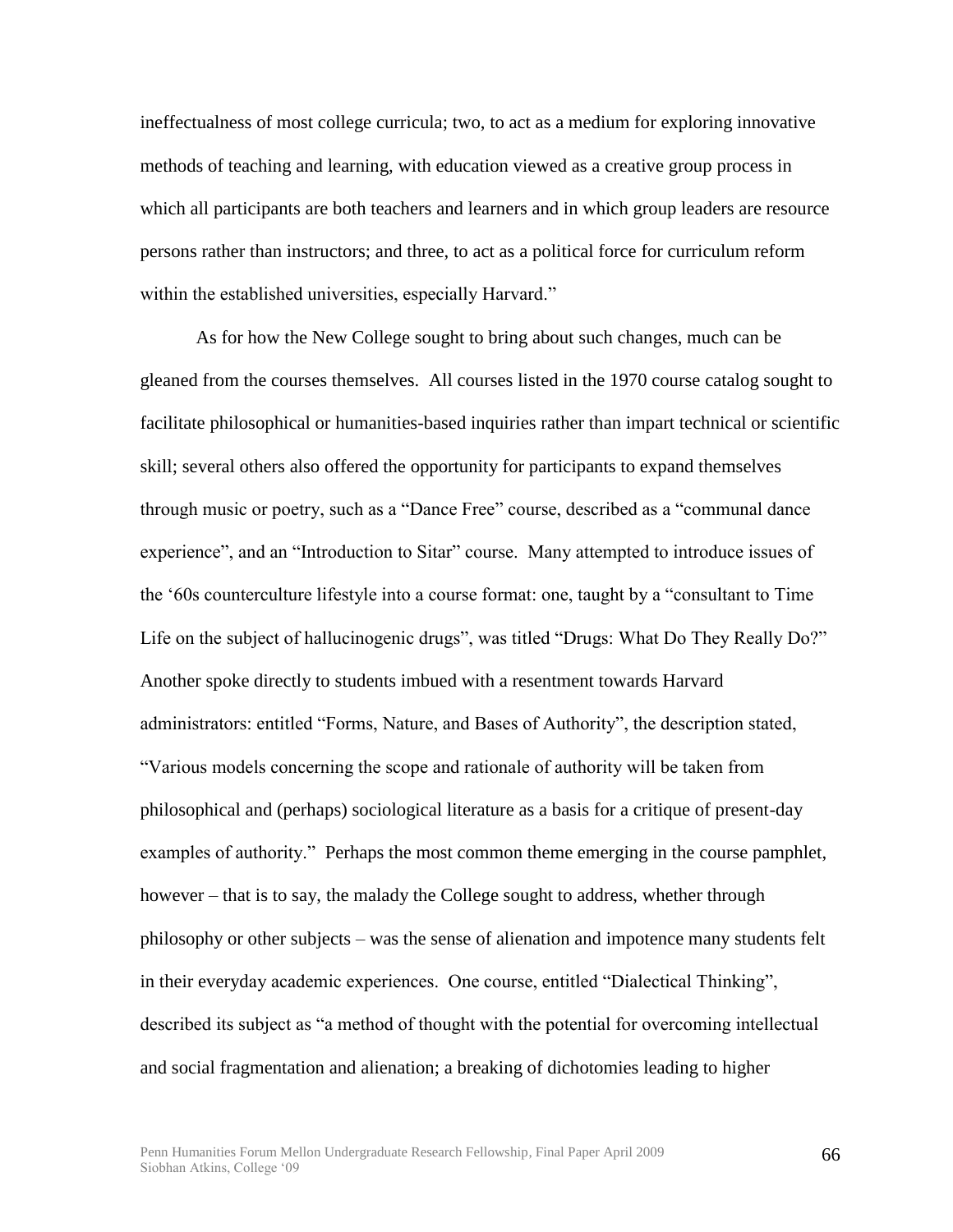ineffectualness of most college curricula; two, to act as a medium for exploring innovative methods of teaching and learning, with education viewed as a creative group process in which all participants are both teachers and learners and in which group leaders are resource persons rather than instructors; and three, to act as a political force for curriculum reform within the established universities, especially Harvard."

As for how the New College sought to bring about such changes, much can be gleaned from the courses themselves. All courses listed in the 1970 course catalog sought to facilitate philosophical or humanities-based inquiries rather than impart technical or scientific skill; several others also offered the opportunity for participants to expand themselves through music or poetry, such as a "Dance Free" course, described as a "communal dance experience", and an "Introduction to Sitar" course. Many attempted to introduce issues of the '60s counterculture lifestyle into a course format: one, taught by a "consultant to Time Life on the subject of hallucinogenic drugs", was titled "Drugs: What Do They Really Do?" Another spoke directly to students imbued with a resentment towards Harvard administrators: entitled "Forms, Nature, and Bases of Authority", the description stated, "Various models concerning the scope and rationale of authority will be taken from philosophical and (perhaps) sociological literature as a basis for a critique of present-day examples of authority." Perhaps the most common theme emerging in the course pamphlet, however – that is to say, the malady the College sought to address, whether through philosophy or other subjects – was the sense of alienation and impotence many students felt in their everyday academic experiences. One course, entitled "Dialectical Thinking", described its subject as "a method of thought with the potential for overcoming intellectual and social fragmentation and alienation; a breaking of dichotomies leading to higher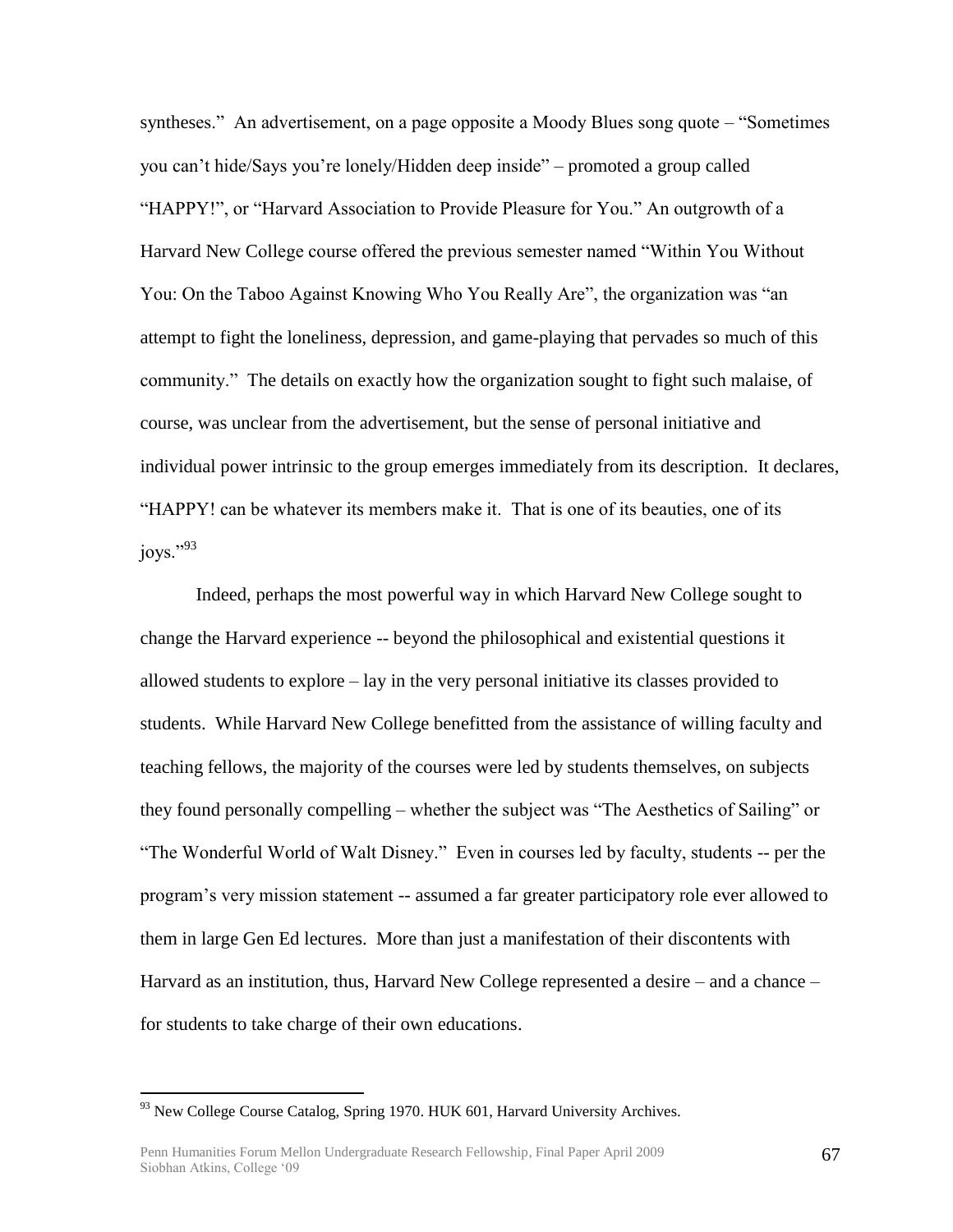syntheses." An advertisement, on a page opposite a Moody Blues song quote – "Sometimes you can't hide/Says you're lonely/Hidden deep inside" – promoted a group called "HAPPY!", or "Harvard Association to Provide Pleasure for You." An outgrowth of a Harvard New College course offered the previous semester named "Within You Without You: On the Taboo Against Knowing Who You Really Are", the organization was "an attempt to fight the loneliness, depression, and game-playing that pervades so much of this community." The details on exactly how the organization sought to fight such malaise, of course, was unclear from the advertisement, but the sense of personal initiative and individual power intrinsic to the group emerges immediately from its description. It declares, "HAPPY! can be whatever its members make it. That is one of its beauties, one of its joys."[93]

Indeed, perhaps the most powerful way in which Harvard New College sought to change the Harvard experience -- beyond the philosophical and existential questions it allowed students to explore – lay in the very personal initiative its classes provided to students. While Harvard New College benefitted from the assistance of willing faculty and teaching fellows, the majority of the courses were led by students themselves, on subjects they found personally compelling – whether the subject was "The Aesthetics of Sailing" or "The Wonderful World of Walt Disney." Even in courses led by faculty, students -- per the program's very mission statement -- assumed a far greater participatory role ever allowed to them in large Gen Ed lectures. More than just a manifestation of their discontents with Harvard as an institution, thus, Harvard New College represented a desire – and a chance – for students to take charge of their own educations.

---

[93] New College Course Catalog, Spring 1970. HUK 601, Harvard University Archives.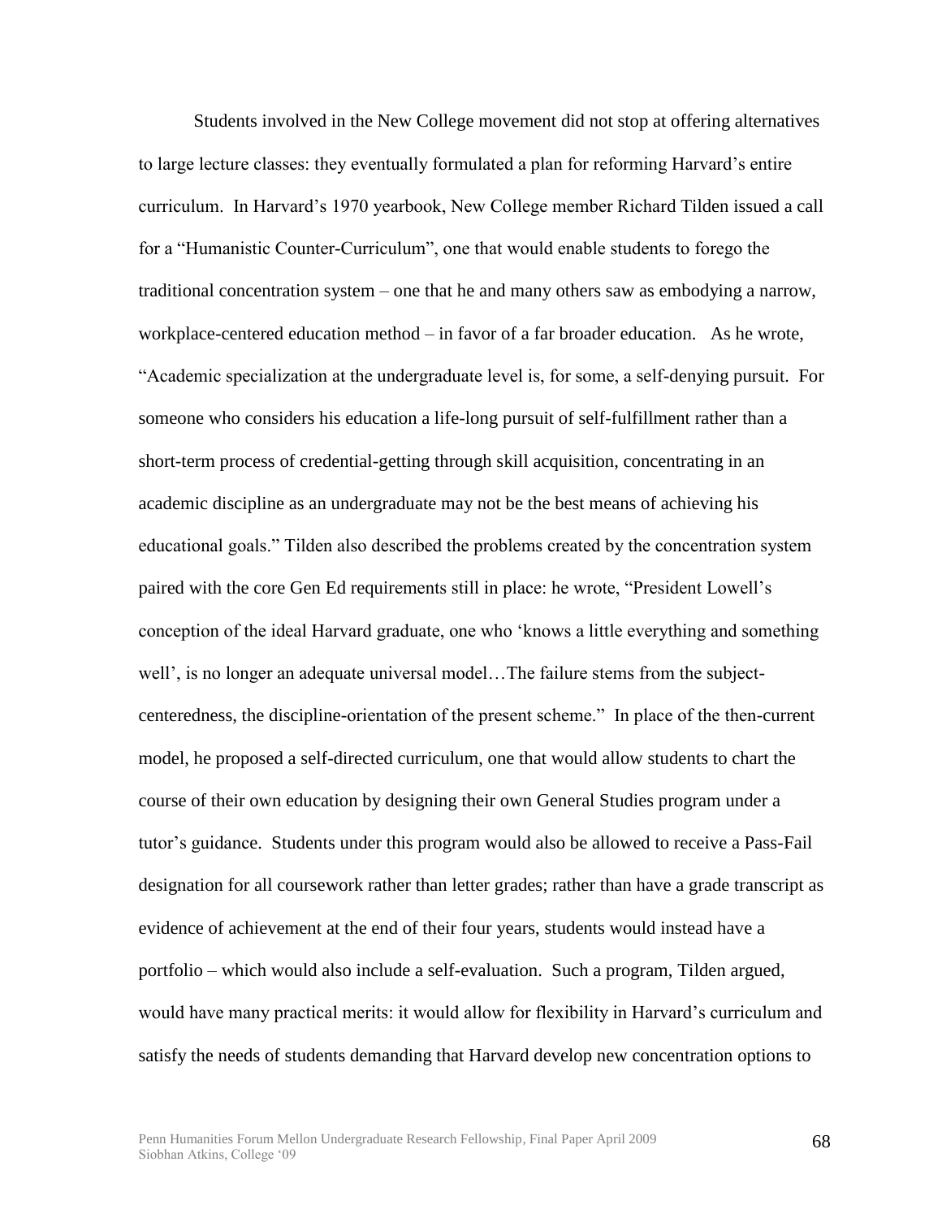Students involved in the New College movement did not stop at offering alternatives to large lecture classes: they eventually formulated a plan for reforming Harvard's entire curriculum. In Harvard's 1970 yearbook, New College member Richard Tilden issued a call for a "Humanistic Counter-Curriculum", one that would enable students to forego the traditional concentration system – one that he and many others saw as embodying a narrow, workplace-centered education method – in favor of a far broader education. As he wrote, "Academic specialization at the undergraduate level is, for some, a self-denying pursuit. For someone who considers his education a life-long pursuit of self-fulfillment rather than a short-term process of credential-getting through skill acquisition, concentrating in an academic discipline as an undergraduate may not be the best means of achieving his educational goals." Tilden also described the problems created by the concentration system paired with the core Gen Ed requirements still in place: he wrote, "President Lowell's conception of the ideal Harvard graduate, one who 'knows a little everything and something well', is no longer an adequate universal model…The failure stems from the subject-centeredness, the discipline-orientation of the present scheme." In place of the then-current model, he proposed a self-directed curriculum, one that would allow students to chart the course of their own education by designing their own General Studies program under a tutor's guidance. Students under this program would also be allowed to receive a Pass-Fail designation for all coursework rather than letter grades; rather than have a grade transcript as evidence of achievement at the end of their four years, students would instead have a portfolio – which would also include a self-evaluation. Such a program, Tilden argued, would have many practical merits: it would allow for flexibility in Harvard's curriculum and satisfy the needs of students demanding that Harvard develop new concentration options to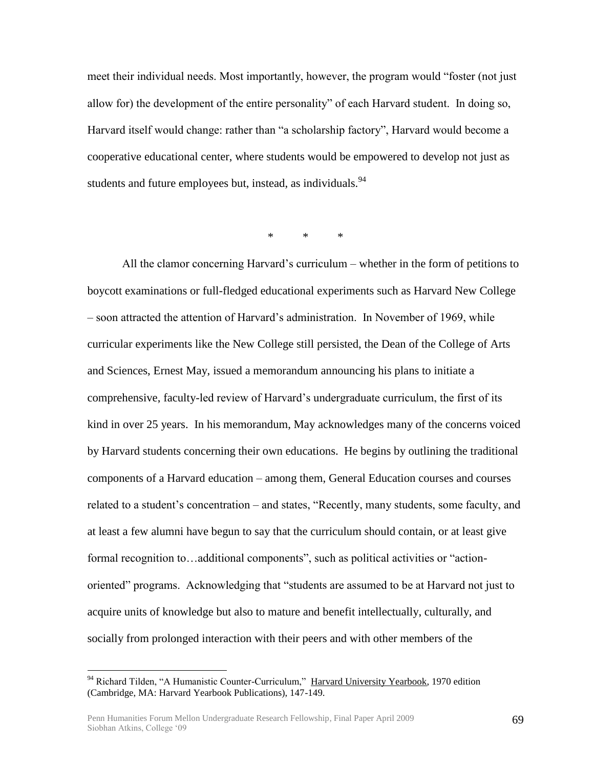meet their individual needs. Most importantly, however, the program would "foster (not just allow for) the development of the entire personality" of each Harvard student. In doing so, Harvard itself would change: rather than "a scholarship factory", Harvard would become a cooperative educational center, where students would be empowered to develop not just as students and future employees but, instead, as individuals.[94]

\* \* \*

All the clamor concerning Harvard's curriculum – whether in the form of petitions to boycott examinations or full-fledged educational experiments such as Harvard New College – soon attracted the attention of Harvard's administration. In November of 1969, while curricular experiments like the New College still persisted, the Dean of the College of Arts and Sciences, Ernest May, issued a memorandum announcing his plans to initiate a comprehensive, faculty-led review of Harvard's undergraduate curriculum, the first of its kind in over 25 years. In his memorandum, May acknowledges many of the concerns voiced by Harvard students concerning their own educations. He begins by outlining the traditional components of a Harvard education – among them, General Education courses and courses related to a student's concentration – and states, "Recently, many students, some faculty, and at least a few alumni have begun to say that the curriculum should contain, or at least give formal recognition to…additional components", such as political activities or "action-oriented" programs. Acknowledging that "students are assumed to be at Harvard not just to acquire units of knowledge but also to mature and benefit intellectually, culturally, and socially from prolonged interaction with their peers and with other members of the

---

[94] Richard Tilden, "A Humanistic Counter-Curriculum," Harvard University Yearbook, 1970 edition (Cambridge, MA: Harvard Yearbook Publications), 147-149.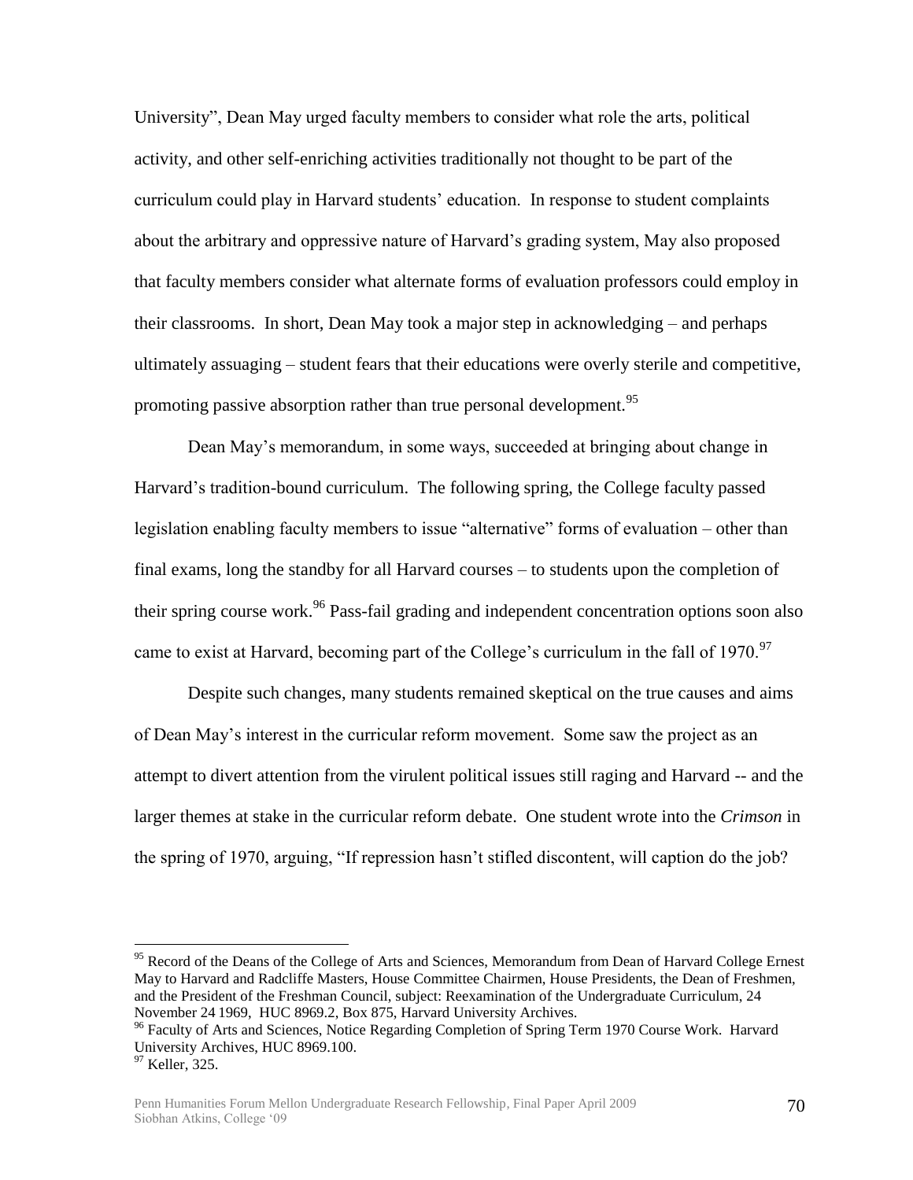University", Dean May urged faculty members to consider what role the arts, political activity, and other self-enriching activities traditionally not thought to be part of the curriculum could play in Harvard students' education. In response to student complaints about the arbitrary and oppressive nature of Harvard's grading system, May also proposed that faculty members consider what alternate forms of evaluation professors could employ in their classrooms. In short, Dean May took a major step in acknowledging – and perhaps ultimately assuaging – student fears that their educations were overly sterile and competitive, promoting passive absorption rather than true personal development.[95]

Dean May's memorandum, in some ways, succeeded at bringing about change in Harvard's tradition-bound curriculum. The following spring, the College faculty passed legislation enabling faculty members to issue "alternative" forms of evaluation – other than final exams, long the standby for all Harvard courses – to students upon the completion of their spring course work.[96] Pass-fail grading and independent concentration options soon also came to exist at Harvard, becoming part of the College's curriculum in the fall of 1970.[97]

Despite such changes, many students remained skeptical on the true causes and aims of Dean May's interest in the curricular reform movement. Some saw the project as an attempt to divert attention from the virulent political issues still raging and Harvard -- and the larger themes at stake in the curricular reform debate. One student wrote into the *Crimson* in the spring of 1970, arguing, "If repression hasn't stifled discontent, will caption do the job?

---

[95] Record of the Deans of the College of Arts and Sciences, Memorandum from Dean of Harvard College Ernest May to Harvard and Radcliffe Masters, House Committee Chairmen, House Presidents, the Dean of Freshmen, and the President of the Freshman Council, subject: Reexamination of the Undergraduate Curriculum, 24 November 24 1969, HUC 8969.2, Box 875, Harvard University Archives.

[96] Faculty of Arts and Sciences, Notice Regarding Completion of Spring Term 1970 Course Work. Harvard University Archives, HUC 8969.100.

[97] Keller, 325.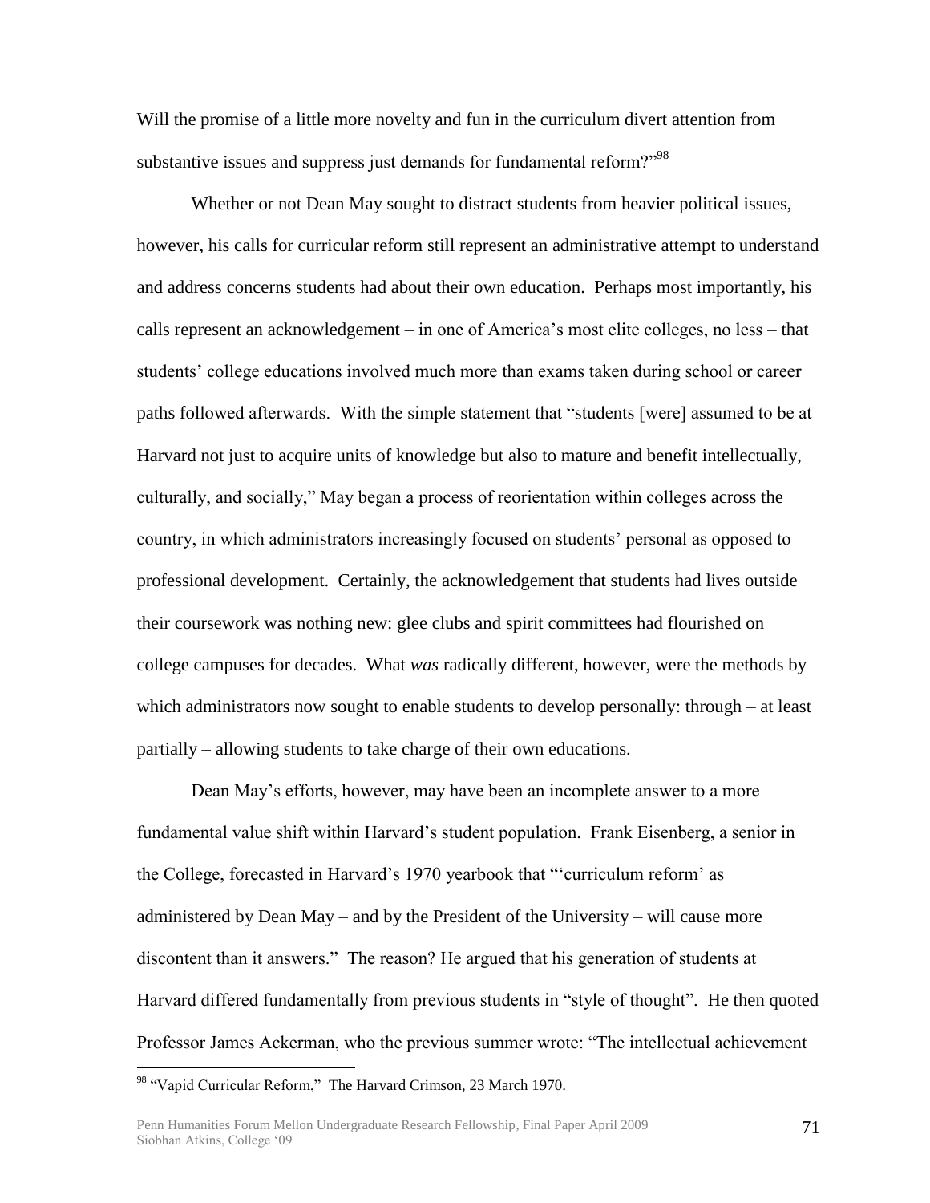Will the promise of a little more novelty and fun in the curriculum divert attention from substantive issues and suppress just demands for fundamental reform?"[98]

Whether or not Dean May sought to distract students from heavier political issues, however, his calls for curricular reform still represent an administrative attempt to understand and address concerns students had about their own education. Perhaps most importantly, his calls represent an acknowledgement – in one of America's most elite colleges, no less – that students' college educations involved much more than exams taken during school or career paths followed afterwards. With the simple statement that "students [were] assumed to be at Harvard not just to acquire units of knowledge but also to mature and benefit intellectually, culturally, and socially," May began a process of reorientation within colleges across the country, in which administrators increasingly focused on students' personal as opposed to professional development. Certainly, the acknowledgement that students had lives outside their coursework was nothing new: glee clubs and spirit committees had flourished on college campuses for decades. What *was* radically different, however, were the methods by which administrators now sought to enable students to develop personally: through – at least partially – allowing students to take charge of their own educations.

Dean May's efforts, however, may have been an incomplete answer to a more fundamental value shift within Harvard's student population. Frank Eisenberg, a senior in the College, forecasted in Harvard's 1970 yearbook that "'curriculum reform' as administered by Dean May – and by the President of the University – will cause more discontent than it answers." The reason? He argued that his generation of students at Harvard differed fundamentally from previous students in "style of thought". He then quoted Professor James Ackerman, who the previous summer wrote: "The intellectual achievement

---

[98] "Vapid Curricular Reform," <u>The Harvard Crimson</u>, 23 March 1970.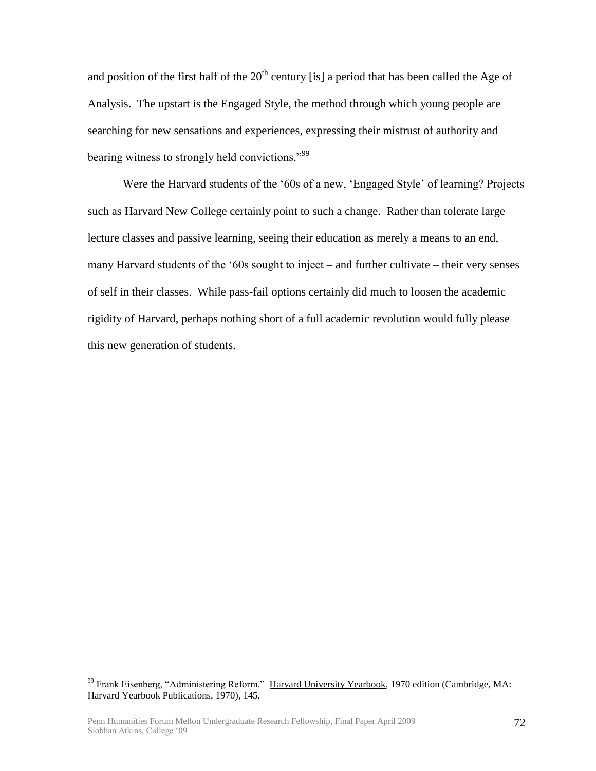and position of the first half of the 20th century [is] a period that has been called the Age of Analysis. The upstart is the Engaged Style, the method through which young people are searching for new sensations and experiences, expressing their mistrust of authority and bearing witness to strongly held convictions."[99]

Were the Harvard students of the '60s of a new, 'Engaged Style' of learning? Projects such as Harvard New College certainly point to such a change. Rather than tolerate large lecture classes and passive learning, seeing their education as merely a means to an end, many Harvard students of the '60s sought to inject – and further cultivate – their very senses of self in their classes. While pass-fail options certainly did much to loosen the academic rigidity of Harvard, perhaps nothing short of a full academic revolution would fully please this new generation of students.

---

[99] Frank Eisenberg, "Administering Reform." Harvard University Yearbook, 1970 edition (Cambridge, MA: Harvard Yearbook Publications, 1970), 145.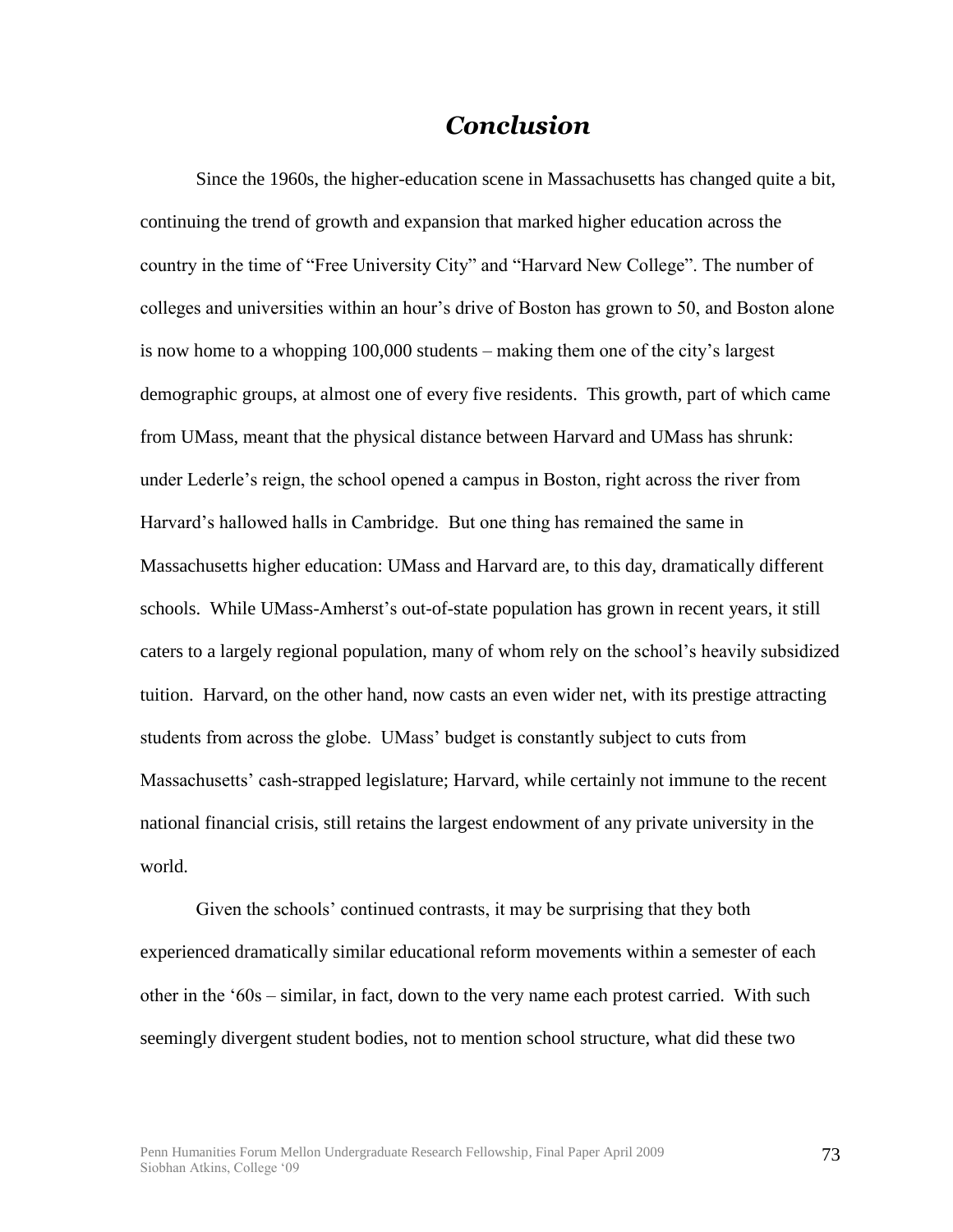# *Conclusion*

Since the 1960s, the higher-education scene in Massachusetts has changed quite a bit, continuing the trend of growth and expansion that marked higher education across the country in the time of "Free University City" and "Harvard New College". The number of colleges and universities within an hour's drive of Boston has grown to 50, and Boston alone is now home to a whopping 100,000 students – making them one of the city's largest demographic groups, at almost one of every five residents. This growth, part of which came from UMass, meant that the physical distance between Harvard and UMass has shrunk: under Lederle's reign, the school opened a campus in Boston, right across the river from Harvard's hallowed halls in Cambridge. But one thing has remained the same in Massachusetts higher education: UMass and Harvard are, to this day, dramatically different schools. While UMass-Amherst's out-of-state population has grown in recent years, it still caters to a largely regional population, many of whom rely on the school's heavily subsidized tuition. Harvard, on the other hand, now casts an even wider net, with its prestige attracting students from across the globe. UMass' budget is constantly subject to cuts from Massachusetts' cash-strapped legislature; Harvard, while certainly not immune to the recent national financial crisis, still retains the largest endowment of any private university in the world.

Given the schools' continued contrasts, it may be surprising that they both experienced dramatically similar educational reform movements within a semester of each other in the '60s – similar, in fact, down to the very name each protest carried. With such seemingly divergent student bodies, not to mention school structure, what did these two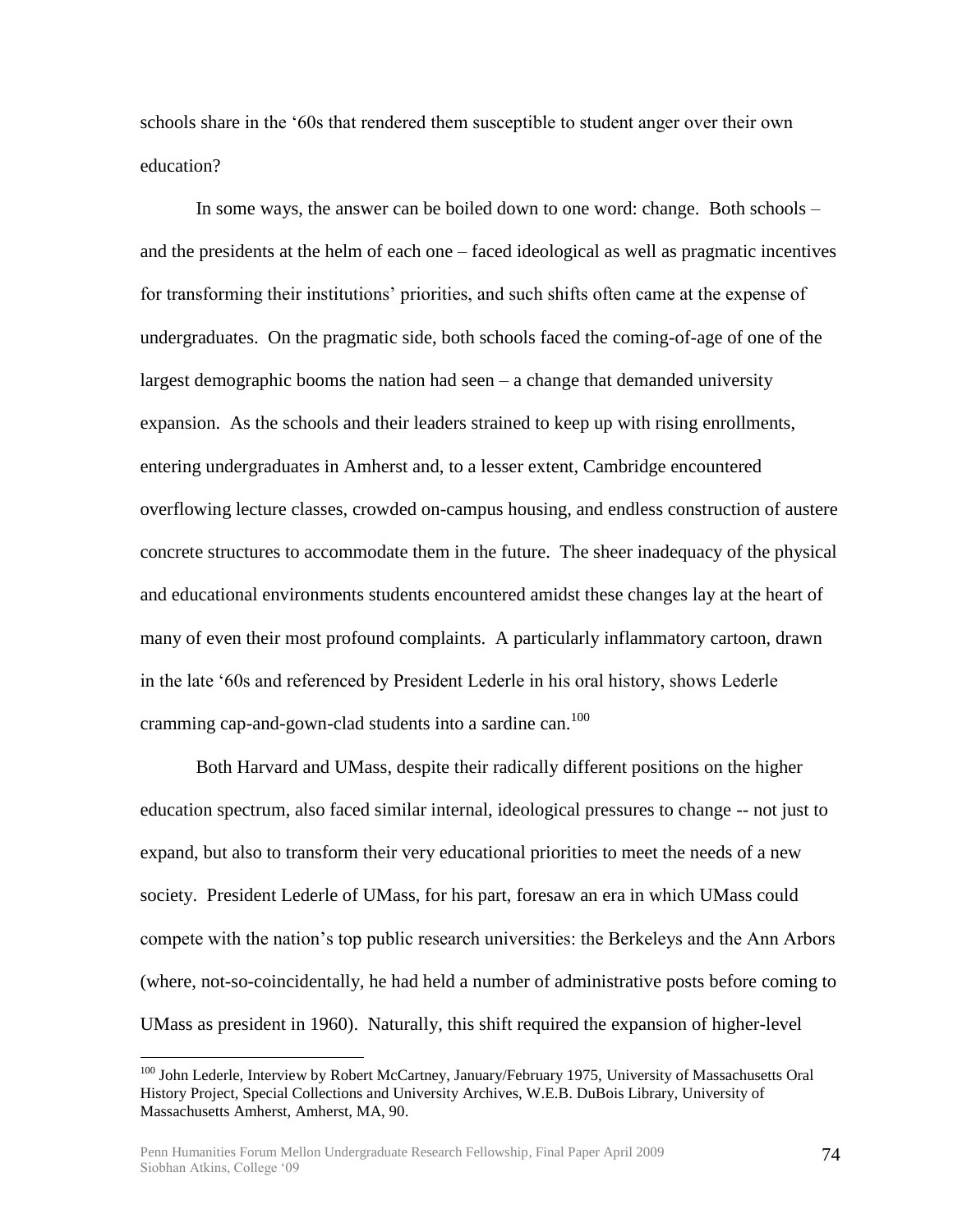schools share in the '60s that rendered them susceptible to student anger over their own education?

In some ways, the answer can be boiled down to one word: change. Both schools – and the presidents at the helm of each one – faced ideological as well as pragmatic incentives for transforming their institutions' priorities, and such shifts often came at the expense of undergraduates. On the pragmatic side, both schools faced the coming-of-age of one of the largest demographic booms the nation had seen – a change that demanded university expansion. As the schools and their leaders strained to keep up with rising enrollments, entering undergraduates in Amherst and, to a lesser extent, Cambridge encountered overflowing lecture classes, crowded on-campus housing, and endless construction of austere concrete structures to accommodate them in the future. The sheer inadequacy of the physical and educational environments students encountered amidst these changes lay at the heart of many of even their most profound complaints. A particularly inflammatory cartoon, drawn in the late '60s and referenced by President Lederle in his oral history, shows Lederle cramming cap-and-gown-clad students into a sardine can.[100]

Both Harvard and UMass, despite their radically different positions on the higher education spectrum, also faced similar internal, ideological pressures to change -- not just to expand, but also to transform their very educational priorities to meet the needs of a new society. President Lederle of UMass, for his part, foresaw an era in which UMass could compete with the nation's top public research universities: the Berkeleys and the Ann Arbors (where, not-so-coincidentally, he had held a number of administrative posts before coming to UMass as president in 1960). Naturally, this shift required the expansion of higher-level

---

[100] John Lederle, Interview by Robert McCartney, January/February 1975, University of Massachusetts Oral History Project, Special Collections and University Archives, W.E.B. DuBois Library, University of Massachusetts Amherst, Amherst, MA, 90.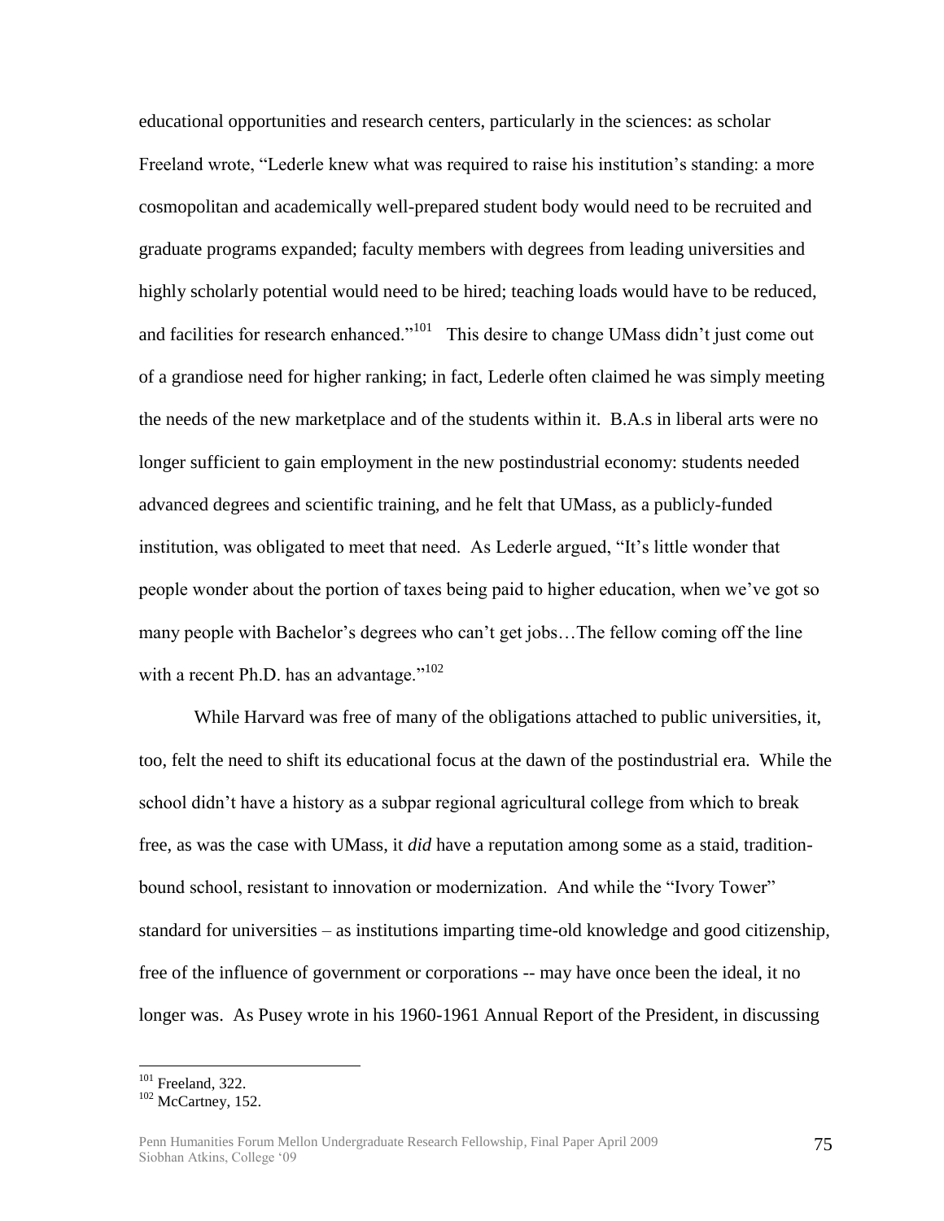educational opportunities and research centers, particularly in the sciences: as scholar Freeland wrote, "Lederle knew what was required to raise his institution's standing: a more cosmopolitan and academically well-prepared student body would need to be recruited and graduate programs expanded; faculty members with degrees from leading universities and highly scholarly potential would need to be hired; teaching loads would have to be reduced, and facilities for research enhanced."[101] This desire to change UMass didn't just come out of a grandiose need for higher ranking; in fact, Lederle often claimed he was simply meeting the needs of the new marketplace and of the students within it. B.A.s in liberal arts were no longer sufficient to gain employment in the new postindustrial economy: students needed advanced degrees and scientific training, and he felt that UMass, as a publicly-funded institution, was obligated to meet that need. As Lederle argued, "It's little wonder that people wonder about the portion of taxes being paid to higher education, when we've got so many people with Bachelor's degrees who can't get jobs…The fellow coming off the line with a recent Ph.D. has an advantage."[102]

While Harvard was free of many of the obligations attached to public universities, it, too, felt the need to shift its educational focus at the dawn of the postindustrial era. While the school didn't have a history as a subpar regional agricultural college from which to break free, as was the case with UMass, it *did* have a reputation among some as a staid, tradition-bound school, resistant to innovation or modernization. And while the "Ivory Tower" standard for universities – as institutions imparting time-old knowledge and good citizenship, free of the influence of government or corporations -- may have once been the ideal, it no longer was. As Pusey wrote in his 1960-1961 Annual Report of the President, in discussing

---

[101] Freeland, 322.

[102] McCartney, 152.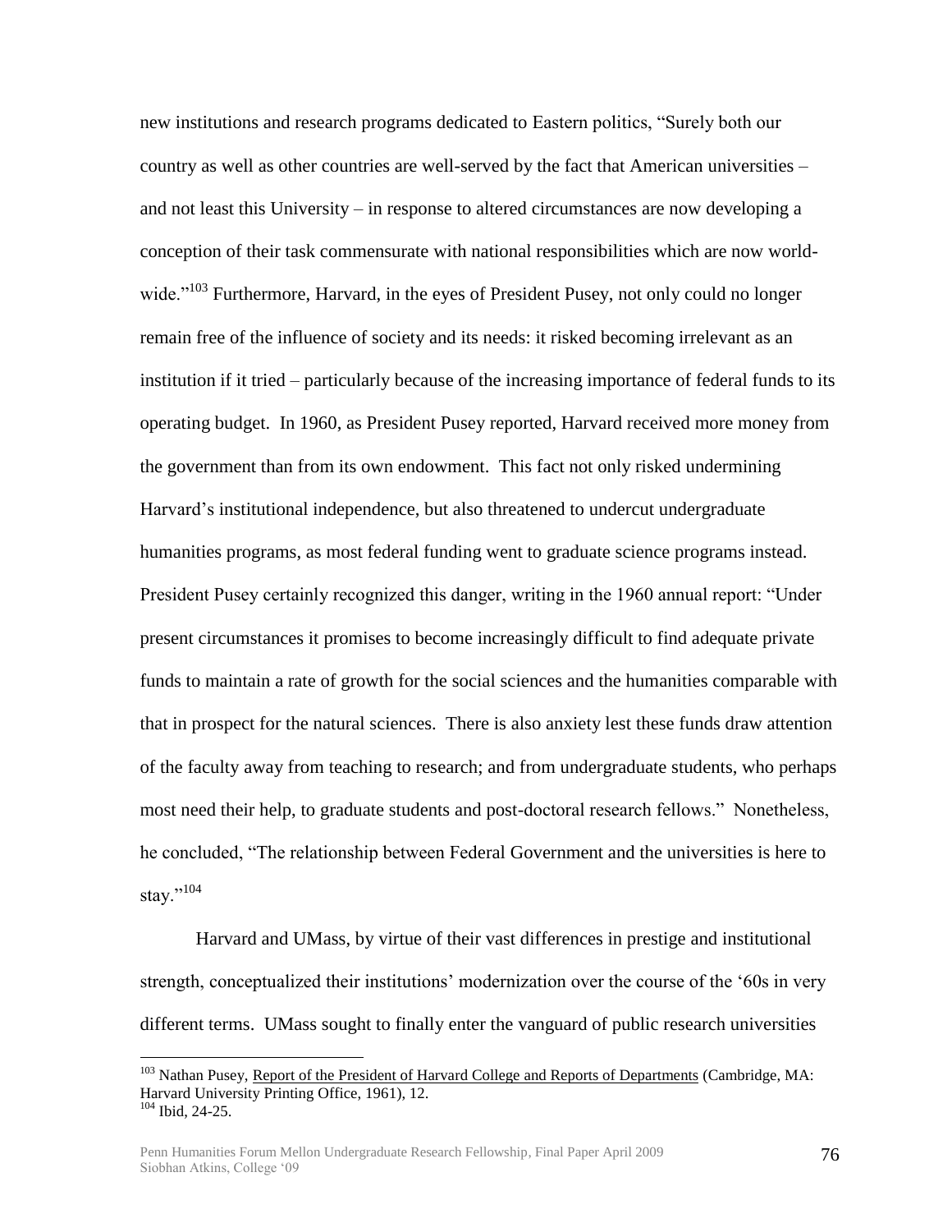new institutions and research programs dedicated to Eastern politics, "Surely both our country as well as other countries are well-served by the fact that American universities – and not least this University – in response to altered circumstances are now developing a conception of their task commensurate with national responsibilities which are now world-wide."[103] Furthermore, Harvard, in the eyes of President Pusey, not only could no longer remain free of the influence of society and its needs: it risked becoming irrelevant as an institution if it tried – particularly because of the increasing importance of federal funds to its operating budget. In 1960, as President Pusey reported, Harvard received more money from the government than from its own endowment. This fact not only risked undermining Harvard's institutional independence, but also threatened to undercut undergraduate humanities programs, as most federal funding went to graduate science programs instead. President Pusey certainly recognized this danger, writing in the 1960 annual report: "Under present circumstances it promises to become increasingly difficult to find adequate private funds to maintain a rate of growth for the social sciences and the humanities comparable with that in prospect for the natural sciences. There is also anxiety lest these funds draw attention of the faculty away from teaching to research; and from undergraduate students, who perhaps most need their help, to graduate students and post-doctoral research fellows." Nonetheless, he concluded, "The relationship between Federal Government and the universities is here to stay."[104]

Harvard and UMass, by virtue of their vast differences in prestige and institutional strength, conceptualized their institutions' modernization over the course of the '60s in very different terms. UMass sought to finally enter the vanguard of public research universities

---

[103] Nathan Pusey, Report of the President of Harvard College and Reports of Departments (Cambridge, MA: Harvard University Printing Office, 1961), 12.
[104] Ibid, 24-25.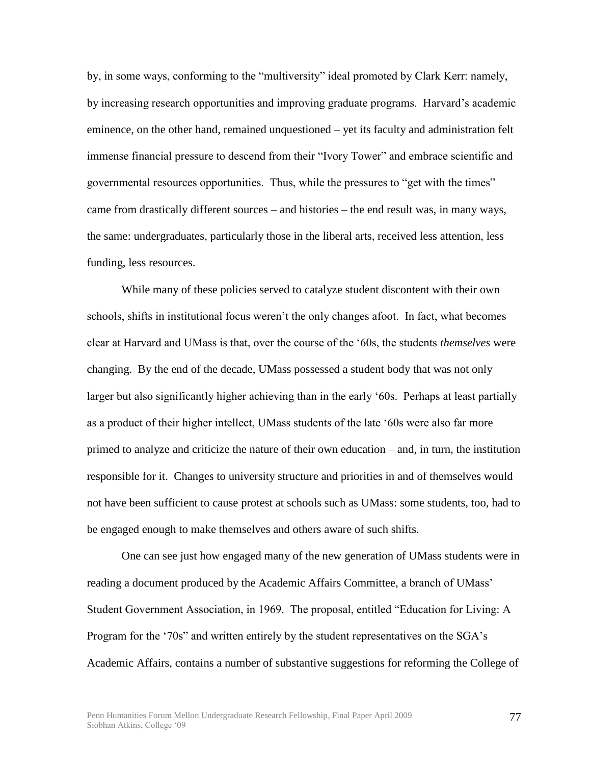by, in some ways, conforming to the "multiversity" ideal promoted by Clark Kerr: namely, by increasing research opportunities and improving graduate programs. Harvard's academic eminence, on the other hand, remained unquestioned – yet its faculty and administration felt immense financial pressure to descend from their "Ivory Tower" and embrace scientific and governmental resources opportunities. Thus, while the pressures to "get with the times" came from drastically different sources – and histories – the end result was, in many ways, the same: undergraduates, particularly those in the liberal arts, received less attention, less funding, less resources.

While many of these policies served to catalyze student discontent with their own schools, shifts in institutional focus weren't the only changes afoot. In fact, what becomes clear at Harvard and UMass is that, over the course of the '60s, the students *themselves* were changing. By the end of the decade, UMass possessed a student body that was not only larger but also significantly higher achieving than in the early '60s. Perhaps at least partially as a product of their higher intellect, UMass students of the late '60s were also far more primed to analyze and criticize the nature of their own education – and, in turn, the institution responsible for it. Changes to university structure and priorities in and of themselves would not have been sufficient to cause protest at schools such as UMass: some students, too, had to be engaged enough to make themselves and others aware of such shifts.

One can see just how engaged many of the new generation of UMass students were in reading a document produced by the Academic Affairs Committee, a branch of UMass' Student Government Association, in 1969. The proposal, entitled "Education for Living: A Program for the '70s" and written entirely by the student representatives on the SGA's Academic Affairs, contains a number of substantive suggestions for reforming the College of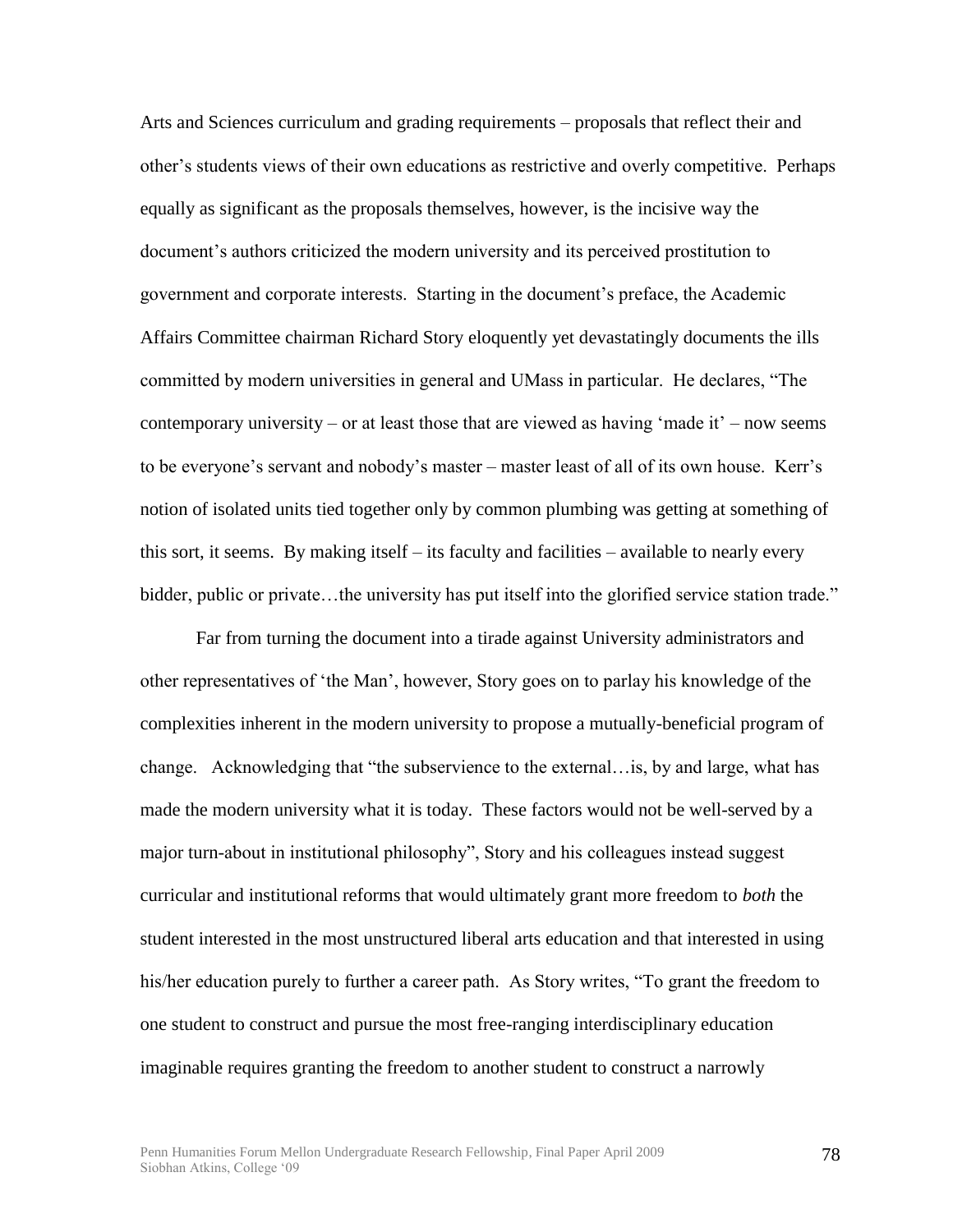Arts and Sciences curriculum and grading requirements – proposals that reflect their and other's students views of their own educations as restrictive and overly competitive. Perhaps equally as significant as the proposals themselves, however, is the incisive way the document's authors criticized the modern university and its perceived prostitution to government and corporate interests. Starting in the document's preface, the Academic Affairs Committee chairman Richard Story eloquently yet devastatingly documents the ills committed by modern universities in general and UMass in particular. He declares, "The contemporary university – or at least those that are viewed as having 'made it' – now seems to be everyone's servant and nobody's master – master least of all of its own house. Kerr's notion of isolated units tied together only by common plumbing was getting at something of this sort, it seems. By making itself – its faculty and facilities – available to nearly every bidder, public or private…the university has put itself into the glorified service station trade."

Far from turning the document into a tirade against University administrators and other representatives of 'the Man', however, Story goes on to parlay his knowledge of the complexities inherent in the modern university to propose a mutually-beneficial program of change. Acknowledging that "the subservience to the external…is, by and large, what has made the modern university what it is today. These factors would not be well-served by a major turn-about in institutional philosophy", Story and his colleagues instead suggest curricular and institutional reforms that would ultimately grant more freedom to *both* the student interested in the most unstructured liberal arts education and that interested in using his/her education purely to further a career path. As Story writes, "To grant the freedom to one student to construct and pursue the most free-ranging interdisciplinary education imaginable requires granting the freedom to another student to construct a narrowly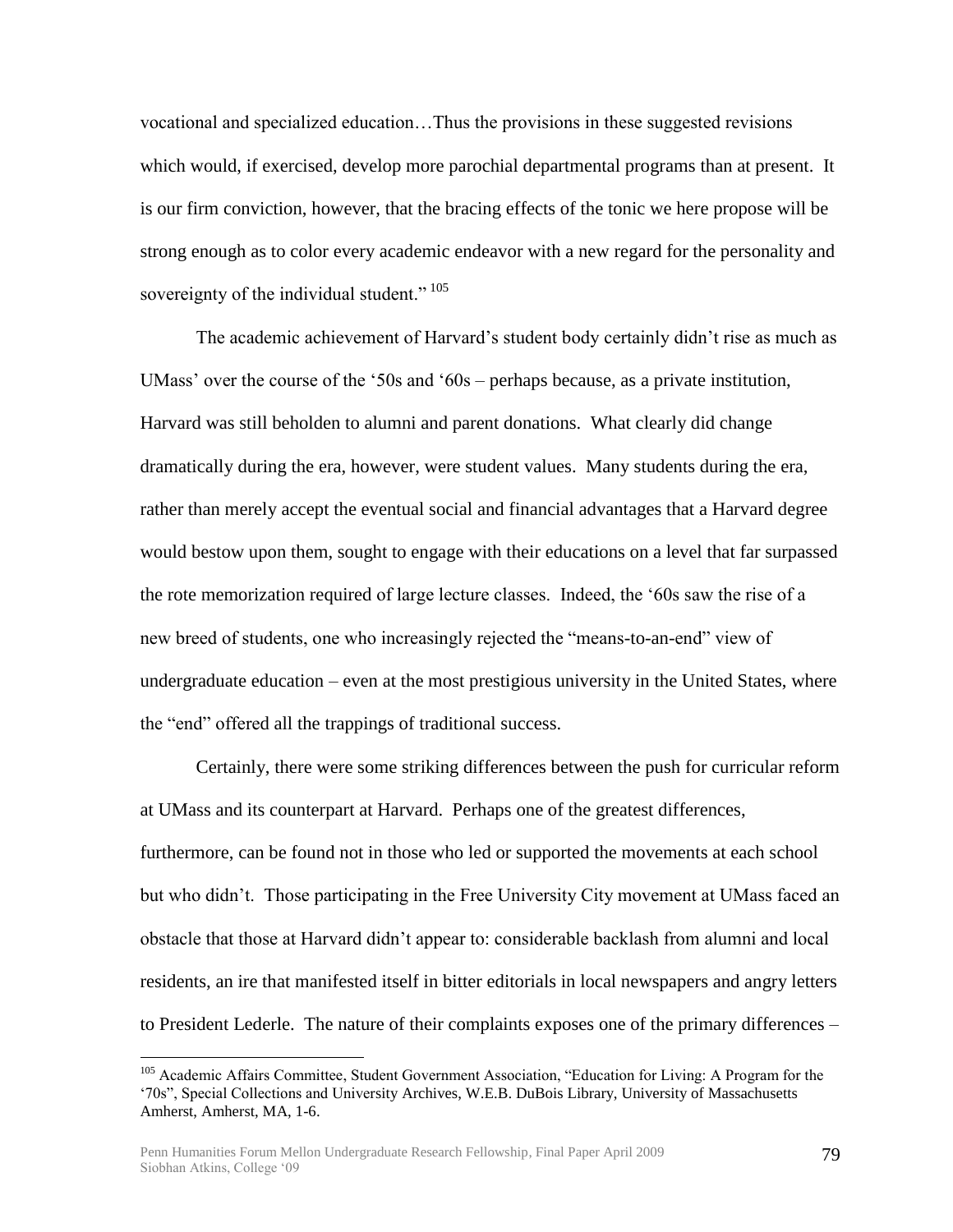vocational and specialized education…Thus the provisions in these suggested revisions which would, if exercised, develop more parochial departmental programs than at present. It is our firm conviction, however, that the bracing effects of the tonic we here propose will be strong enough as to color every academic endeavor with a new regard for the personality and sovereignty of the individual student."[105]

The academic achievement of Harvard's student body certainly didn't rise as much as UMass' over the course of the '50s and '60s – perhaps because, as a private institution, Harvard was still beholden to alumni and parent donations. What clearly did change dramatically during the era, however, were student values. Many students during the era, rather than merely accept the eventual social and financial advantages that a Harvard degree would bestow upon them, sought to engage with their educations on a level that far surpassed the rote memorization required of large lecture classes. Indeed, the '60s saw the rise of a new breed of students, one who increasingly rejected the "means-to-an-end" view of undergraduate education – even at the most prestigious university in the United States, where the "end" offered all the trappings of traditional success.

Certainly, there were some striking differences between the push for curricular reform at UMass and its counterpart at Harvard. Perhaps one of the greatest differences, furthermore, can be found not in those who led or supported the movements at each school but who didn't. Those participating in the Free University City movement at UMass faced an obstacle that those at Harvard didn't appear to: considerable backlash from alumni and local residents, an ire that manifested itself in bitter editorials in local newspapers and angry letters to President Lederle. The nature of their complaints exposes one of the primary differences –

---

[105] Academic Affairs Committee, Student Government Association, "Education for Living: A Program for the '70s", Special Collections and University Archives, W.E.B. DuBois Library, University of Massachusetts Amherst, Amherst, MA, 1-6.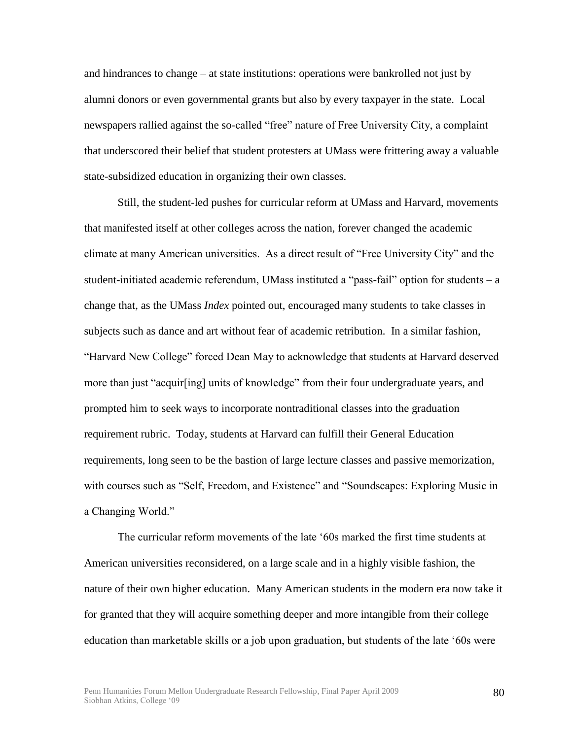and hindrances to change – at state institutions: operations were bankrolled not just by alumni donors or even governmental grants but also by every taxpayer in the state. Local newspapers rallied against the so-called "free" nature of Free University City, a complaint that underscored their belief that student protesters at UMass were frittering away a valuable state-subsidized education in organizing their own classes.

Still, the student-led pushes for curricular reform at UMass and Harvard, movements that manifested itself at other colleges across the nation, forever changed the academic climate at many American universities. As a direct result of "Free University City" and the student-initiated academic referendum, UMass instituted a "pass-fail" option for students – a change that, as the UMass *Index* pointed out, encouraged many students to take classes in subjects such as dance and art without fear of academic retribution. In a similar fashion, "Harvard New College" forced Dean May to acknowledge that students at Harvard deserved more than just "acquir[ing] units of knowledge" from their four undergraduate years, and prompted him to seek ways to incorporate nontraditional classes into the graduation requirement rubric. Today, students at Harvard can fulfill their General Education requirements, long seen to be the bastion of large lecture classes and passive memorization, with courses such as "Self, Freedom, and Existence" and "Soundscapes: Exploring Music in a Changing World."

The curricular reform movements of the late '60s marked the first time students at American universities reconsidered, on a large scale and in a highly visible fashion, the nature of their own higher education. Many American students in the modern era now take it for granted that they will acquire something deeper and more intangible from their college education than marketable skills or a job upon graduation, but students of the late '60s were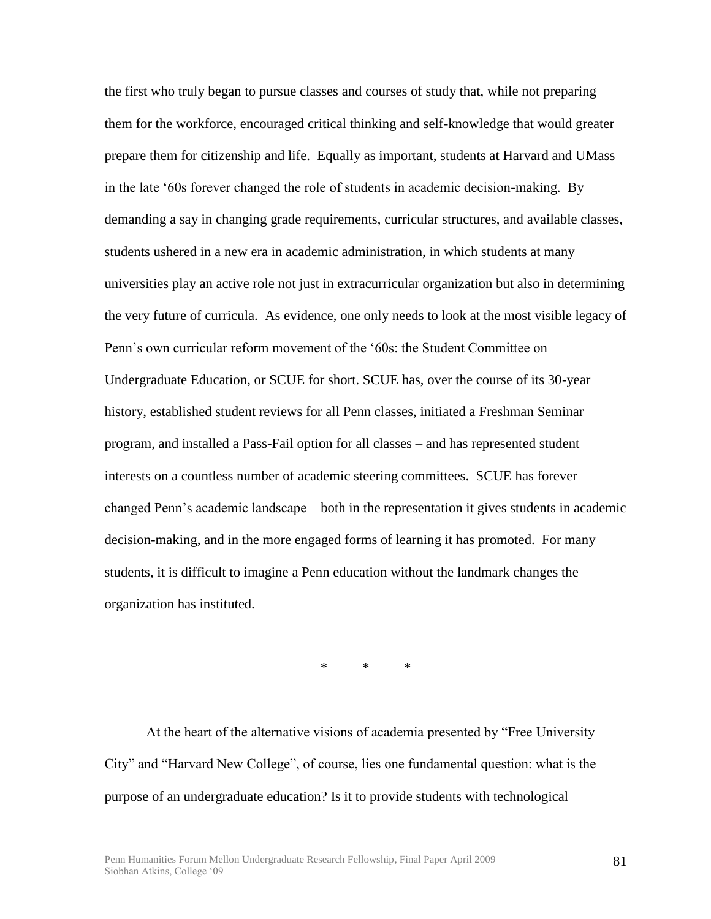the first who truly began to pursue classes and courses of study that, while not preparing them for the workforce, encouraged critical thinking and self-knowledge that would greater prepare them for citizenship and life. Equally as important, students at Harvard and UMass in the late '60s forever changed the role of students in academic decision-making. By demanding a say in changing grade requirements, curricular structures, and available classes, students ushered in a new era in academic administration, in which students at many universities play an active role not just in extracurricular organization but also in determining the very future of curricula. As evidence, one only needs to look at the most visible legacy of Penn's own curricular reform movement of the '60s: the Student Committee on Undergraduate Education, or SCUE for short. SCUE has, over the course of its 30-year history, established student reviews for all Penn classes, initiated a Freshman Seminar program, and installed a Pass-Fail option for all classes – and has represented student interests on a countless number of academic steering committees. SCUE has forever changed Penn's academic landscape – both in the representation it gives students in academic decision-making, and in the more engaged forms of learning it has promoted. For many students, it is difficult to imagine a Penn education without the landmark changes the organization has instituted.

\*         \*         \*

At the heart of the alternative visions of academia presented by "Free University City" and "Harvard New College", of course, lies one fundamental question: what is the purpose of an undergraduate education? Is it to provide students with technological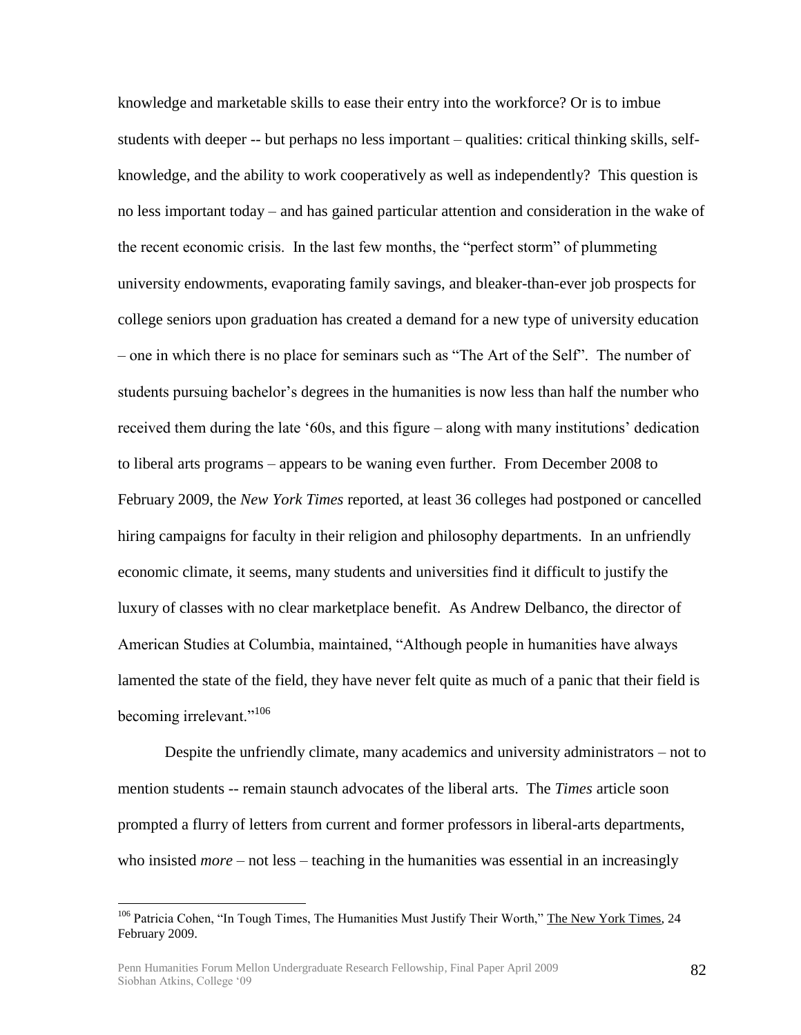knowledge and marketable skills to ease their entry into the workforce? Or is to imbue students with deeper -- but perhaps no less important – qualities: critical thinking skills, self-knowledge, and the ability to work cooperatively as well as independently? This question is no less important today – and has gained particular attention and consideration in the wake of the recent economic crisis. In the last few months, the "perfect storm" of plummeting university endowments, evaporating family savings, and bleaker-than-ever job prospects for college seniors upon graduation has created a demand for a new type of university education – one in which there is no place for seminars such as "The Art of the Self". The number of students pursuing bachelor's degrees in the humanities is now less than half the number who received them during the late '60s, and this figure – along with many institutions' dedication to liberal arts programs – appears to be waning even further. From December 2008 to February 2009, the *New York Times* reported, at least 36 colleges had postponed or cancelled hiring campaigns for faculty in their religion and philosophy departments. In an unfriendly economic climate, it seems, many students and universities find it difficult to justify the luxury of classes with no clear marketplace benefit. As Andrew Delbanco, the director of American Studies at Columbia, maintained, "Although people in humanities have always lamented the state of the field, they have never felt quite as much of a panic that their field is becoming irrelevant."[106]

Despite the unfriendly climate, many academics and university administrators – not to mention students -- remain staunch advocates of the liberal arts. The *Times* article soon prompted a flurry of letters from current and former professors in liberal-arts departments, who insisted *more* – not less – teaching in the humanities was essential in an increasingly

---

[106] Patricia Cohen, "In Tough Times, The Humanities Must Justify Their Worth," The New York Times, 24 February 2009.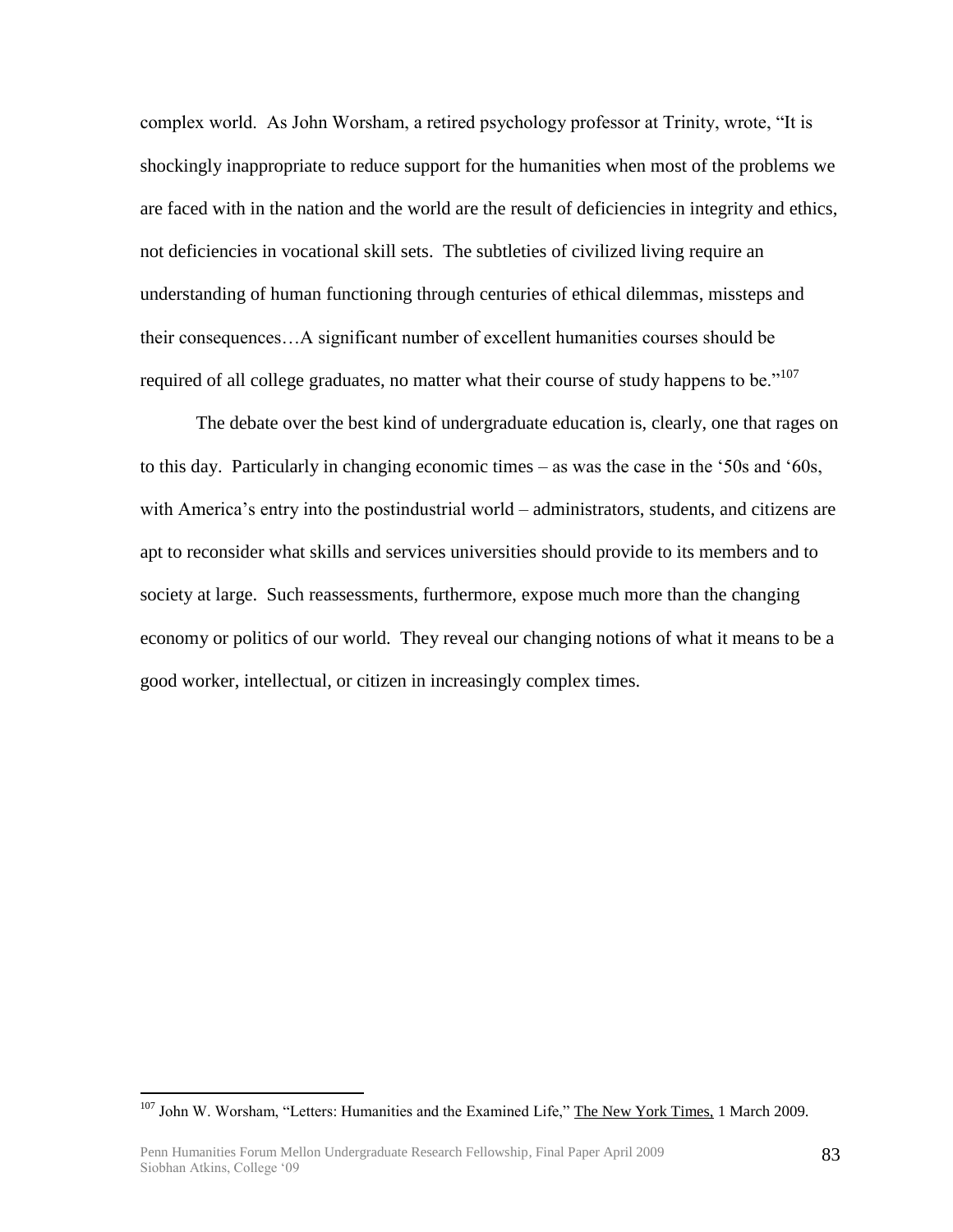complex world. As John Worsham, a retired psychology professor at Trinity, wrote, "It is shockingly inappropriate to reduce support for the humanities when most of the problems we are faced with in the nation and the world are the result of deficiencies in integrity and ethics, not deficiencies in vocational skill sets. The subtleties of civilized living require an understanding of human functioning through centuries of ethical dilemmas, missteps and their consequences…A significant number of excellent humanities courses should be required of all college graduates, no matter what their course of study happens to be."[107]

The debate over the best kind of undergraduate education is, clearly, one that rages on to this day. Particularly in changing economic times – as was the case in the '50s and '60s, with America's entry into the postindustrial world – administrators, students, and citizens are apt to reconsider what skills and services universities should provide to its members and to society at large. Such reassessments, furthermore, expose much more than the changing economy or politics of our world. They reveal our changing notions of what it means to be a good worker, intellectual, or citizen in increasingly complex times.

---

[107] John W. Worsham, "Letters: Humanities and the Examined Life," The New York Times, 1 March 2009.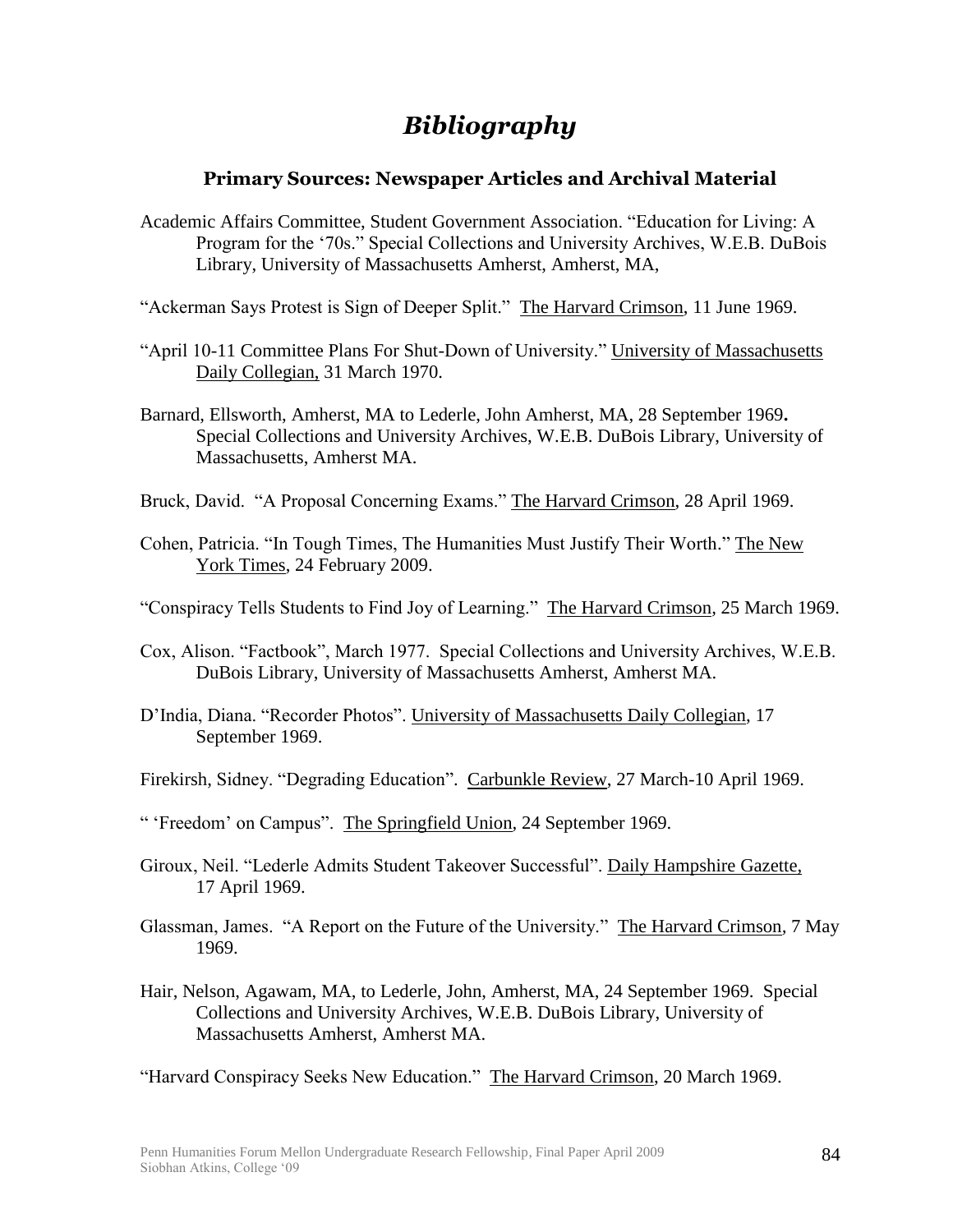# *Bibliography*

## Primary Sources: Newspaper Articles and Archival Material

Academic Affairs Committee, Student Government Association. "Education for Living: A Program for the '70s." Special Collections and University Archives, W.E.B. DuBois Library, University of Massachusetts Amherst, Amherst, MA,

"Ackerman Says Protest is Sign of Deeper Split." The Harvard Crimson, 11 June 1969.

"April 10-11 Committee Plans For Shut-Down of University." University of Massachusetts Daily Collegian, 31 March 1970.

Barnard, Ellsworth, Amherst, MA to Lederle, John Amherst, MA, 28 September 1969**.** Special Collections and University Archives, W.E.B. DuBois Library, University of Massachusetts, Amherst MA.

Bruck, David. "A Proposal Concerning Exams." The Harvard Crimson, 28 April 1969.

Cohen, Patricia. "In Tough Times, The Humanities Must Justify Their Worth." The New York Times, 24 February 2009.

"Conspiracy Tells Students to Find Joy of Learning." The Harvard Crimson, 25 March 1969.

Cox, Alison. "Factbook", March 1977. Special Collections and University Archives, W.E.B. DuBois Library, University of Massachusetts Amherst, Amherst MA.

D'India, Diana. "Recorder Photos". University of Massachusetts Daily Collegian, 17 September 1969.

Firekirsh, Sidney. "Degrading Education". Carbunkle Review, 27 March-10 April 1969.

" 'Freedom' on Campus". The Springfield Union, 24 September 1969.

Giroux, Neil. "Lederle Admits Student Takeover Successful". Daily Hampshire Gazette, 17 April 1969.

Glassman, James. "A Report on the Future of the University." The Harvard Crimson, 7 May 1969.

Hair, Nelson, Agawam, MA, to Lederle, John, Amherst, MA, 24 September 1969. Special Collections and University Archives, W.E.B. DuBois Library, University of Massachusetts Amherst, Amherst MA.

"Harvard Conspiracy Seeks New Education." The Harvard Crimson, 20 March 1969.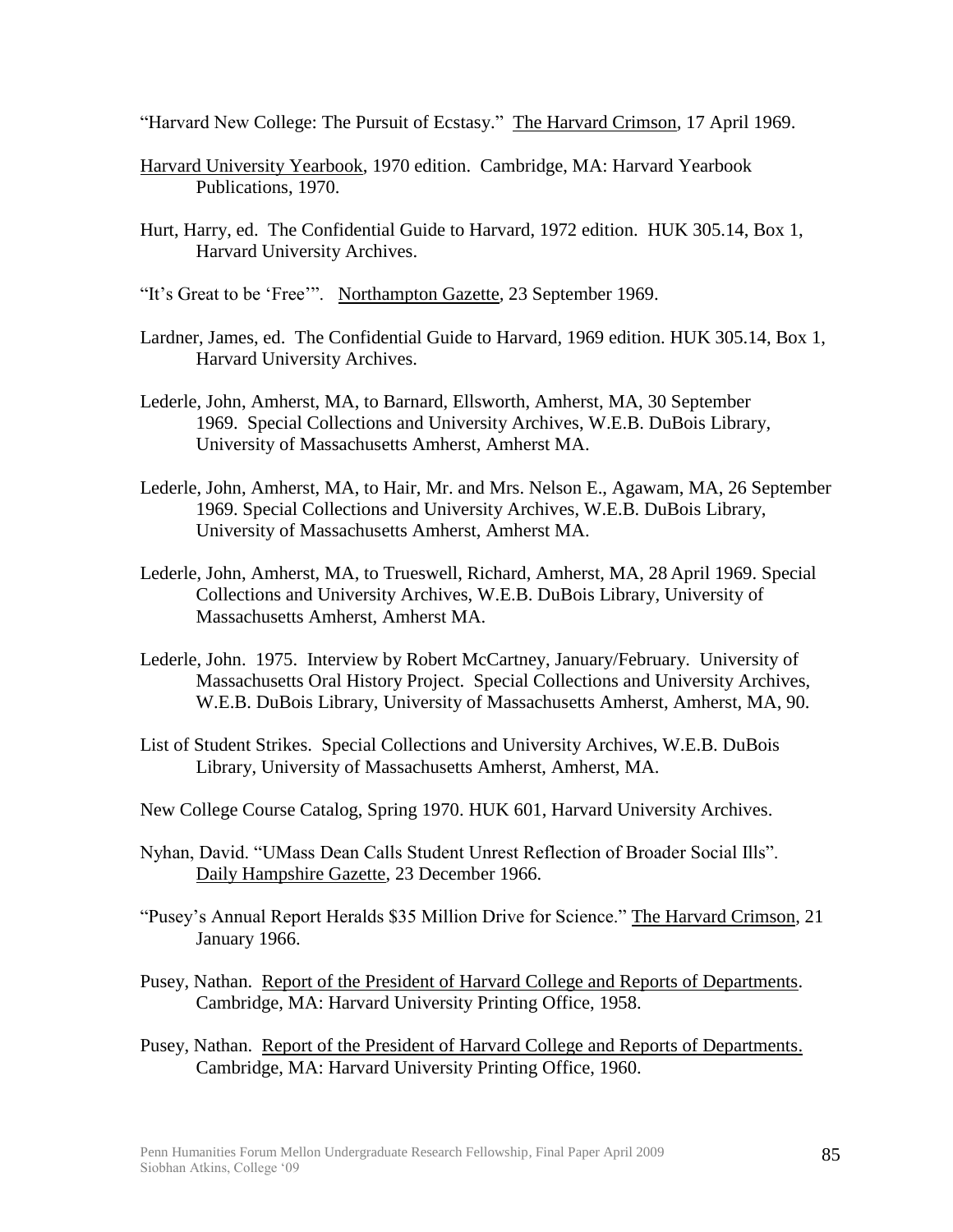"Harvard New College: The Pursuit of Ecstasy." The Harvard Crimson, 17 April 1969.

Harvard University Yearbook, 1970 edition. Cambridge, MA: Harvard Yearbook Publications, 1970.

Hurt, Harry, ed. The Confidential Guide to Harvard, 1972 edition. HUK 305.14, Box 1, Harvard University Archives.

"It's Great to be 'Free'". Northampton Gazette, 23 September 1969.

Lardner, James, ed. The Confidential Guide to Harvard, 1969 edition. HUK 305.14, Box 1, Harvard University Archives.

Lederle, John, Amherst, MA, to Barnard, Ellsworth, Amherst, MA, 30 September 1969. Special Collections and University Archives, W.E.B. DuBois Library, University of Massachusetts Amherst, Amherst MA.

Lederle, John, Amherst, MA, to Hair, Mr. and Mrs. Nelson E., Agawam, MA, 26 September 1969. Special Collections and University Archives, W.E.B. DuBois Library, University of Massachusetts Amherst, Amherst MA.

Lederle, John, Amherst, MA, to Trueswell, Richard, Amherst, MA, 28 April 1969. Special Collections and University Archives, W.E.B. DuBois Library, University of Massachusetts Amherst, Amherst MA.

Lederle, John. 1975. Interview by Robert McCartney, January/February. University of Massachusetts Oral History Project. Special Collections and University Archives, W.E.B. DuBois Library, University of Massachusetts Amherst, Amherst, MA, 90.

List of Student Strikes. Special Collections and University Archives, W.E.B. DuBois Library, University of Massachusetts Amherst, Amherst, MA.

New College Course Catalog, Spring 1970. HUK 601, Harvard University Archives.

Nyhan, David. "UMass Dean Calls Student Unrest Reflection of Broader Social Ills". Daily Hampshire Gazette, 23 December 1966.

"Pusey's Annual Report Heralds $35 Million Drive for Science." The Harvard Crimson, 21 January 1966.

Pusey, Nathan. Report of the President of Harvard College and Reports of Departments. Cambridge, MA: Harvard University Printing Office, 1958.

Pusey, Nathan. Report of the President of Harvard College and Reports of Departments. Cambridge, MA: Harvard University Printing Office, 1960.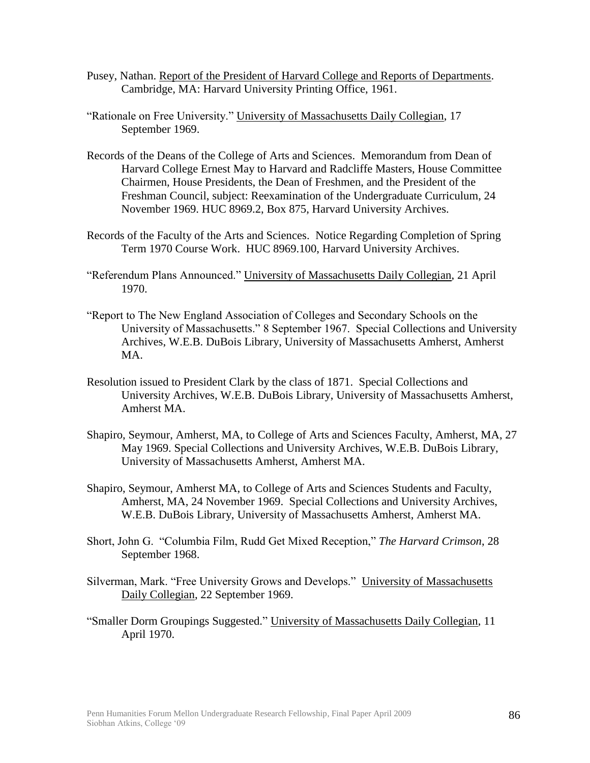Pusey, Nathan. Report of the President of Harvard College and Reports of Departments. Cambridge, MA: Harvard University Printing Office, 1961.

"Rationale on Free University." University of Massachusetts Daily Collegian, 17 September 1969.

Records of the Deans of the College of Arts and Sciences. Memorandum from Dean of Harvard College Ernest May to Harvard and Radcliffe Masters, House Committee Chairmen, House Presidents, the Dean of Freshmen, and the President of the Freshman Council, subject: Reexamination of the Undergraduate Curriculum, 24 November 1969. HUC 8969.2, Box 875, Harvard University Archives.

Records of the Faculty of the Arts and Sciences. Notice Regarding Completion of Spring Term 1970 Course Work. HUC 8969.100, Harvard University Archives.

"Referendum Plans Announced." University of Massachusetts Daily Collegian, 21 April 1970.

"Report to The New England Association of Colleges and Secondary Schools on the University of Massachusetts." 8 September 1967. Special Collections and University Archives, W.E.B. DuBois Library, University of Massachusetts Amherst, Amherst MA.

Resolution issued to President Clark by the class of 1871. Special Collections and University Archives, W.E.B. DuBois Library, University of Massachusetts Amherst, Amherst MA.

Shapiro, Seymour, Amherst, MA, to College of Arts and Sciences Faculty, Amherst, MA, 27 May 1969. Special Collections and University Archives, W.E.B. DuBois Library, University of Massachusetts Amherst, Amherst MA.

Shapiro, Seymour, Amherst MA, to College of Arts and Sciences Students and Faculty, Amherst, MA, 24 November 1969. Special Collections and University Archives, W.E.B. DuBois Library, University of Massachusetts Amherst, Amherst MA.

Short, John G. "Columbia Film, Rudd Get Mixed Reception," *The Harvard Crimson*, 28 September 1968.

Silverman, Mark. "Free University Grows and Develops." University of Massachusetts Daily Collegian, 22 September 1969.

"Smaller Dorm Groupings Suggested." University of Massachusetts Daily Collegian, 11 April 1970.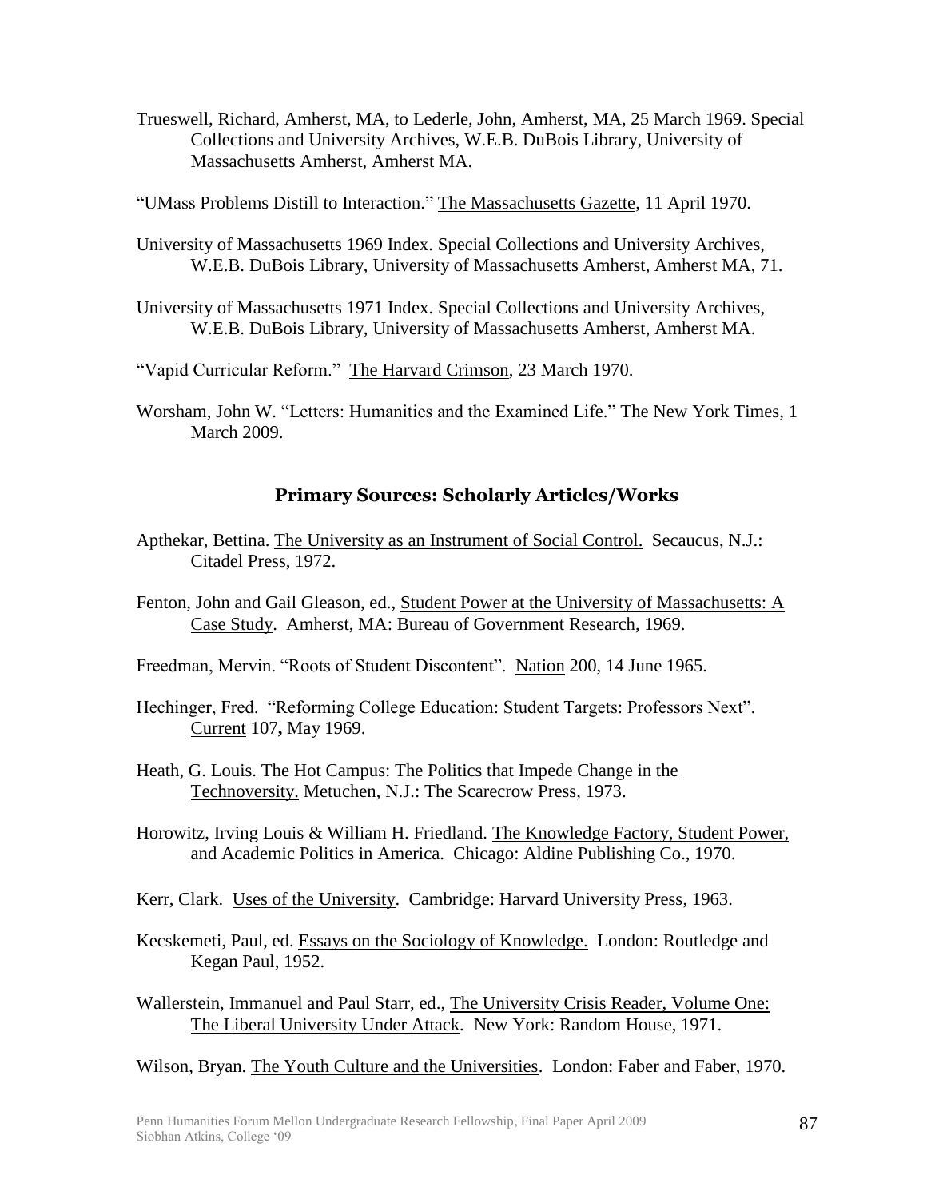Trueswell, Richard, Amherst, MA, to Lederle, John, Amherst, MA, 25 March 1969. Special Collections and University Archives, W.E.B. DuBois Library, University of Massachusetts Amherst, Amherst MA.

"UMass Problems Distill to Interaction." The Massachusetts Gazette, 11 April 1970.

University of Massachusetts 1969 Index. Special Collections and University Archives, W.E.B. DuBois Library, University of Massachusetts Amherst, Amherst MA, 71.

University of Massachusetts 1971 Index. Special Collections and University Archives, W.E.B. DuBois Library, University of Massachusetts Amherst, Amherst MA.

"Vapid Curricular Reform." The Harvard Crimson, 23 March 1970.

Worsham, John W. "Letters: Humanities and the Examined Life." The New York Times, 1 March 2009.

## Primary Sources: Scholarly Articles/Works

Apthekar, Bettina. The University as an Instrument of Social Control. Secaucus, N.J.: Citadel Press, 1972.

Fenton, John and Gail Gleason, ed., Student Power at the University of Massachusetts: A Case Study. Amherst, MA: Bureau of Government Research, 1969.

Freedman, Mervin. "Roots of Student Discontent". Nation 200, 14 June 1965.

Hechinger, Fred. "Reforming College Education: Student Targets: Professors Next". Current 107**,** May 1969.

Heath, G. Louis. The Hot Campus: The Politics that Impede Change in the Technoversity. Metuchen, N.J.: The Scarecrow Press, 1973.

Horowitz, Irving Louis & William H. Friedland. The Knowledge Factory, Student Power, and Academic Politics in America. Chicago: Aldine Publishing Co., 1970.

Kerr, Clark. Uses of the University. Cambridge: Harvard University Press, 1963.

Kecskemeti, Paul, ed. Essays on the Sociology of Knowledge. London: Routledge and Kegan Paul, 1952.

Wallerstein, Immanuel and Paul Starr, ed., The University Crisis Reader, Volume One: The Liberal University Under Attack. New York: Random House, 1971.

Wilson, Bryan. The Youth Culture and the Universities. London: Faber and Faber, 1970.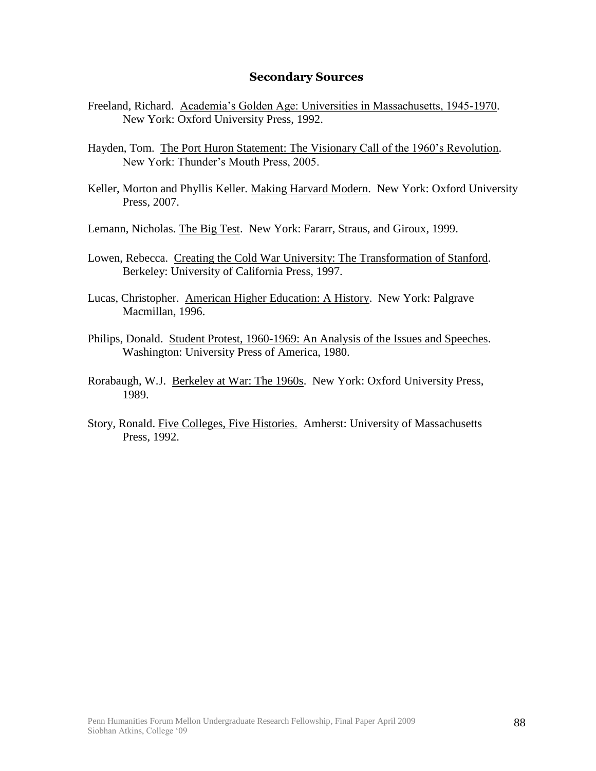## Secondary Sources

Freeland, Richard. Academia's Golden Age: Universities in Massachusetts, 1945-1970. New York: Oxford University Press, 1992.

Hayden, Tom. The Port Huron Statement: The Visionary Call of the 1960's Revolution. New York: Thunder's Mouth Press, 2005.

Keller, Morton and Phyllis Keller. Making Harvard Modern. New York: Oxford University Press, 2007.

Lemann, Nicholas. The Big Test. New York: Fararr, Straus, and Giroux, 1999.

Lowen, Rebecca. Creating the Cold War University: The Transformation of Stanford. Berkeley: University of California Press, 1997.

Lucas, Christopher. American Higher Education: A History. New York: Palgrave Macmillan, 1996.

Philips, Donald. Student Protest, 1960-1969: An Analysis of the Issues and Speeches. Washington: University Press of America, 1980.

Rorabaugh, W.J. Berkeley at War: The 1960s. New York: Oxford University Press, 1989.

Story, Ronald. Five Colleges, Five Histories. Amherst: University of Massachusetts Press, 1992.